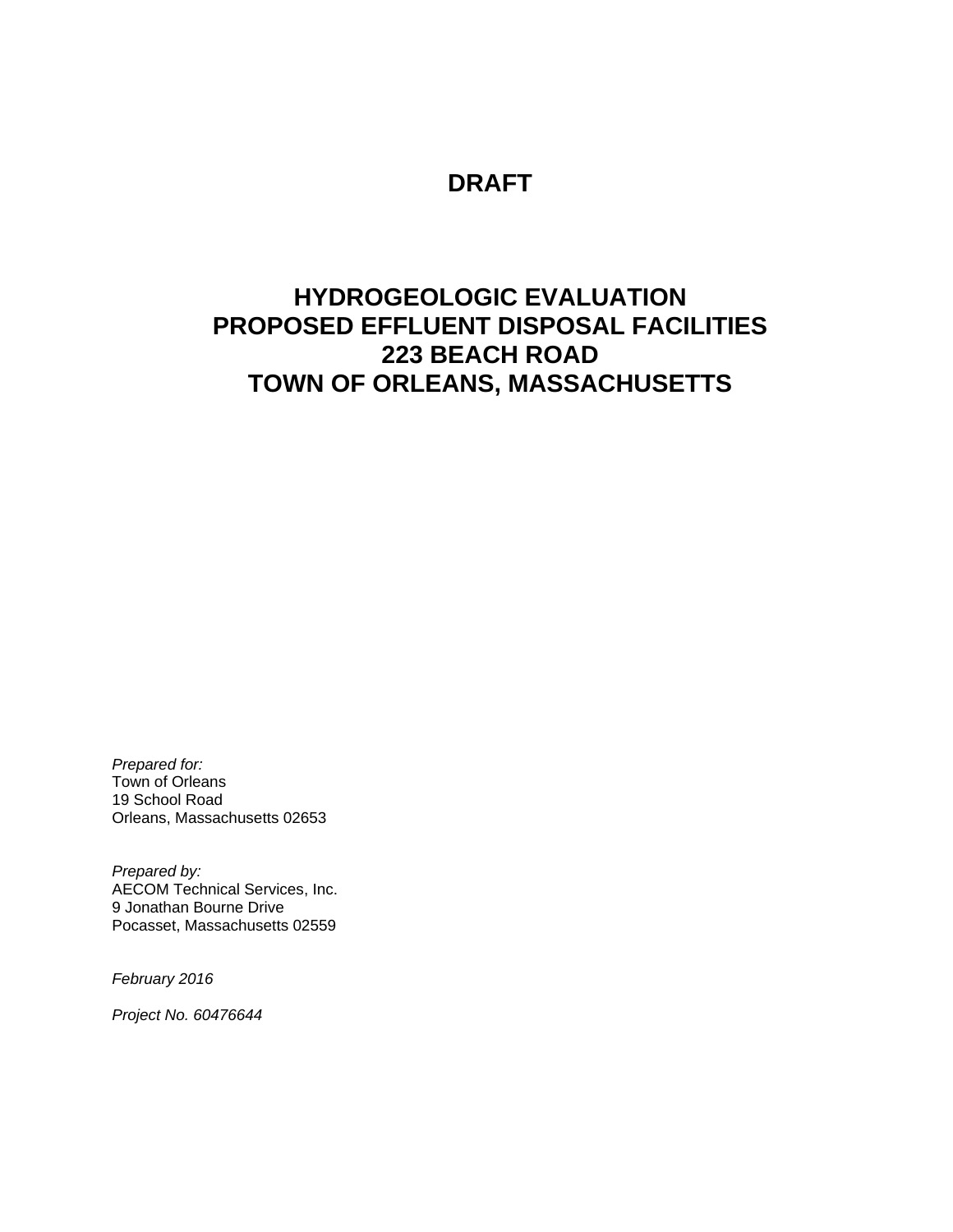# DRAFT

# HYDROGEOLOGIC EVALUATION
# PROPOSED EFFLUENT DISPOSAL FACILITIES
# 223 BEACH ROAD
# TOWN OF ORLEANS, MASSACHUSETTS

*Prepared for:*
Town of Orleans
19 School Road
Orleans, Massachusetts 02653

*Prepared by:*
AECOM Technical Services, Inc.
9 Jonathan Bourne Drive
Pocasset, Massachusetts 02559

*February 2016*

*Project No. 60476644*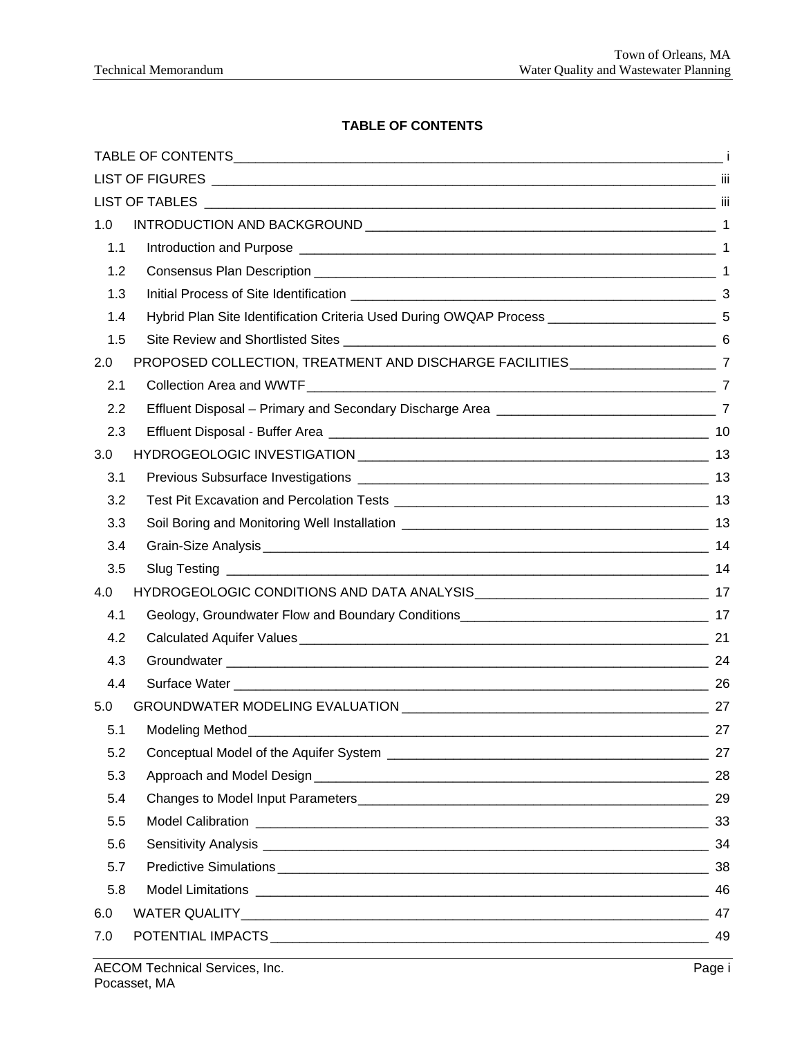**TABLE OF CONTENTS**

| | | |
|---|---|---|
| TABLE OF CONTENTS | | i |
| LIST OF FIGURES | | iii |
| LIST OF TABLES | | iii |
| 1.0 | INTRODUCTION AND BACKGROUND | 1 |
| 1.1 | Introduction and Purpose | 1 |
| 1.2 | Consensus Plan Description | 1 |
| 1.3 | Initial Process of Site Identification | 3 |
| 1.4 | Hybrid Plan Site Identification Criteria Used During OWQAP Process | 5 |
| 1.5 | Site Review and Shortlisted Sites | 6 |
| 2.0 | PROPOSED COLLECTION, TREATMENT AND DISCHARGE FACILITIES | 7 |
| 2.1 | Collection Area and WWTF | 7 |
| 2.2 | Effluent Disposal – Primary and Secondary Discharge Area | 7 |
| 2.3 | Effluent Disposal - Buffer Area | 10 |
| 3.0 | HYDROGEOLOGIC INVESTIGATION | 13 |
| 3.1 | Previous Subsurface Investigations | 13 |
| 3.2 | Test Pit Excavation and Percolation Tests | 13 |
| 3.3 | Soil Boring and Monitoring Well Installation | 13 |
| 3.4 | Grain-Size Analysis | 14 |
| 3.5 | Slug Testing | 14 |
| 4.0 | HYDROGEOLOGIC CONDITIONS AND DATA ANALYSIS | 17 |
| 4.1 | Geology, Groundwater Flow and Boundary Conditions | 17 |
| 4.2 | Calculated Aquifer Values | 21 |
| 4.3 | Groundwater | 24 |
| 4.4 | Surface Water | 26 |
| 5.0 | GROUNDWATER MODELING EVALUATION | 27 |
| 5.1 | Modeling Method | 27 |
| 5.2 | Conceptual Model of the Aquifer System | 27 |
| 5.3 | Approach and Model Design | 28 |
| 5.4 | Changes to Model Input Parameters | 29 |
| 5.5 | Model Calibration | 33 |
| 5.6 | Sensitivity Analysis | 34 |
| 5.7 | Predictive Simulations | 38 |
| 5.8 | Model Limitations | 46 |
| 6.0 | WATER QUALITY | 47 |
| 7.0 | POTENTIAL IMPACTS | 49 |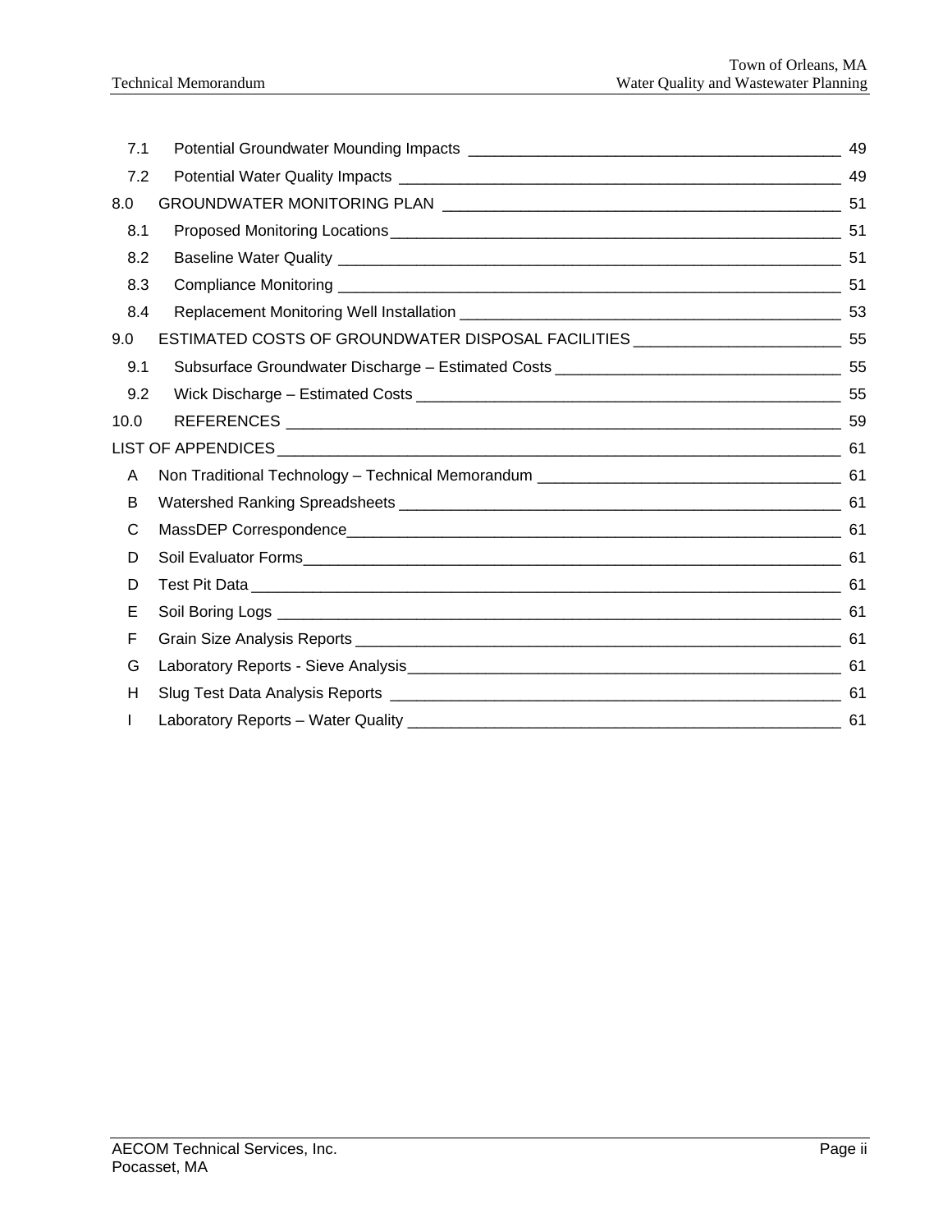| | | |
|---|---|---|
| 7.1 | Potential Groundwater Mounding Impacts | 49 |
| 7.2 | Potential Water Quality Impacts | 49 |
| 8.0 | GROUNDWATER MONITORING PLAN | 51 |
| 8.1 | Proposed Monitoring Locations | 51 |
| 8.2 | Baseline Water Quality | 51 |
| 8.3 | Compliance Monitoring | 51 |
| 8.4 | Replacement Monitoring Well Installation | 53 |
| 9.0 | ESTIMATED COSTS OF GROUNDWATER DISPOSAL FACILITIES | 55 |
| 9.1 | Subsurface Groundwater Discharge – Estimated Costs | 55 |
| 9.2 | Wick Discharge – Estimated Costs | 55 |
| 10.0 | REFERENCES | 59 |
| LIST OF APPENDICES | | 61 |
| A | Non Traditional Technology – Technical Memorandum | 61 |
| B | Watershed Ranking Spreadsheets | 61 |
| C | MassDEP Correspondence | 61 |
| D | Soil Evaluator Forms | 61 |
| D | Test Pit Data | 61 |
| E | Soil Boring Logs | 61 |
| F | Grain Size Analysis Reports | 61 |
| G | Laboratory Reports - Sieve Analysis | 61 |
| H | Slug Test Data Analysis Reports | 61 |
| I | Laboratory Reports – Water Quality | 61 |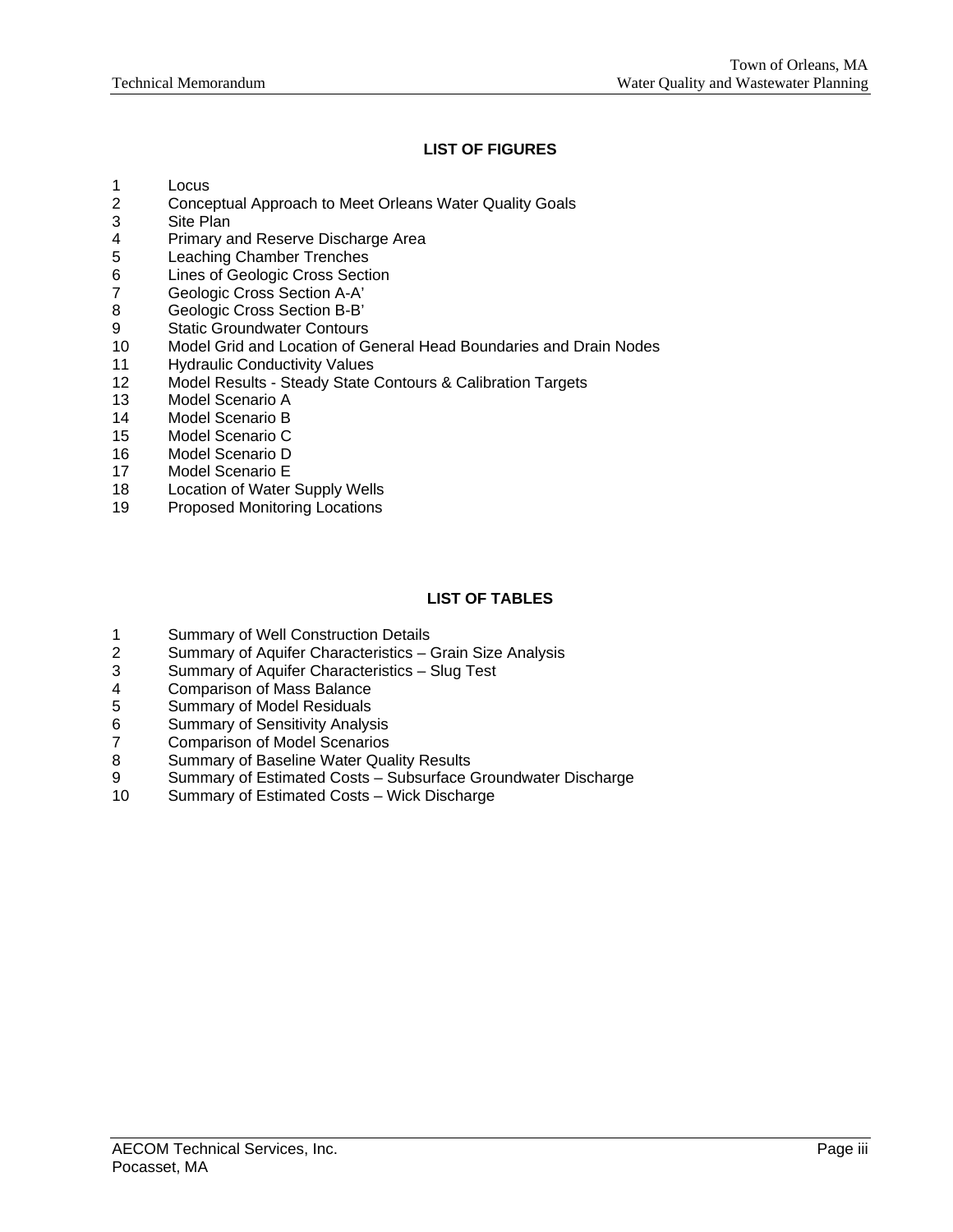## LIST OF FIGURES

1 Locus
2 Conceptual Approach to Meet Orleans Water Quality Goals
3 Site Plan
4 Primary and Reserve Discharge Area
5 Leaching Chamber Trenches
6 Lines of Geologic Cross Section
7 Geologic Cross Section A-A'
8 Geologic Cross Section B-B'
9 Static Groundwater Contours
10 Model Grid and Location of General Head Boundaries and Drain Nodes
11 Hydraulic Conductivity Values
12 Model Results - Steady State Contours & Calibration Targets
13 Model Scenario A
14 Model Scenario B
15 Model Scenario C
16 Model Scenario D
17 Model Scenario E
18 Location of Water Supply Wells
19 Proposed Monitoring Locations

## LIST OF TABLES

1 Summary of Well Construction Details
2 Summary of Aquifer Characteristics – Grain Size Analysis
3 Summary of Aquifer Characteristics – Slug Test
4 Comparison of Mass Balance
5 Summary of Model Residuals
6 Summary of Sensitivity Analysis
7 Comparison of Model Scenarios
8 Summary of Baseline Water Quality Results
9 Summary of Estimated Costs – Subsurface Groundwater Discharge
10 Summary of Estimated Costs – Wick Discharge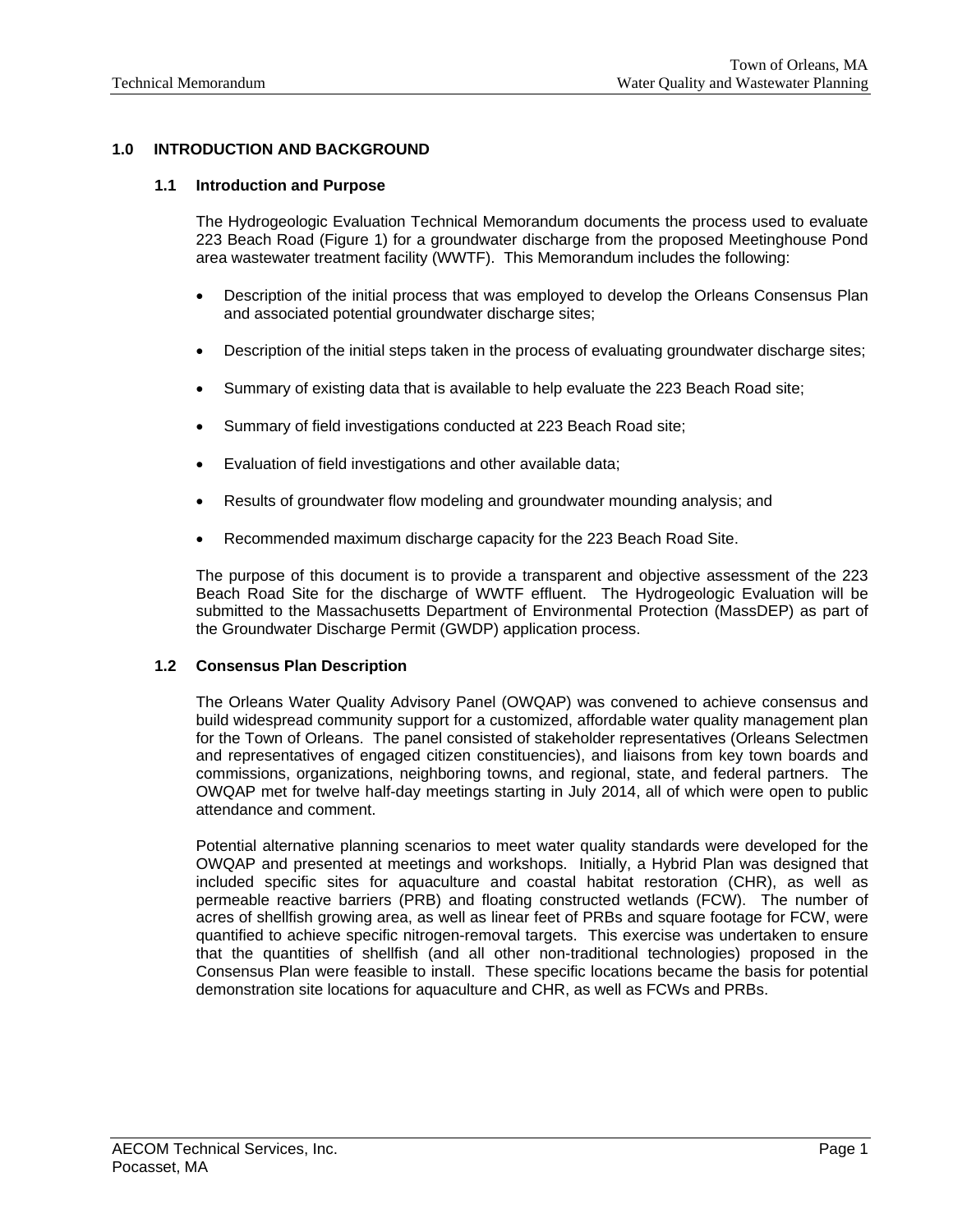## 1.0 INTRODUCTION AND BACKGROUND

### 1.1 Introduction and Purpose

The Hydrogeologic Evaluation Technical Memorandum documents the process used to evaluate 223 Beach Road (Figure 1) for a groundwater discharge from the proposed Meetinghouse Pond area wastewater treatment facility (WWTF). This Memorandum includes the following:

- Description of the initial process that was employed to develop the Orleans Consensus Plan and associated potential groundwater discharge sites;
- Description of the initial steps taken in the process of evaluating groundwater discharge sites;
- Summary of existing data that is available to help evaluate the 223 Beach Road site;
- Summary of field investigations conducted at 223 Beach Road site;
- Evaluation of field investigations and other available data;
- Results of groundwater flow modeling and groundwater mounding analysis; and
- Recommended maximum discharge capacity for the 223 Beach Road Site.

The purpose of this document is to provide a transparent and objective assessment of the 223 Beach Road Site for the discharge of WWTF effluent. The Hydrogeologic Evaluation will be submitted to the Massachusetts Department of Environmental Protection (MassDEP) as part of the Groundwater Discharge Permit (GWDP) application process.

### 1.2 Consensus Plan Description

The Orleans Water Quality Advisory Panel (OWQAP) was convened to achieve consensus and build widespread community support for a customized, affordable water quality management plan for the Town of Orleans. The panel consisted of stakeholder representatives (Orleans Selectmen and representatives of engaged citizen constituencies), and liaisons from key town boards and commissions, organizations, neighboring towns, and regional, state, and federal partners. The OWQAP met for twelve half-day meetings starting in July 2014, all of which were open to public attendance and comment.

Potential alternative planning scenarios to meet water quality standards were developed for the OWQAP and presented at meetings and workshops. Initially, a Hybrid Plan was designed that included specific sites for aquaculture and coastal habitat restoration (CHR), as well as permeable reactive barriers (PRB) and floating constructed wetlands (FCW). The number of acres of shellfish growing area, as well as linear feet of PRBs and square footage for FCW, were quantified to achieve specific nitrogen-removal targets. This exercise was undertaken to ensure that the quantities of shellfish (and all other non-traditional technologies) proposed in the Consensus Plan were feasible to install. These specific locations became the basis for potential demonstration site locations for aquaculture and CHR, as well as FCWs and PRBs.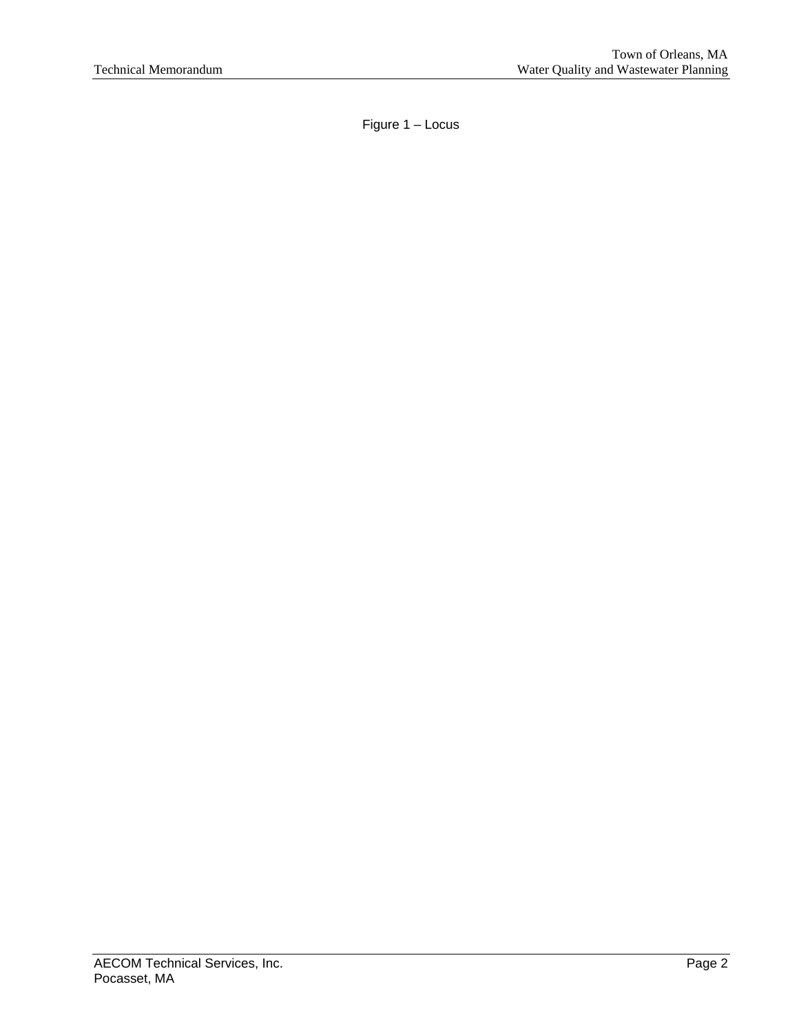Figure 1 – Locus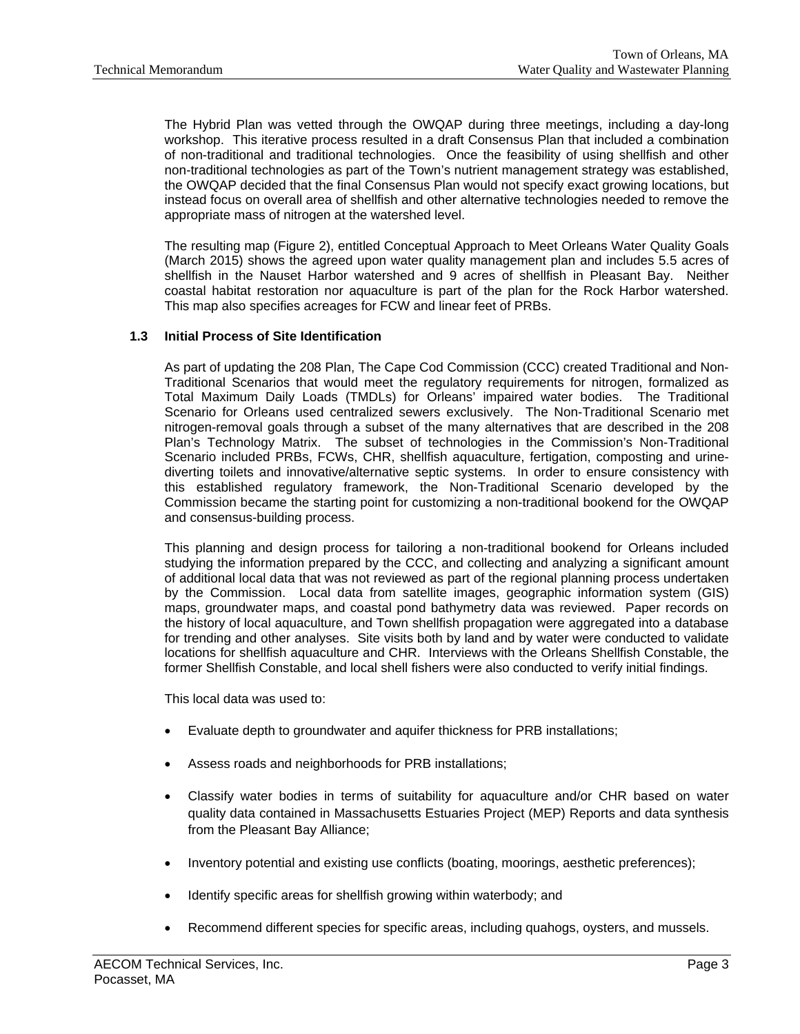The Hybrid Plan was vetted through the OWQAP during three meetings, including a day-long workshop. This iterative process resulted in a draft Consensus Plan that included a combination of non-traditional and traditional technologies. Once the feasibility of using shellfish and other non-traditional technologies as part of the Town's nutrient management strategy was established, the OWQAP decided that the final Consensus Plan would not specify exact growing locations, but instead focus on overall area of shellfish and other alternative technologies needed to remove the appropriate mass of nitrogen at the watershed level.

The resulting map (Figure 2), entitled Conceptual Approach to Meet Orleans Water Quality Goals (March 2015) shows the agreed upon water quality management plan and includes 5.5 acres of shellfish in the Nauset Harbor watershed and 9 acres of shellfish in Pleasant Bay. Neither coastal habitat restoration nor aquaculture is part of the plan for the Rock Harbor watershed. This map also specifies acreages for FCW and linear feet of PRBs.

### 1.3 Initial Process of Site Identification

As part of updating the 208 Plan, The Cape Cod Commission (CCC) created Traditional and Non-Traditional Scenarios that would meet the regulatory requirements for nitrogen, formalized as Total Maximum Daily Loads (TMDLs) for Orleans' impaired water bodies. The Traditional Scenario for Orleans used centralized sewers exclusively. The Non-Traditional Scenario met nitrogen-removal goals through a subset of the many alternatives that are described in the 208 Plan's Technology Matrix. The subset of technologies in the Commission's Non-Traditional Scenario included PRBs, FCWs, CHR, shellfish aquaculture, fertigation, composting and urine-diverting toilets and innovative/alternative septic systems. In order to ensure consistency with this established regulatory framework, the Non-Traditional Scenario developed by the Commission became the starting point for customizing a non-traditional bookend for the OWQAP and consensus-building process.

This planning and design process for tailoring a non-traditional bookend for Orleans included studying the information prepared by the CCC, and collecting and analyzing a significant amount of additional local data that was not reviewed as part of the regional planning process undertaken by the Commission. Local data from satellite images, geographic information system (GIS) maps, groundwater maps, and coastal pond bathymetry data was reviewed. Paper records on the history of local aquaculture, and Town shellfish propagation were aggregated into a database for trending and other analyses. Site visits both by land and by water were conducted to validate locations for shellfish aquaculture and CHR. Interviews with the Orleans Shellfish Constable, the former Shellfish Constable, and local shell fishers were also conducted to verify initial findings.

This local data was used to:

- Evaluate depth to groundwater and aquifer thickness for PRB installations;
- Assess roads and neighborhoods for PRB installations;
- Classify water bodies in terms of suitability for aquaculture and/or CHR based on water quality data contained in Massachusetts Estuaries Project (MEP) Reports and data synthesis from the Pleasant Bay Alliance;
- Inventory potential and existing use conflicts (boating, moorings, aesthetic preferences);
- Identify specific areas for shellfish growing within waterbody; and
- Recommend different species for specific areas, including quahogs, oysters, and mussels.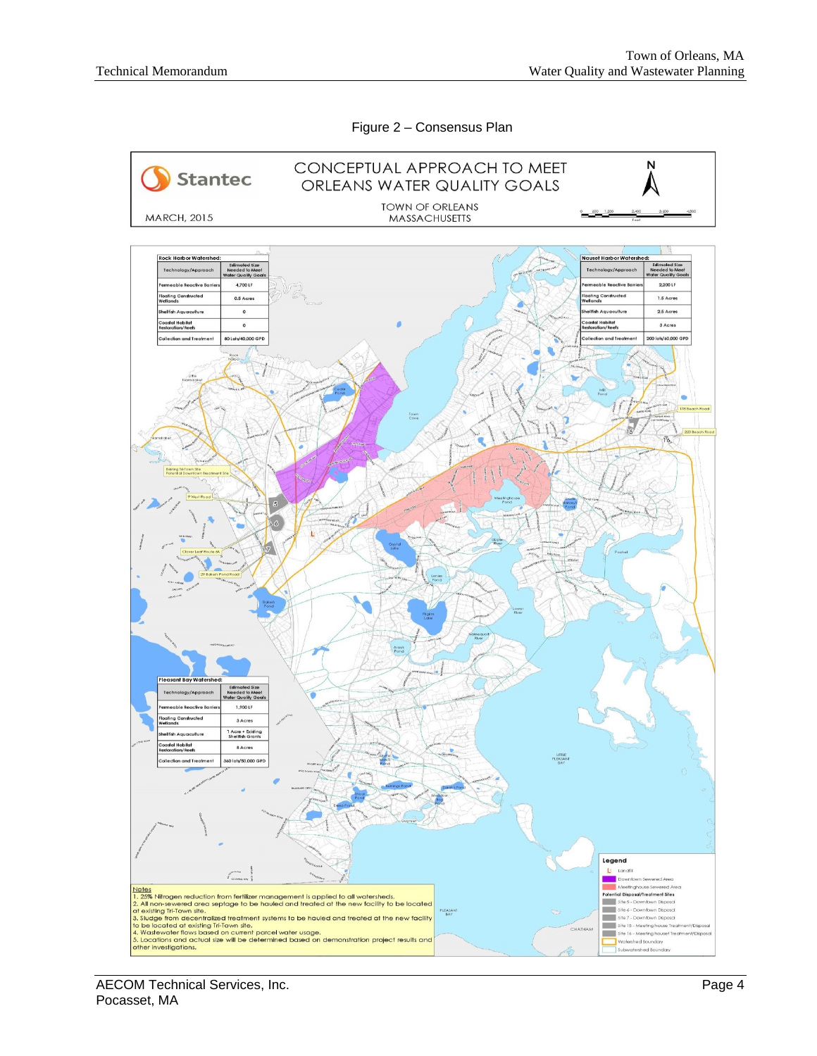Figure 2 – Consensus Plan

Stantec

CONCEPTUAL APPROACH TO MEET ORLEANS WATER QUALITY GOALS

TOWN OF ORLEANS MASSACHUSETTS

MARCH, 2015

**Rock Harbor Watershed:**

| Technology/Approach | Estimated Size Needed to Meet Water Quality Goals |
|---|---|
| Permeable Reactive Barriers | 4,700 LF |
| Floating Constructed Wetlands | 0.5 Acres |
| Shellfish Aquaculture | 0 |
| Coastal Habitat Restoration/Reefs | 0 |
| Collection and Treatment | 80 Lots/40,000 GPD |

**Nauset Harbor Watershed:**

| Technology/Approach | Estimated Size Needed to Meet Water Quality Goals |
|---|---|
| Permeable Reactive Barriers | 2,200 LF |
| Floating Constructed Wetlands | 1.5 Acres |
| Shellfish Aquaculture | 2.5 Acres |
| Coastal Habitat Restoration/Reefs | 3 Acres |
| Collection and Treatment | 200 lots/60,000 GPD |

**Pleasant Bay Watershed:**

| Technology/Approach | Estimated Size Needed to Meet Water Quality Goals |
|---|---|
| Permeable Reactive Barriers | 1,900 LF |
| Floating Constructed Wetlands | 3 Acres |
| Shellfish Aquaculture | 1 Acre + Existing Shellfish Grants |
| Coastal Habitat Restoration/Reefs | 8 Acres |
| Collection and Treatment | 360 lots/50,000 GPD |

**Notes**

1. 25% Nitrogen reduction from fertilizer management is applied to all watersheds.
2. All non-sewered area septage to be hauled and treated at the new facility to be located at existing Tri-Town site.
3. Sludge from decentralized treatment systems to be hauled and treated at the new facility to be located at existing Tri-Town site.
4. Wastewater flows based on current parcel water usage.
5. Locations and actual size will be determined based on demonstration project results and other investigations.

**Legend**

- L Landfill
- Downtown Sewered Area
- Meetinghouse Sewered Area
- Potential Disposal/Treatment Sites
  - Site 5 - Downtown Disposal
  - Site 6 - Downtown Disposal
  - Site 7 - Downtown Disposal
  - Site 15 - Meetinghouse Treatment/Disposal
  - Site 16 - Meetinghouse Treatment/Disposal
- Watershed Boundary
- Subwatershed Boundary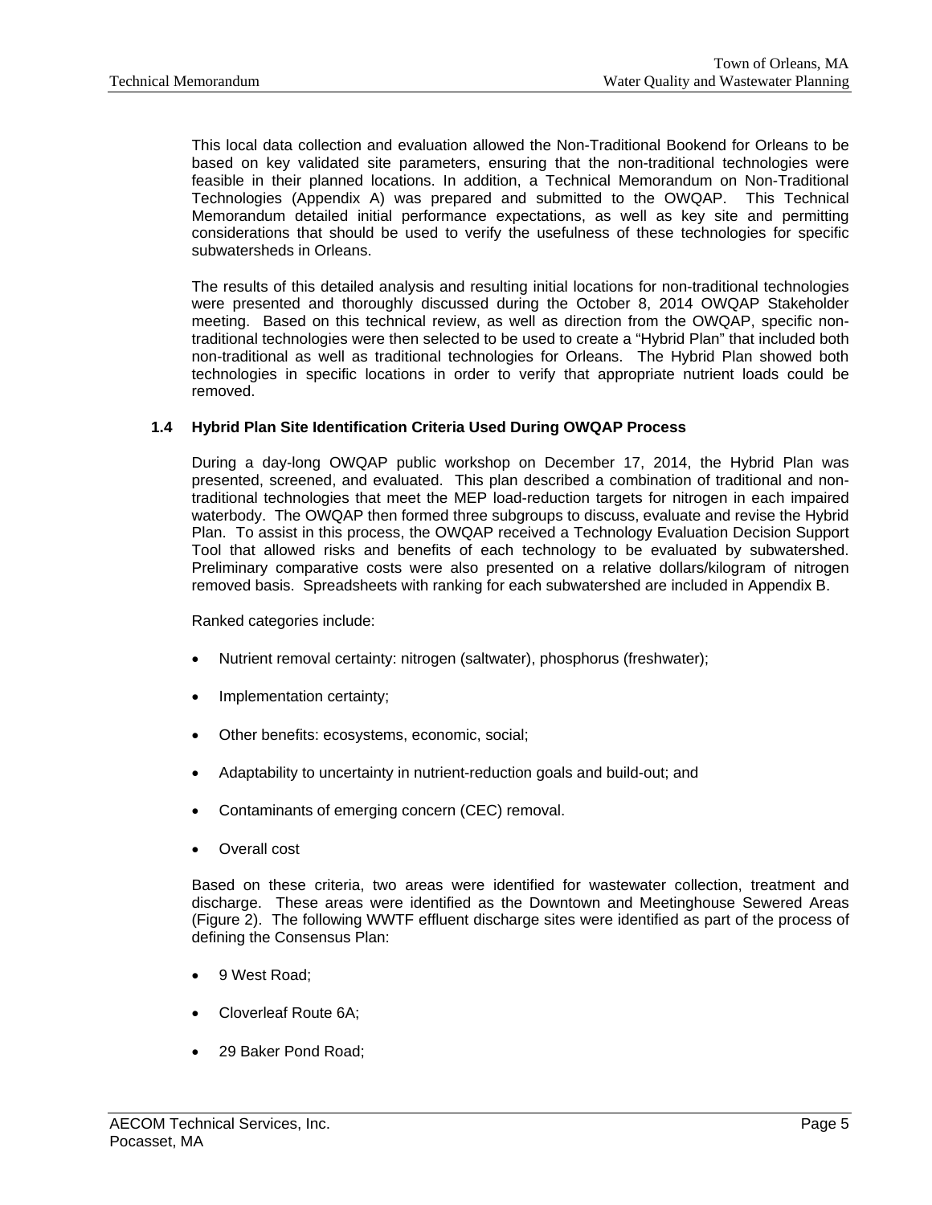This local data collection and evaluation allowed the Non-Traditional Bookend for Orleans to be based on key validated site parameters, ensuring that the non-traditional technologies were feasible in their planned locations. In addition, a Technical Memorandum on Non-Traditional Technologies (Appendix A) was prepared and submitted to the OWQAP. This Technical Memorandum detailed initial performance expectations, as well as key site and permitting considerations that should be used to verify the usefulness of these technologies for specific subwatersheds in Orleans.

The results of this detailed analysis and resulting initial locations for non-traditional technologies were presented and thoroughly discussed during the October 8, 2014 OWQAP Stakeholder meeting. Based on this technical review, as well as direction from the OWQAP, specific non-traditional technologies were then selected to be used to create a "Hybrid Plan" that included both non-traditional as well as traditional technologies for Orleans. The Hybrid Plan showed both technologies in specific locations in order to verify that appropriate nutrient loads could be removed.

### 1.4 Hybrid Plan Site Identification Criteria Used During OWQAP Process

During a day-long OWQAP public workshop on December 17, 2014, the Hybrid Plan was presented, screened, and evaluated. This plan described a combination of traditional and non-traditional technologies that meet the MEP load-reduction targets for nitrogen in each impaired waterbody. The OWQAP then formed three subgroups to discuss, evaluate and revise the Hybrid Plan. To assist in this process, the OWQAP received a Technology Evaluation Decision Support Tool that allowed risks and benefits of each technology to be evaluated by subwatershed. Preliminary comparative costs were also presented on a relative dollars/kilogram of nitrogen removed basis. Spreadsheets with ranking for each subwatershed are included in Appendix B.

Ranked categories include:

- Nutrient removal certainty: nitrogen (saltwater), phosphorus (freshwater);
- Implementation certainty;
- Other benefits: ecosystems, economic, social;
- Adaptability to uncertainty in nutrient-reduction goals and build-out; and
- Contaminants of emerging concern (CEC) removal.
- Overall cost

Based on these criteria, two areas were identified for wastewater collection, treatment and discharge. These areas were identified as the Downtown and Meetinghouse Sewered Areas (Figure 2). The following WWTF effluent discharge sites were identified as part of the process of defining the Consensus Plan:

- 9 West Road;
- Cloverleaf Route 6A;
- 29 Baker Pond Road;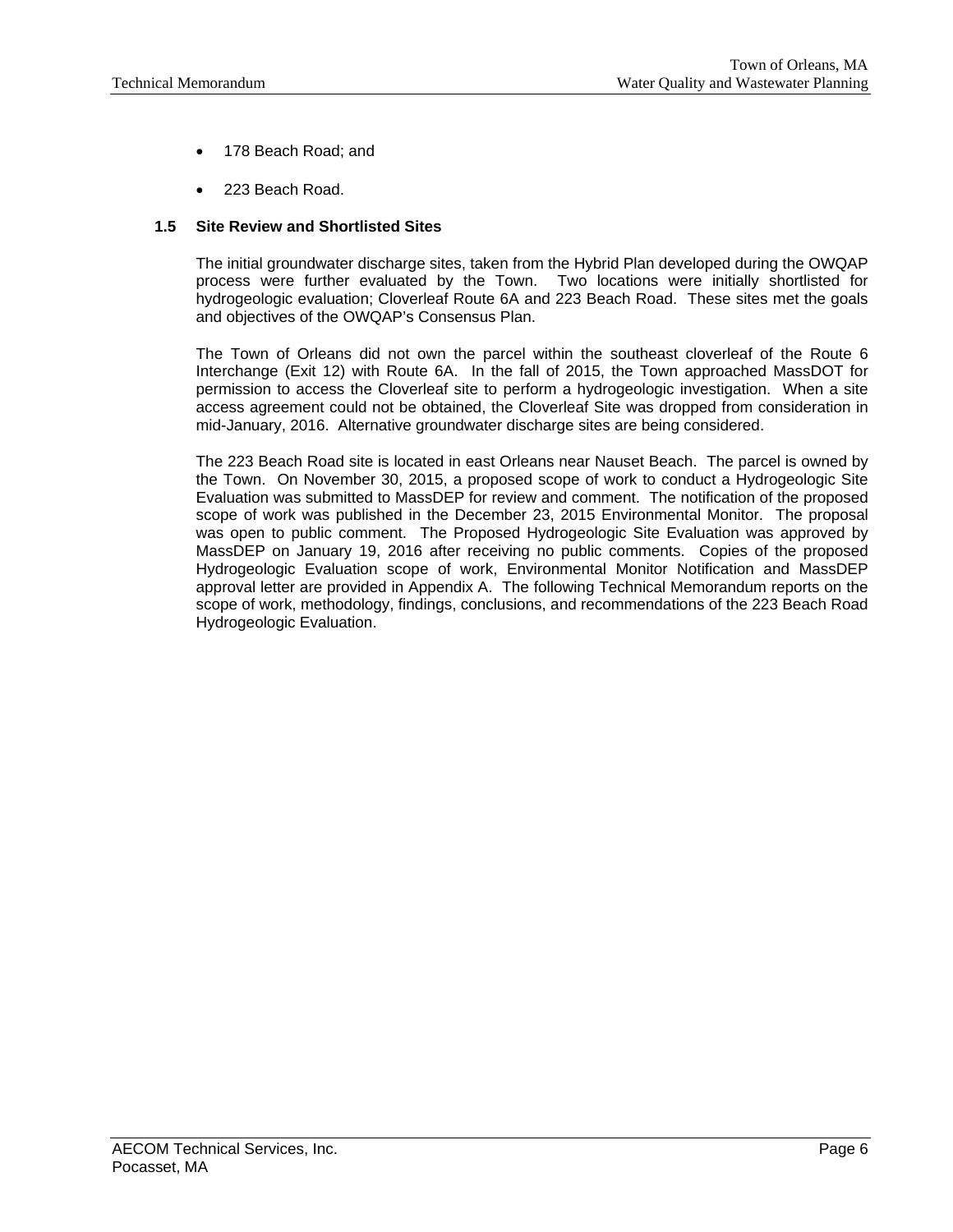- 178 Beach Road; and
- 223 Beach Road.

### 1.5 Site Review and Shortlisted Sites

The initial groundwater discharge sites, taken from the Hybrid Plan developed during the OWQAP process were further evaluated by the Town. Two locations were initially shortlisted for hydrogeologic evaluation; Cloverleaf Route 6A and 223 Beach Road. These sites met the goals and objectives of the OWQAP's Consensus Plan.

The Town of Orleans did not own the parcel within the southeast cloverleaf of the Route 6 Interchange (Exit 12) with Route 6A. In the fall of 2015, the Town approached MassDOT for permission to access the Cloverleaf site to perform a hydrogeologic investigation. When a site access agreement could not be obtained, the Cloverleaf Site was dropped from consideration in mid-January, 2016. Alternative groundwater discharge sites are being considered.

The 223 Beach Road site is located in east Orleans near Nauset Beach. The parcel is owned by the Town. On November 30, 2015, a proposed scope of work to conduct a Hydrogeologic Site Evaluation was submitted to MassDEP for review and comment. The notification of the proposed scope of work was published in the December 23, 2015 Environmental Monitor. The proposal was open to public comment. The Proposed Hydrogeologic Site Evaluation was approved by MassDEP on January 19, 2016 after receiving no public comments. Copies of the proposed Hydrogeologic Evaluation scope of work, Environmental Monitor Notification and MassDEP approval letter are provided in Appendix A. The following Technical Memorandum reports on the scope of work, methodology, findings, conclusions, and recommendations of the 223 Beach Road Hydrogeologic Evaluation.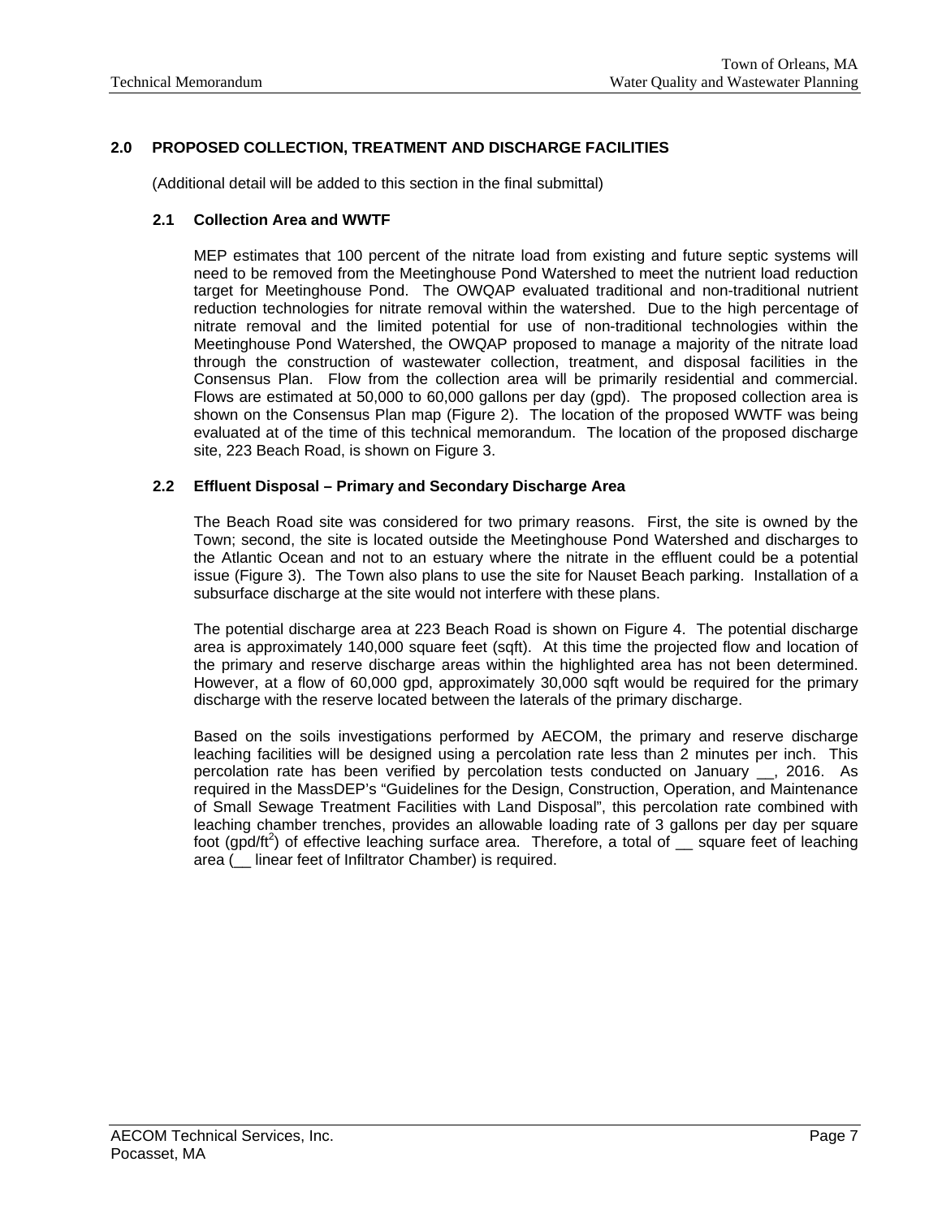## 2.0 PROPOSED COLLECTION, TREATMENT AND DISCHARGE FACILITIES

(Additional detail will be added to this section in the final submittal)

### 2.1 Collection Area and WWTF

MEP estimates that 100 percent of the nitrate load from existing and future septic systems will need to be removed from the Meetinghouse Pond Watershed to meet the nutrient load reduction target for Meetinghouse Pond. The OWQAP evaluated traditional and non-traditional nutrient reduction technologies for nitrate removal within the watershed. Due to the high percentage of nitrate removal and the limited potential for use of non-traditional technologies within the Meetinghouse Pond Watershed, the OWQAP proposed to manage a majority of the nitrate load through the construction of wastewater collection, treatment, and disposal facilities in the Consensus Plan. Flow from the collection area will be primarily residential and commercial. Flows are estimated at 50,000 to 60,000 gallons per day (gpd). The proposed collection area is shown on the Consensus Plan map (Figure 2). The location of the proposed WWTF was being evaluated at of the time of this technical memorandum. The location of the proposed discharge site, 223 Beach Road, is shown on Figure 3.

### 2.2 Effluent Disposal – Primary and Secondary Discharge Area

The Beach Road site was considered for two primary reasons. First, the site is owned by the Town; second, the site is located outside the Meetinghouse Pond Watershed and discharges to the Atlantic Ocean and not to an estuary where the nitrate in the effluent could be a potential issue (Figure 3). The Town also plans to use the site for Nauset Beach parking. Installation of a subsurface discharge at the site would not interfere with these plans.

The potential discharge area at 223 Beach Road is shown on Figure 4. The potential discharge area is approximately 140,000 square feet (sqft). At this time the projected flow and location of the primary and reserve discharge areas within the highlighted area has not been determined. However, at a flow of 60,000 gpd, approximately 30,000 sqft would be required for the primary discharge with the reserve located between the laterals of the primary discharge.

Based on the soils investigations performed by AECOM, the primary and reserve discharge leaching facilities will be designed using a percolation rate less than 2 minutes per inch. This percolation rate has been verified by percolation tests conducted on January __, 2016. As required in the MassDEP's "Guidelines for the Design, Construction, Operation, and Maintenance of Small Sewage Treatment Facilities with Land Disposal", this percolation rate combined with leaching chamber trenches, provides an allowable loading rate of 3 gallons per day per square foot (gpd/ft$^2$) of effective leaching surface area. Therefore, a total of __ square feet of leaching area (__ linear feet of Infiltrator Chamber) is required.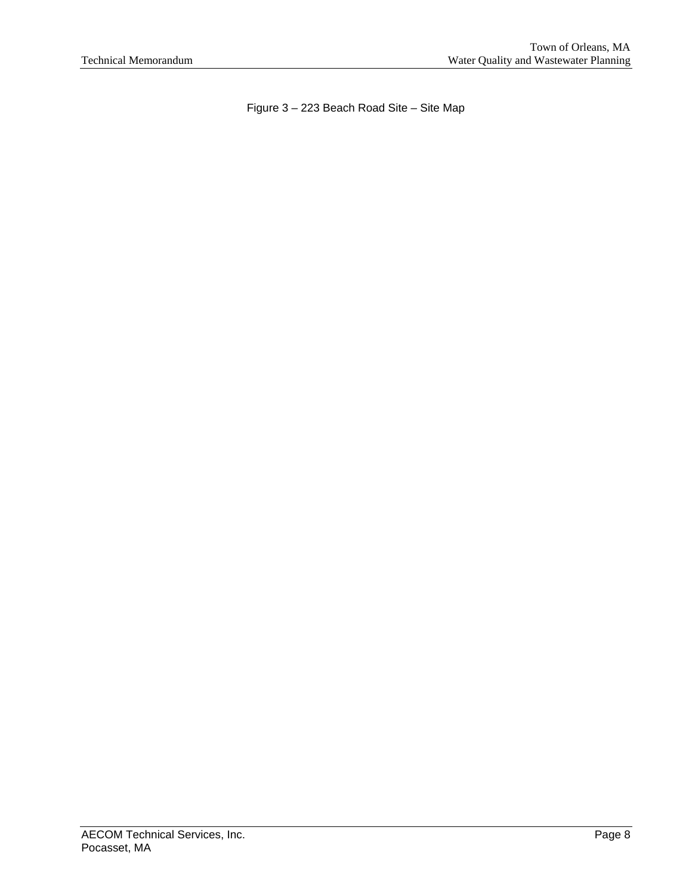Figure 3 – 223 Beach Road Site – Site Map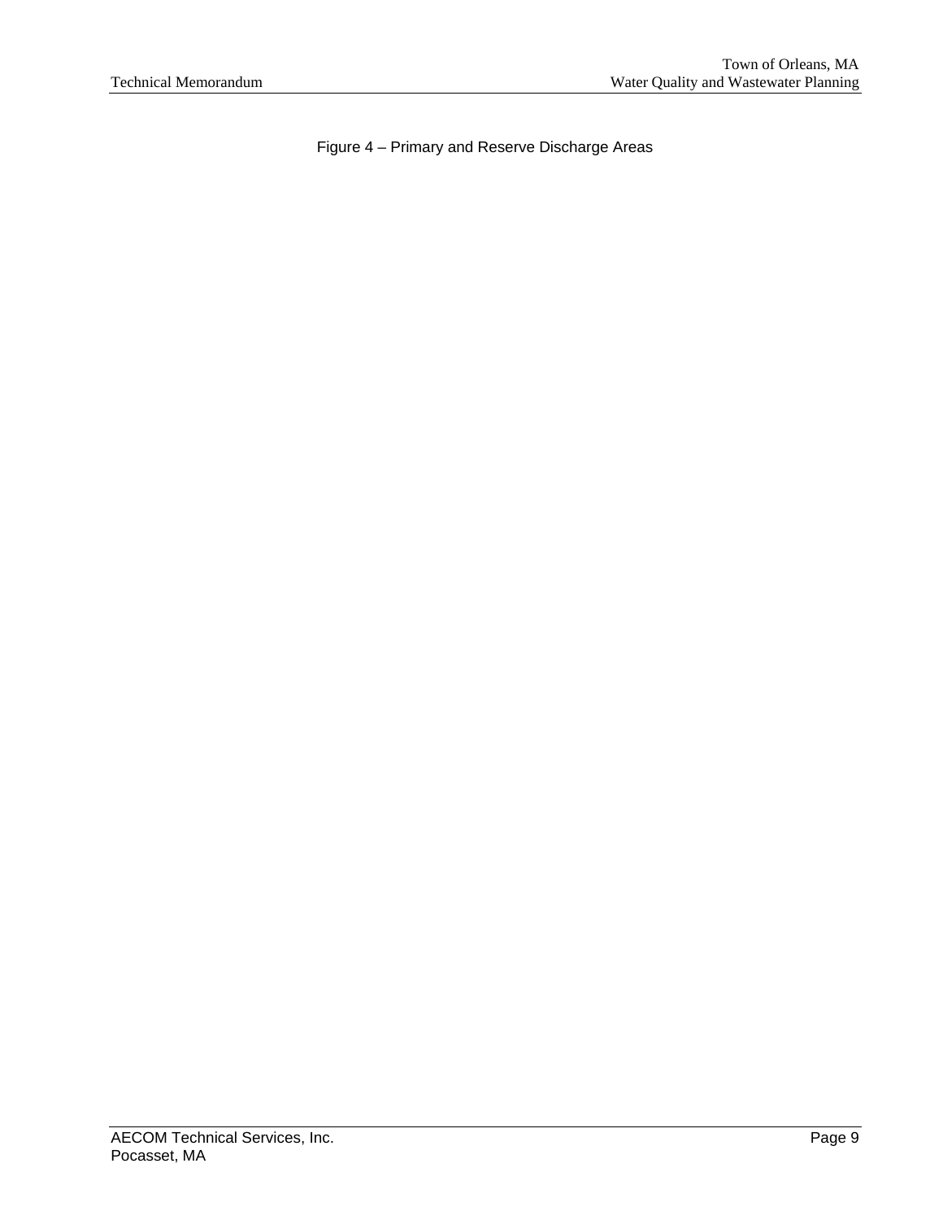Figure 4 – Primary and Reserve Discharge Areas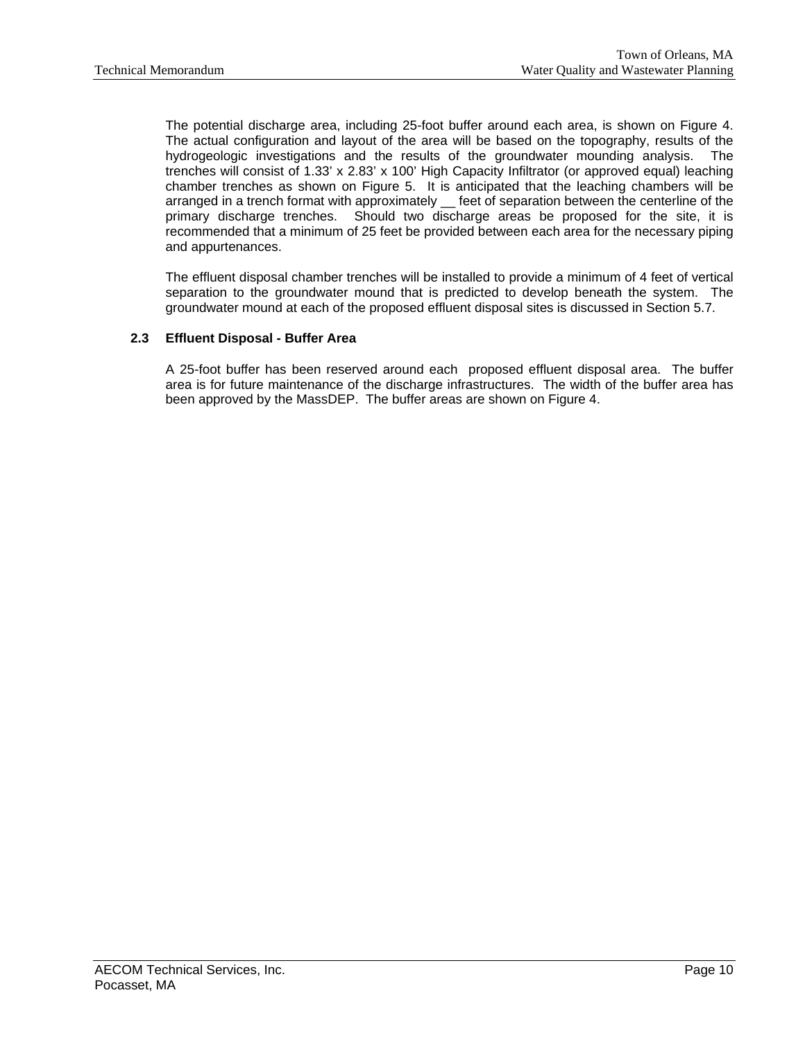The potential discharge area, including 25-foot buffer around each area, is shown on Figure 4. The actual configuration and layout of the area will be based on the topography, results of the hydrogeologic investigations and the results of the groundwater mounding analysis. The trenches will consist of 1.33' x 2.83' x 100' High Capacity Infiltrator (or approved equal) leaching chamber trenches as shown on Figure 5. It is anticipated that the leaching chambers will be arranged in a trench format with approximately __ feet of separation between the centerline of the primary discharge trenches. Should two discharge areas be proposed for the site, it is recommended that a minimum of 25 feet be provided between each area for the necessary piping and appurtenances.

The effluent disposal chamber trenches will be installed to provide a minimum of 4 feet of vertical separation to the groundwater mound that is predicted to develop beneath the system. The groundwater mound at each of the proposed effluent disposal sites is discussed in Section 5.7.

### 2.3 Effluent Disposal - Buffer Area

A 25-foot buffer has been reserved around each proposed effluent disposal area. The buffer area is for future maintenance of the discharge infrastructures. The width of the buffer area has been approved by the MassDEP. The buffer areas are shown on Figure 4.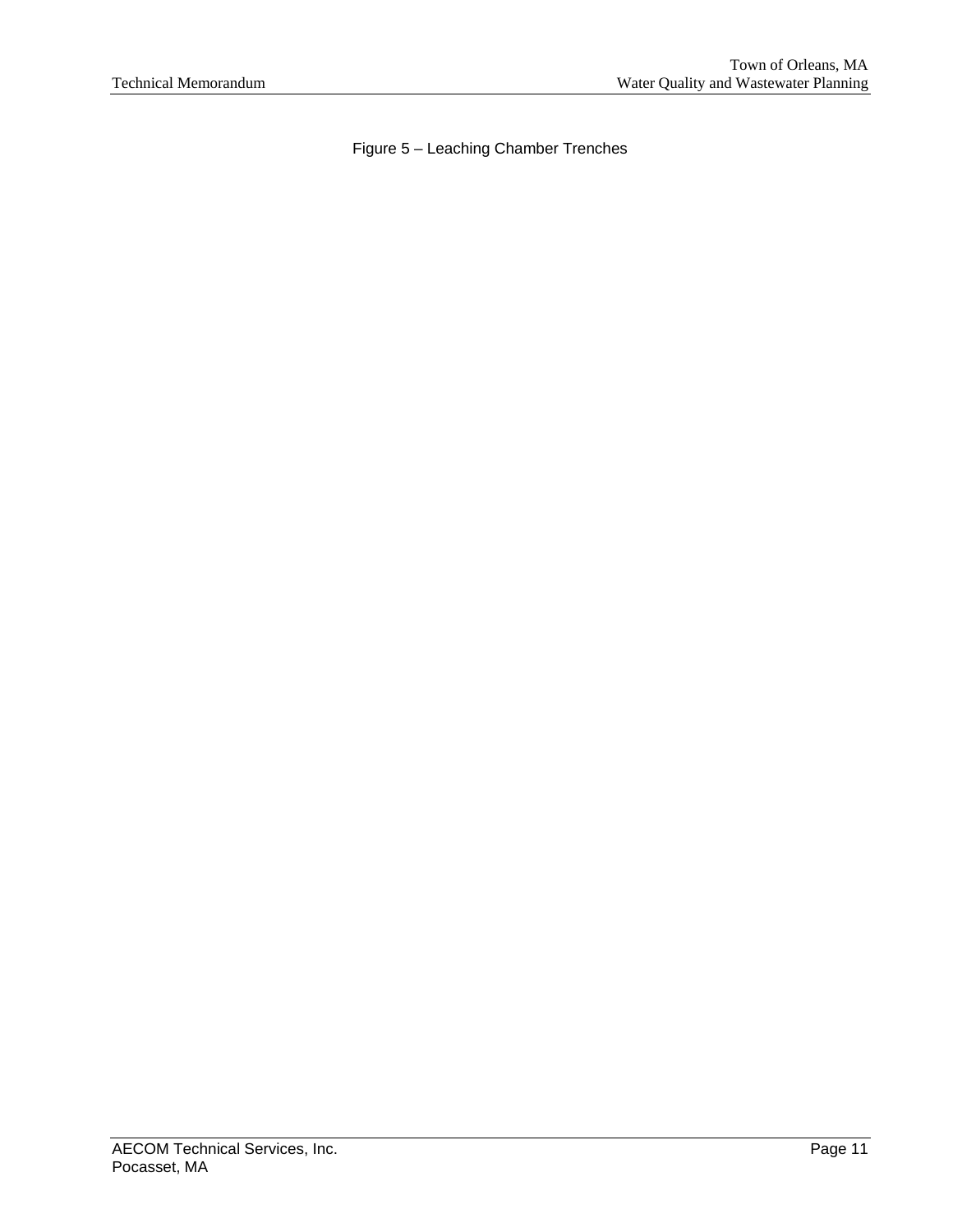Figure 5 – Leaching Chamber Trenches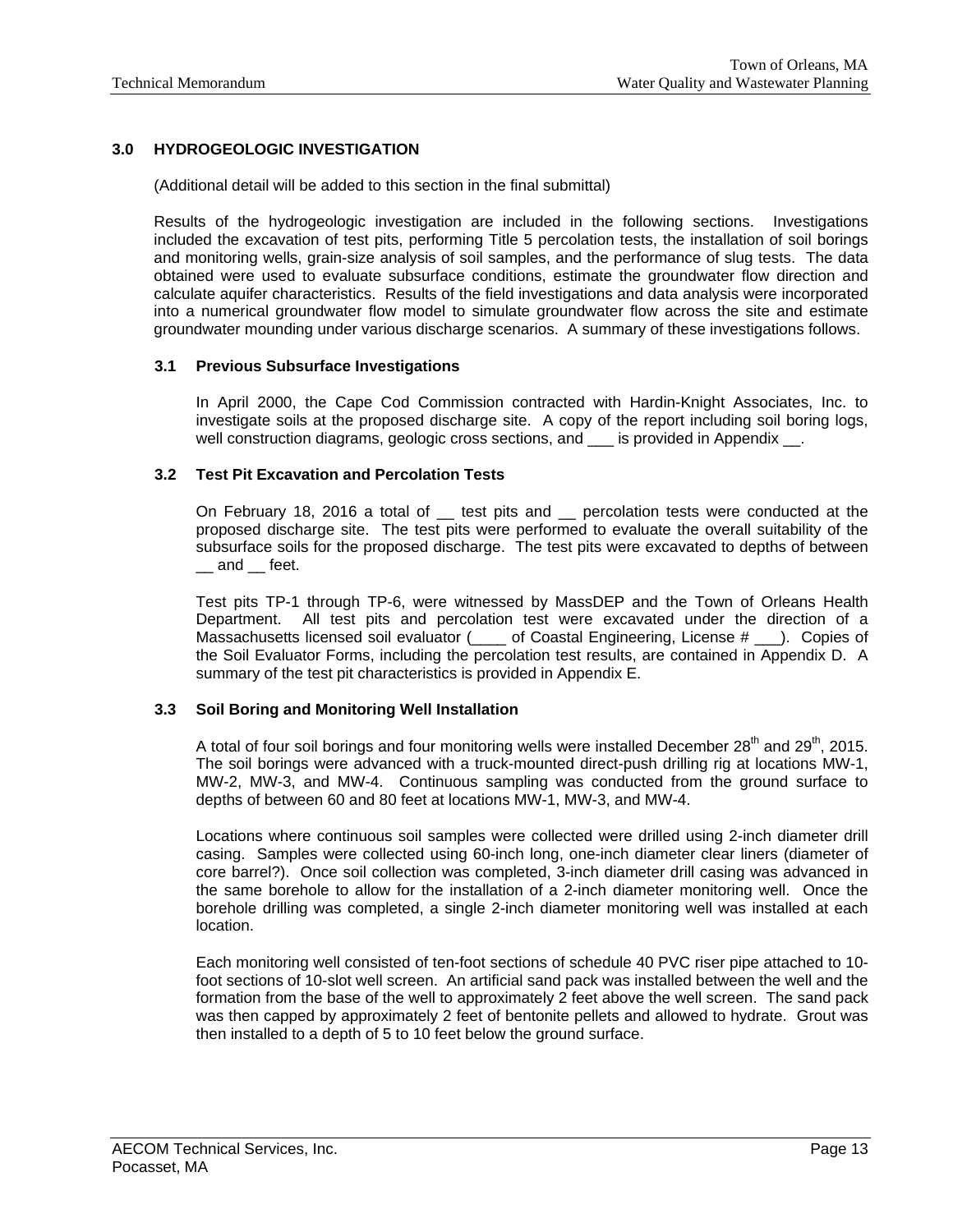## 3.0 HYDROGEOLOGIC INVESTIGATION

(Additional detail will be added to this section in the final submittal)

Results of the hydrogeologic investigation are included in the following sections. Investigations included the excavation of test pits, performing Title 5 percolation tests, the installation of soil borings and monitoring wells, grain-size analysis of soil samples, and the performance of slug tests. The data obtained were used to evaluate subsurface conditions, estimate the groundwater flow direction and calculate aquifer characteristics. Results of the field investigations and data analysis were incorporated into a numerical groundwater flow model to simulate groundwater flow across the site and estimate groundwater mounding under various discharge scenarios. A summary of these investigations follows.

### 3.1 Previous Subsurface Investigations

In April 2000, the Cape Cod Commission contracted with Hardin-Knight Associates, Inc. to investigate soils at the proposed discharge site. A copy of the report including soil boring logs, well construction diagrams, geologic cross sections, and ___ is provided in Appendix __.

### 3.2 Test Pit Excavation and Percolation Tests

On February 18, 2016 a total of __ test pits and __ percolation tests were conducted at the proposed discharge site. The test pits were performed to evaluate the overall suitability of the subsurface soils for the proposed discharge. The test pits were excavated to depths of between __ and __ feet.

Test pits TP-1 through TP-6, were witnessed by MassDEP and the Town of Orleans Health Department. All test pits and percolation test were excavated under the direction of a Massachusetts licensed soil evaluator (____ of Coastal Engineering, License # ___). Copies of the Soil Evaluator Forms, including the percolation test results, are contained in Appendix D. A summary of the test pit characteristics is provided in Appendix E.

### 3.3 Soil Boring and Monitoring Well Installation

A total of four soil borings and four monitoring wells were installed December 28th and 29th, 2015. The soil borings were advanced with a truck-mounted direct-push drilling rig at locations MW-1, MW-2, MW-3, and MW-4. Continuous sampling was conducted from the ground surface to depths of between 60 and 80 feet at locations MW-1, MW-3, and MW-4.

Locations where continuous soil samples were collected were drilled using 2-inch diameter drill casing. Samples were collected using 60-inch long, one-inch diameter clear liners (diameter of core barrel?). Once soil collection was completed, 3-inch diameter drill casing was advanced in the same borehole to allow for the installation of a 2-inch diameter monitoring well. Once the borehole drilling was completed, a single 2-inch diameter monitoring well was installed at each location.

Each monitoring well consisted of ten-foot sections of schedule 40 PVC riser pipe attached to 10-foot sections of 10-slot well screen. An artificial sand pack was installed between the well and the formation from the base of the well to approximately 2 feet above the well screen. The sand pack was then capped by approximately 2 feet of bentonite pellets and allowed to hydrate. Grout was then installed to a depth of 5 to 10 feet below the ground surface.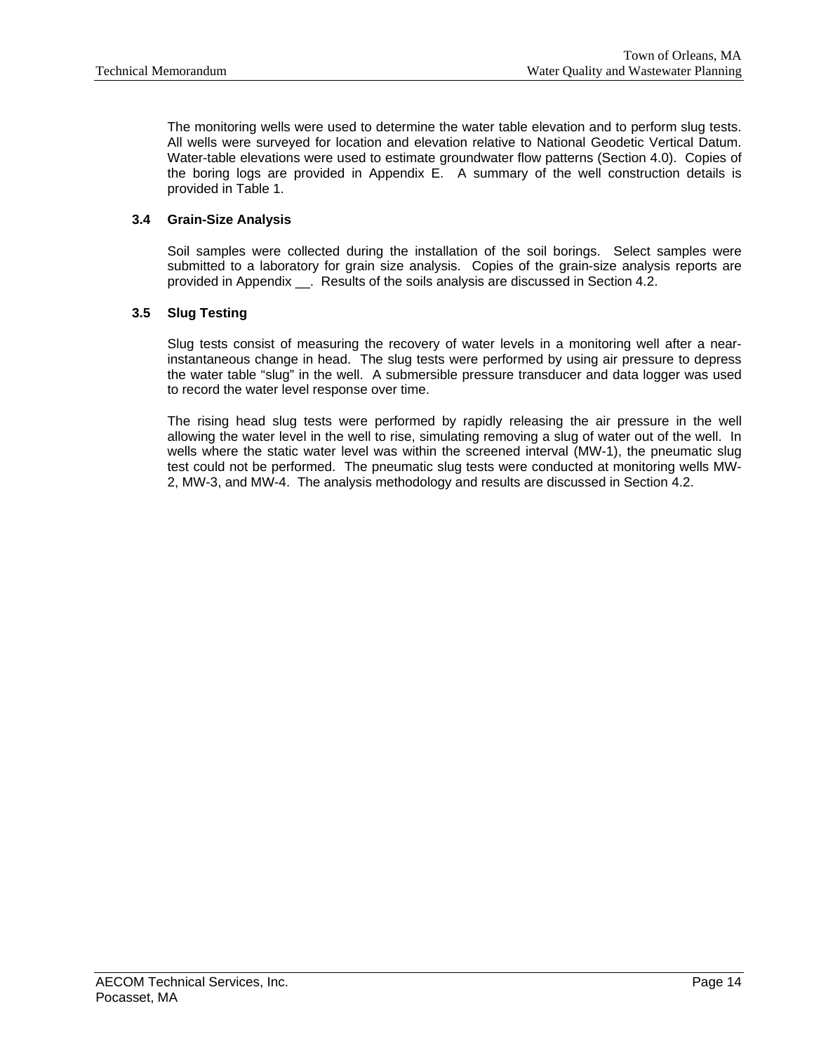The monitoring wells were used to determine the water table elevation and to perform slug tests. All wells were surveyed for location and elevation relative to National Geodetic Vertical Datum. Water-table elevations were used to estimate groundwater flow patterns (Section 4.0). Copies of the boring logs are provided in Appendix E. A summary of the well construction details is provided in Table 1.

### 3.4 Grain-Size Analysis

Soil samples were collected during the installation of the soil borings. Select samples were submitted to a laboratory for grain size analysis. Copies of the grain-size analysis reports are provided in Appendix __. Results of the soils analysis are discussed in Section 4.2.

### 3.5 Slug Testing

Slug tests consist of measuring the recovery of water levels in a monitoring well after a near-instantaneous change in head. The slug tests were performed by using air pressure to depress the water table "slug" in the well. A submersible pressure transducer and data logger was used to record the water level response over time.

The rising head slug tests were performed by rapidly releasing the air pressure in the well allowing the water level in the well to rise, simulating removing a slug of water out of the well. In wells where the static water level was within the screened interval (MW-1), the pneumatic slug test could not be performed. The pneumatic slug tests were conducted at monitoring wells MW-2, MW-3, and MW-4. The analysis methodology and results are discussed in Section 4.2.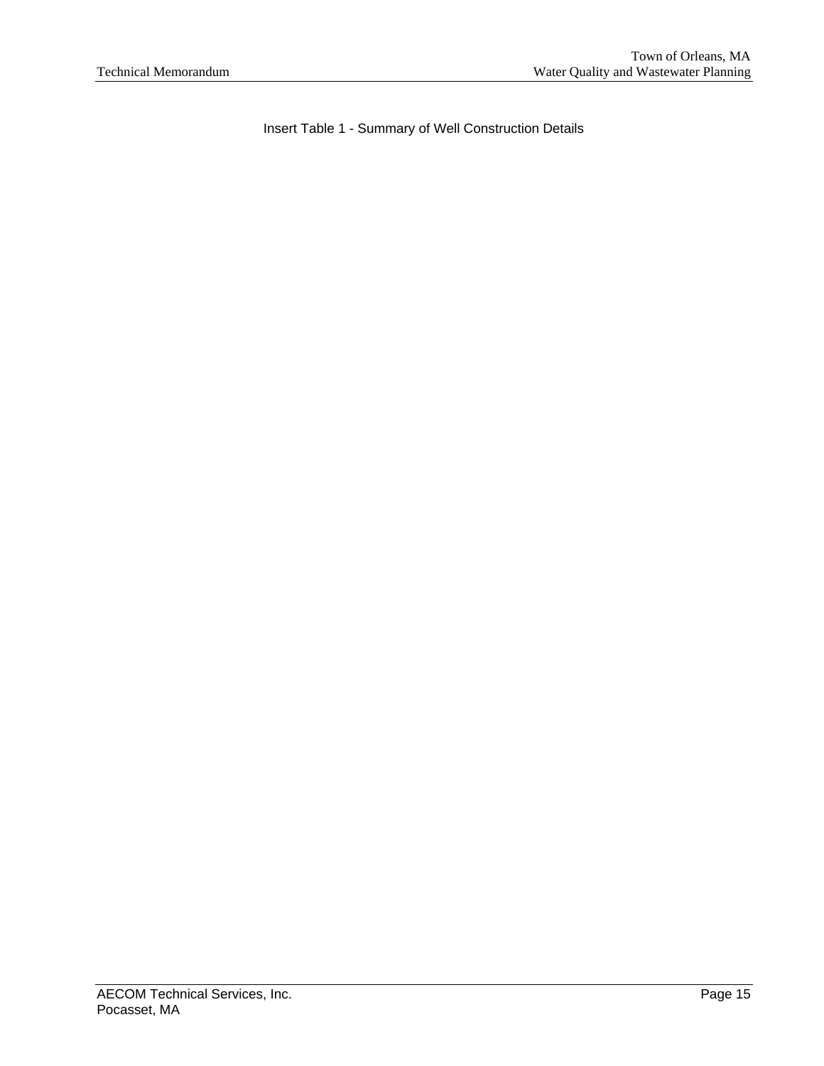Insert Table 1 - Summary of Well Construction Details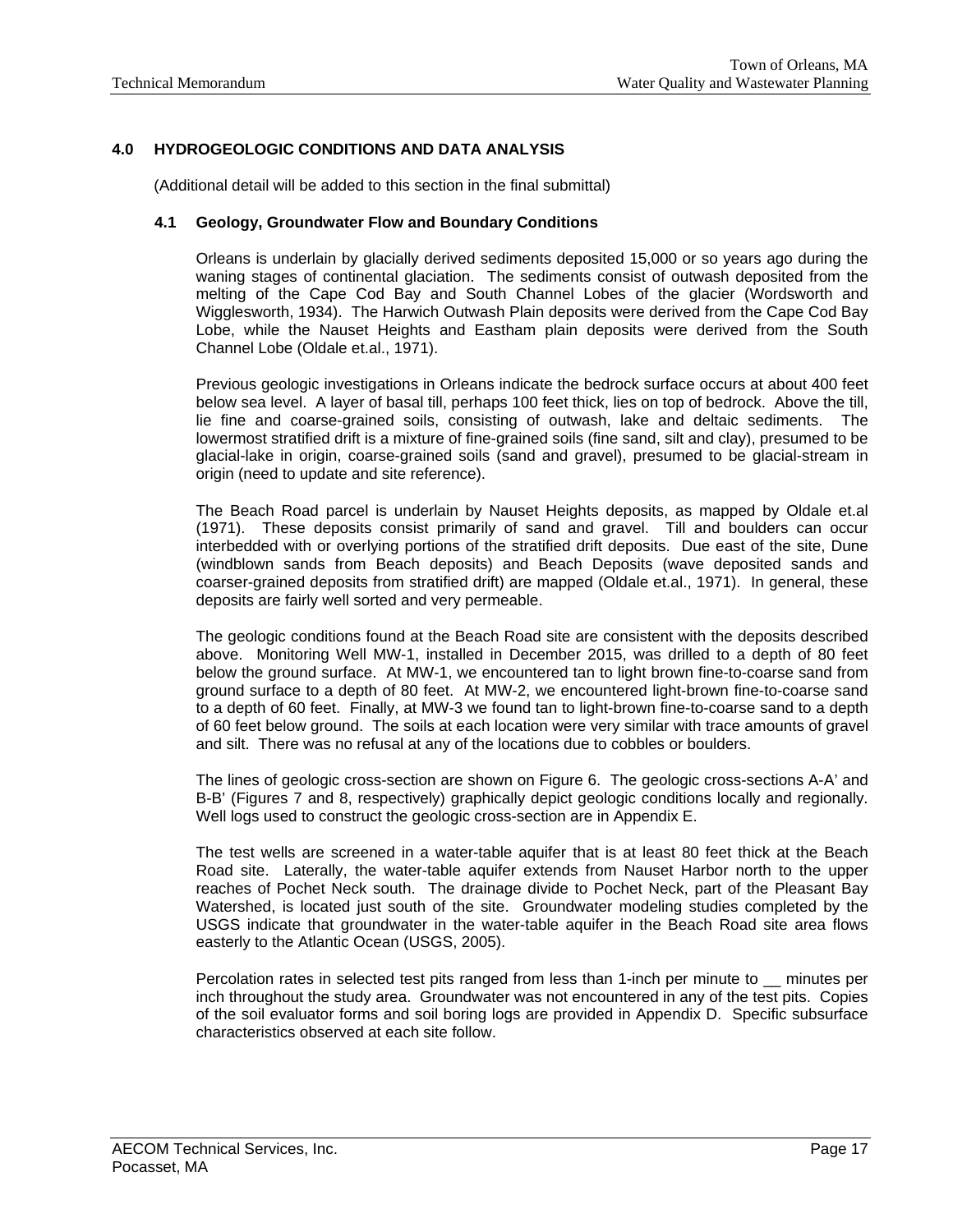## 4.0 HYDROGEOLOGIC CONDITIONS AND DATA ANALYSIS

(Additional detail will be added to this section in the final submittal)

### 4.1 Geology, Groundwater Flow and Boundary Conditions

Orleans is underlain by glacially derived sediments deposited 15,000 or so years ago during the waning stages of continental glaciation. The sediments consist of outwash deposited from the melting of the Cape Cod Bay and South Channel Lobes of the glacier (Wordsworth and Wigglesworth, 1934). The Harwich Outwash Plain deposits were derived from the Cape Cod Bay Lobe, while the Nauset Heights and Eastham plain deposits were derived from the South Channel Lobe (Oldale et.al., 1971).

Previous geologic investigations in Orleans indicate the bedrock surface occurs at about 400 feet below sea level. A layer of basal till, perhaps 100 feet thick, lies on top of bedrock. Above the till, lie fine and coarse-grained soils, consisting of outwash, lake and deltaic sediments. The lowermost stratified drift is a mixture of fine-grained soils (fine sand, silt and clay), presumed to be glacial-lake in origin, coarse-grained soils (sand and gravel), presumed to be glacial-stream in origin (need to update and site reference).

The Beach Road parcel is underlain by Nauset Heights deposits, as mapped by Oldale et.al (1971). These deposits consist primarily of sand and gravel. Till and boulders can occur interbedded with or overlying portions of the stratified drift deposits. Due east of the site, Dune (windblown sands from Beach deposits) and Beach Deposits (wave deposited sands and coarser-grained deposits from stratified drift) are mapped (Oldale et.al., 1971). In general, these deposits are fairly well sorted and very permeable.

The geologic conditions found at the Beach Road site are consistent with the deposits described above. Monitoring Well MW-1, installed in December 2015, was drilled to a depth of 80 feet below the ground surface. At MW-1, we encountered tan to light brown fine-to-coarse sand from ground surface to a depth of 80 feet. At MW-2, we encountered light-brown fine-to-coarse sand to a depth of 60 feet. Finally, at MW-3 we found tan to light-brown fine-to-coarse sand to a depth of 60 feet below ground. The soils at each location were very similar with trace amounts of gravel and silt. There was no refusal at any of the locations due to cobbles or boulders.

The lines of geologic cross-section are shown on Figure 6. The geologic cross-sections A-A' and B-B' (Figures 7 and 8, respectively) graphically depict geologic conditions locally and regionally. Well logs used to construct the geologic cross-section are in Appendix E.

The test wells are screened in a water-table aquifer that is at least 80 feet thick at the Beach Road site. Laterally, the water-table aquifer extends from Nauset Harbor north to the upper reaches of Pochet Neck south. The drainage divide to Pochet Neck, part of the Pleasant Bay Watershed, is located just south of the site. Groundwater modeling studies completed by the USGS indicate that groundwater in the water-table aquifer in the Beach Road site area flows easterly to the Atlantic Ocean (USGS, 2005).

Percolation rates in selected test pits ranged from less than 1-inch per minute to __ minutes per inch throughout the study area. Groundwater was not encountered in any of the test pits. Copies of the soil evaluator forms and soil boring logs are provided in Appendix D. Specific subsurface characteristics observed at each site follow.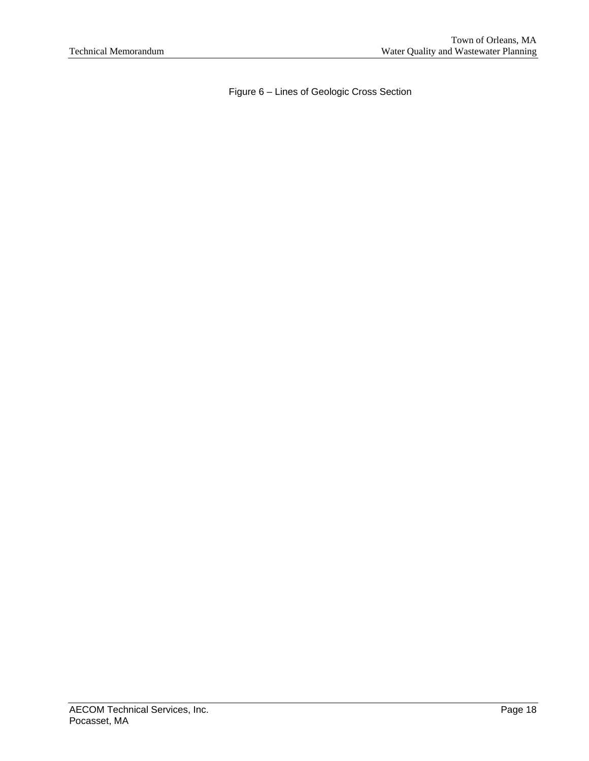Figure 6 – Lines of Geologic Cross Section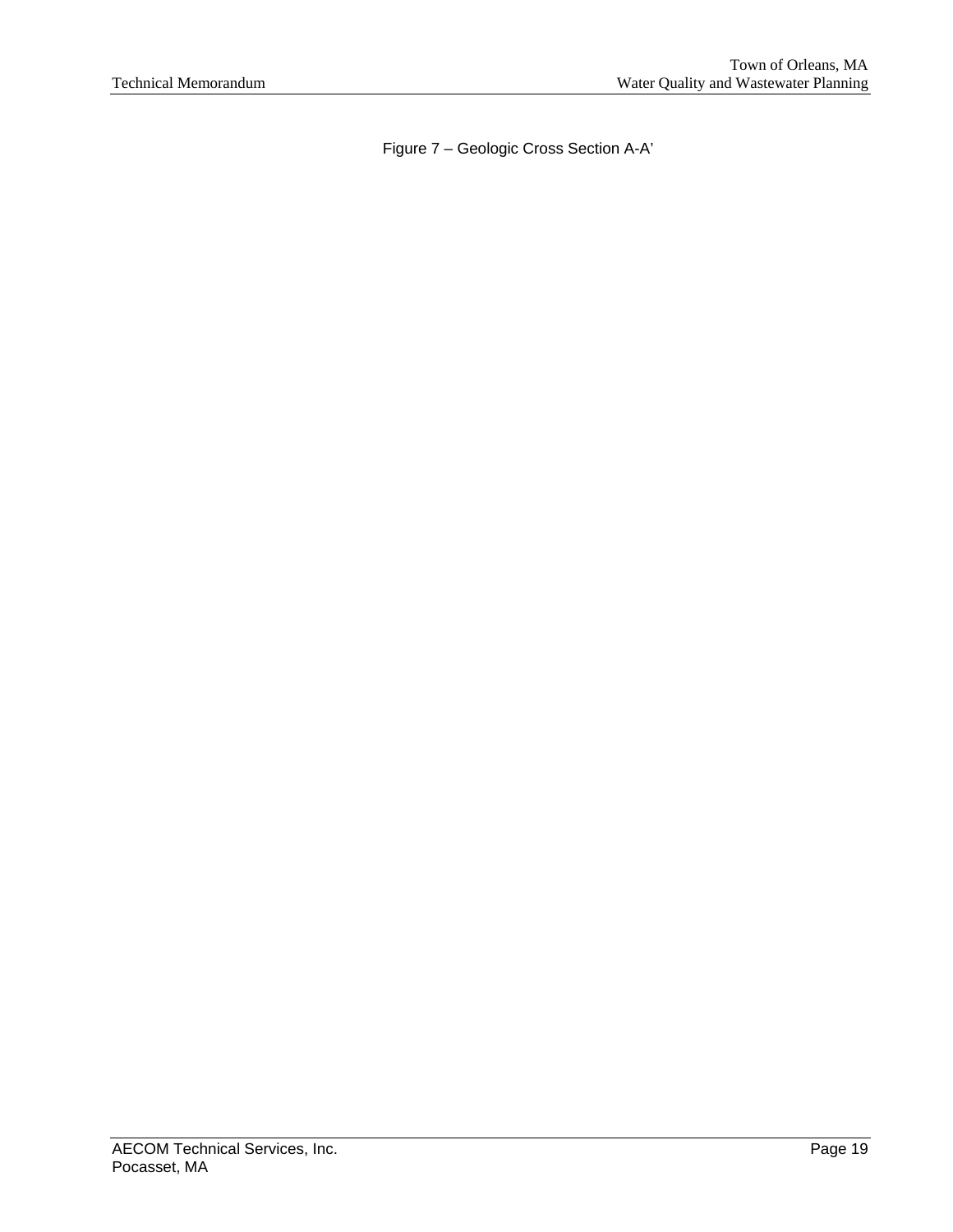Figure 7 – Geologic Cross Section A-A’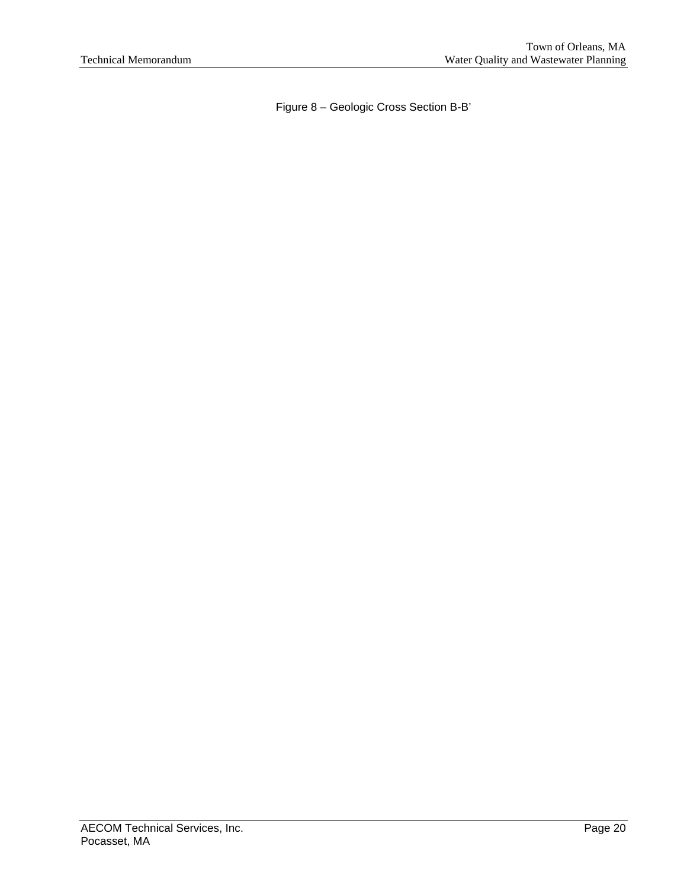Figure 8 – Geologic Cross Section B-B’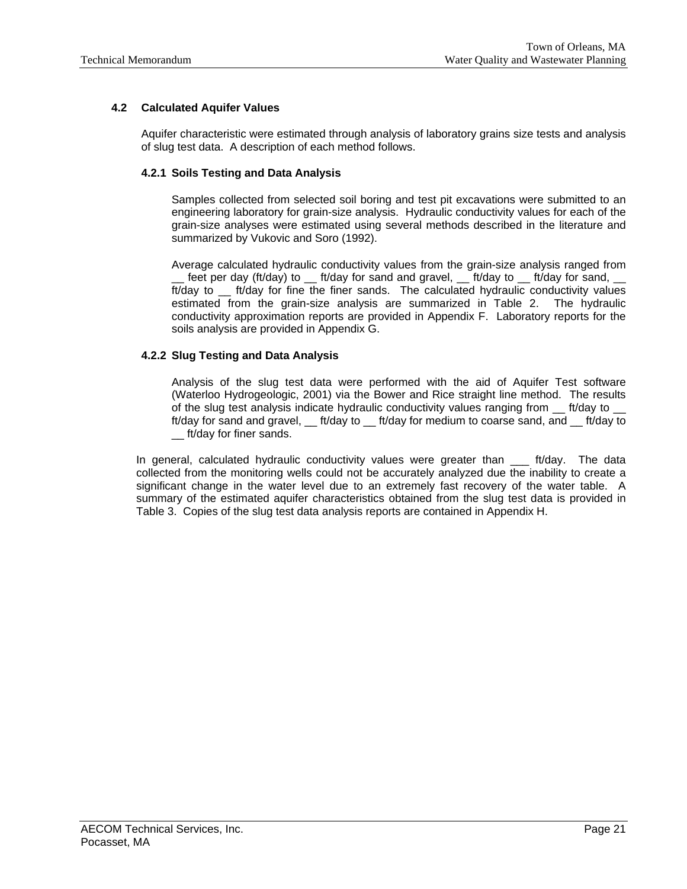### 4.2 Calculated Aquifer Values

Aquifer characteristic were estimated through analysis of laboratory grains size tests and analysis of slug test data. A description of each method follows.

#### 4.2.1 Soils Testing and Data Analysis

Samples collected from selected soil boring and test pit excavations were submitted to an engineering laboratory for grain-size analysis. Hydraulic conductivity values for each of the grain-size analyses were estimated using several methods described in the literature and summarized by Vukovic and Soro (1992).

Average calculated hydraulic conductivity values from the grain-size analysis ranged from __ feet per day (ft/day) to __ ft/day for sand and gravel, __ ft/day to __ ft/day for sand, __ ft/day to __ ft/day for fine the finer sands. The calculated hydraulic conductivity values estimated from the grain-size analysis are summarized in Table 2. The hydraulic conductivity approximation reports are provided in Appendix F. Laboratory reports for the soils analysis are provided in Appendix G.

#### 4.2.2 Slug Testing and Data Analysis

Analysis of the slug test data were performed with the aid of Aquifer Test software (Waterloo Hydrogeologic, 2001) via the Bower and Rice straight line method. The results of the slug test analysis indicate hydraulic conductivity values ranging from __ ft/day to __ ft/day for sand and gravel, __ ft/day to __ ft/day for medium to coarse sand, and __ ft/day to __ ft/day for finer sands.

In general, calculated hydraulic conductivity values were greater than ___ ft/day. The data collected from the monitoring wells could not be accurately analyzed due the inability to create a significant change in the water level due to an extremely fast recovery of the water table. A summary of the estimated aquifer characteristics obtained from the slug test data is provided in Table 3. Copies of the slug test data analysis reports are contained in Appendix H.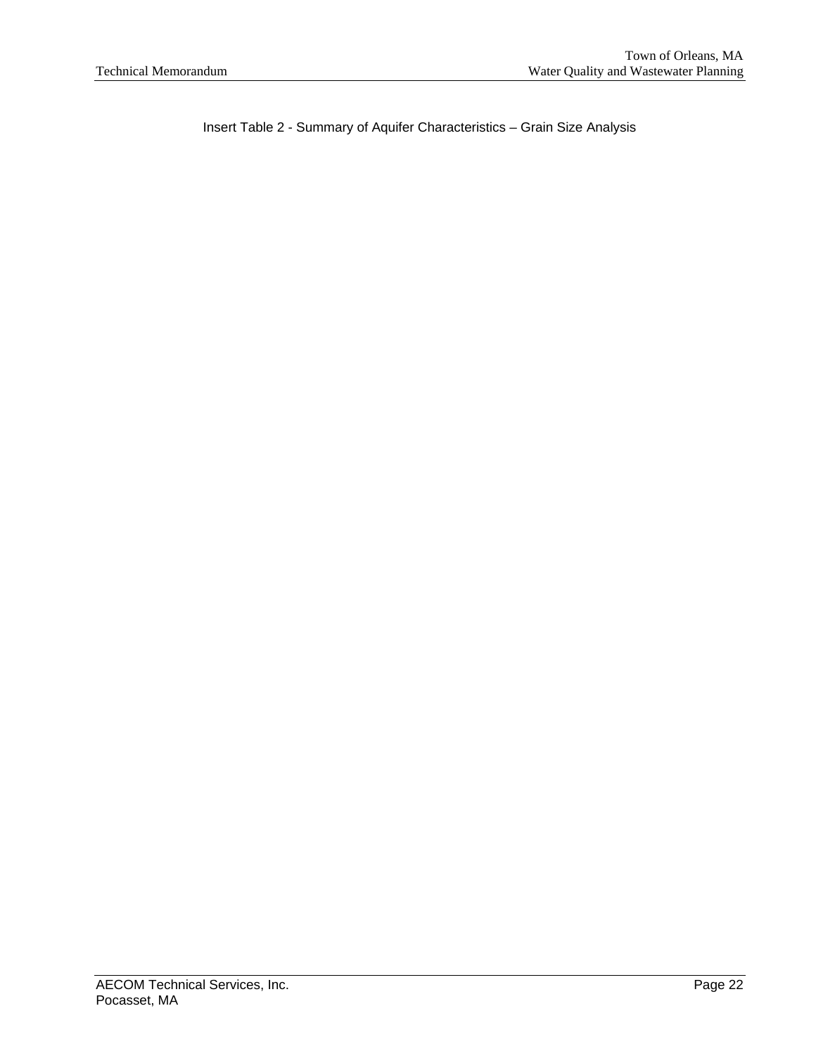Insert Table 2 - Summary of Aquifer Characteristics – Grain Size Analysis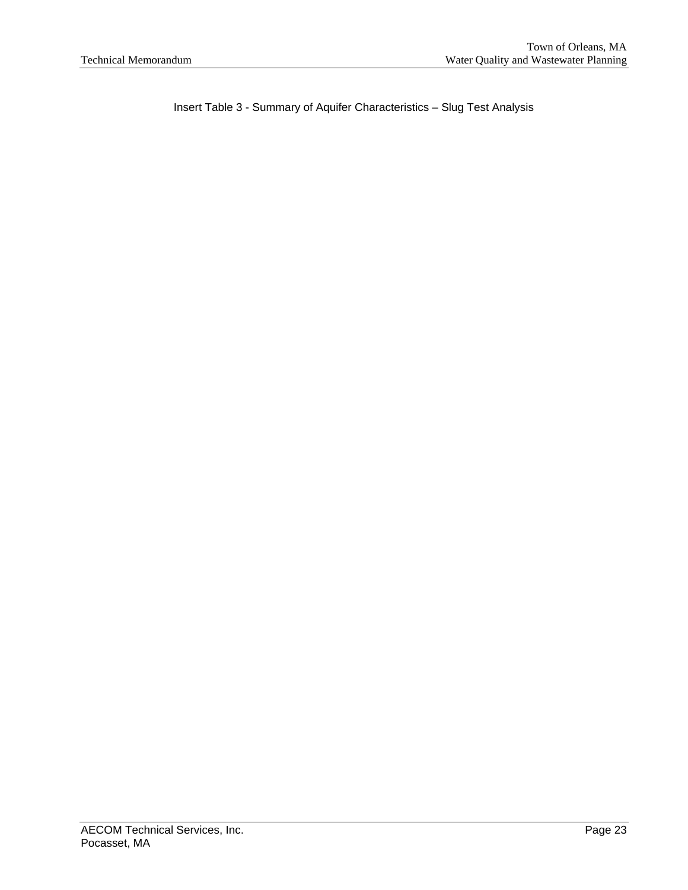Insert Table 3 - Summary of Aquifer Characteristics – Slug Test Analysis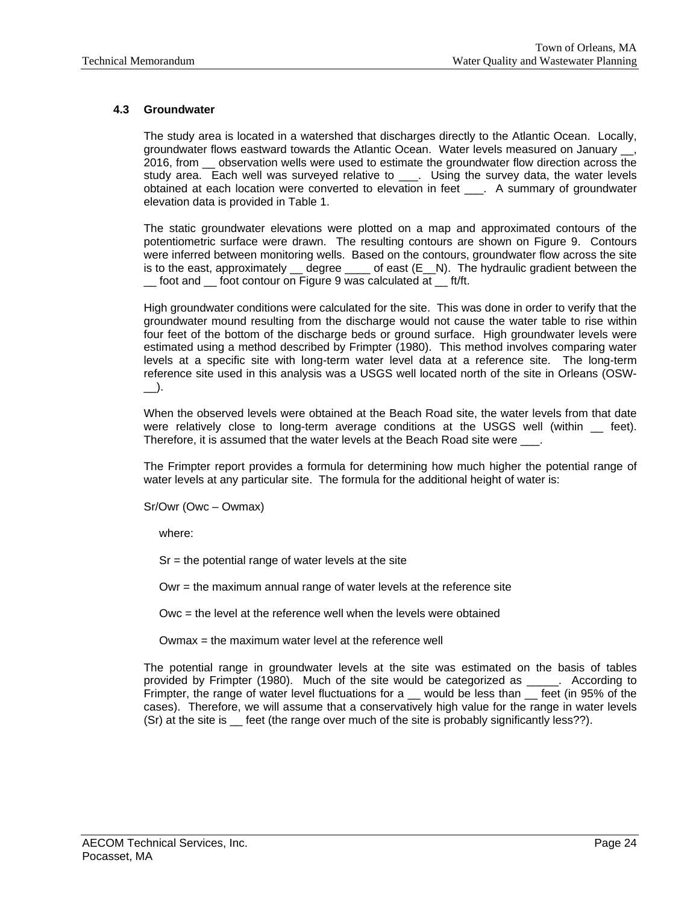### 4.3 Groundwater

The study area is located in a watershed that discharges directly to the Atlantic Ocean. Locally, groundwater flows eastward towards the Atlantic Ocean. Water levels measured on January __, 2016, from __ observation wells were used to estimate the groundwater flow direction across the study area. Each well was surveyed relative to ___. Using the survey data, the water levels obtained at each location were converted to elevation in feet ___. A summary of groundwater elevation data is provided in Table 1.

The static groundwater elevations were plotted on a map and approximated contours of the potentiometric surface were drawn. The resulting contours are shown on Figure 9. Contours were inferred between monitoring wells. Based on the contours, groundwater flow across the site is to the east, approximately __ degree ____ of east (E__N). The hydraulic gradient between the __ foot and __ foot contour on Figure 9 was calculated at __ ft/ft.

High groundwater conditions were calculated for the site. This was done in order to verify that the groundwater mound resulting from the discharge would not cause the water table to rise within four feet of the bottom of the discharge beds or ground surface. High groundwater levels were estimated using a method described by Frimpter (1980). This method involves comparing water levels at a specific site with long-term water level data at a reference site. The long-term reference site used in this analysis was a USGS well located north of the site in Orleans (OSW-__).

When the observed levels were obtained at the Beach Road site, the water levels from that date were relatively close to long-term average conditions at the USGS well (within __ feet). Therefore, it is assumed that the water levels at the Beach Road site were ___.

The Frimpter report provides a formula for determining how much higher the potential range of water levels at any particular site. The formula for the additional height of water is:

Sr/Owr (Owc – Owmax)

where:

Sr = the potential range of water levels at the site

Owr = the maximum annual range of water levels at the reference site

Owc = the level at the reference well when the levels were obtained

Owmax = the maximum water level at the reference well

The potential range in groundwater levels at the site was estimated on the basis of tables provided by Frimpter (1980). Much of the site would be categorized as _____. According to Frimpter, the range of water level fluctuations for a __ would be less than __ feet (in 95% of the cases). Therefore, we will assume that a conservatively high value for the range in water levels (Sr) at the site is __ feet (the range over much of the site is probably significantly less??).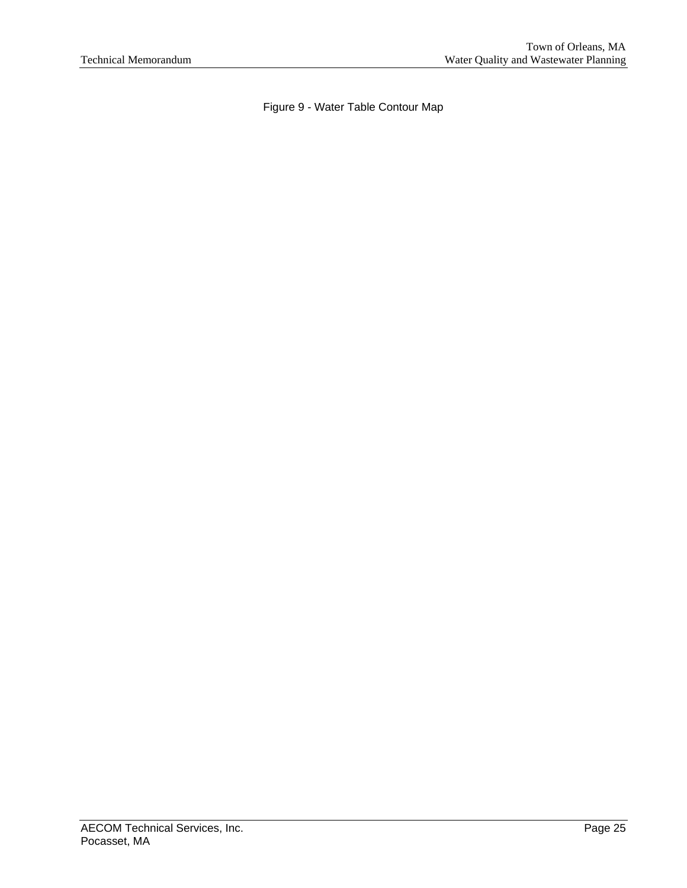Figure 9 - Water Table Contour Map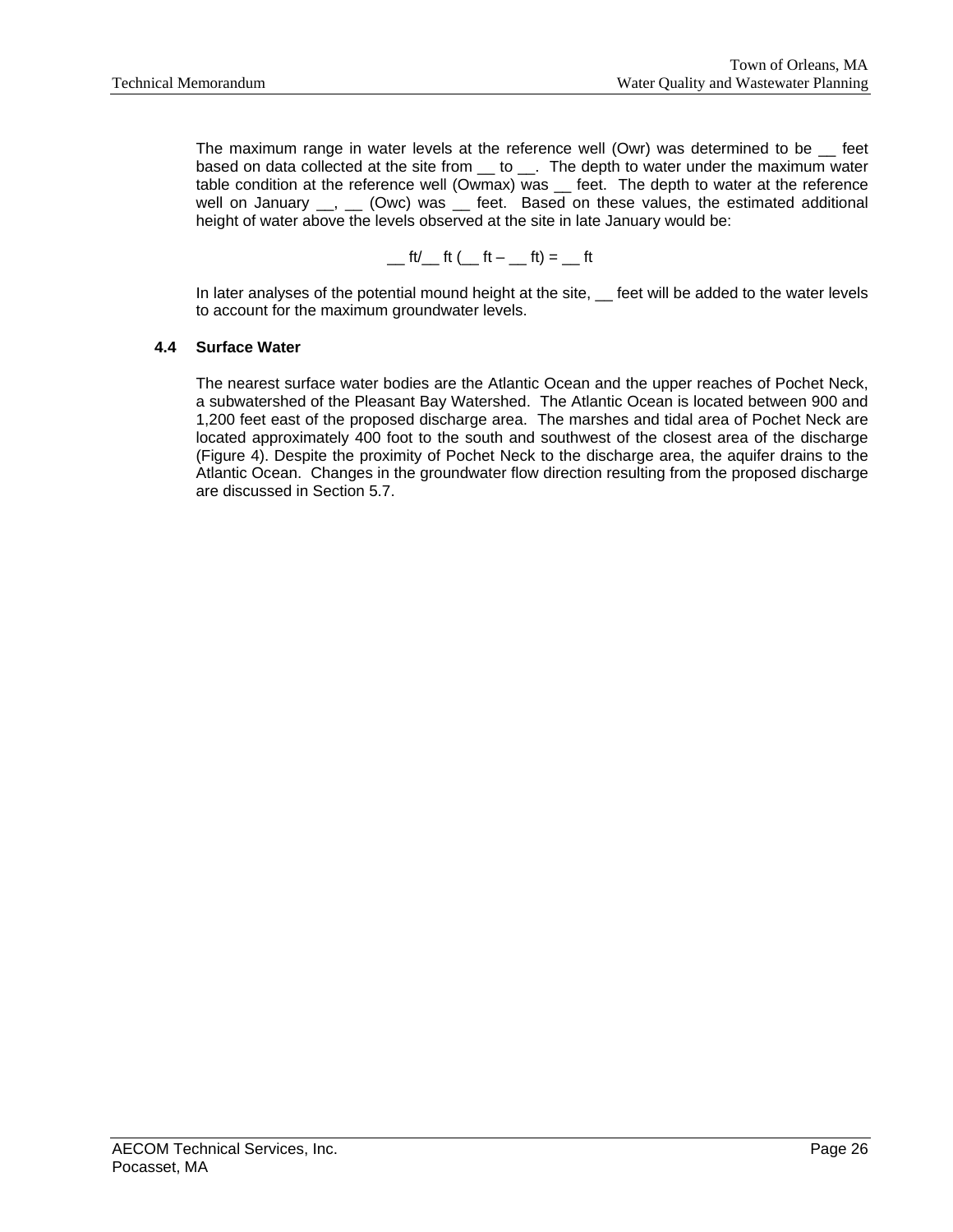The maximum range in water levels at the reference well (Owr) was determined to be __ feet based on data collected at the site from __ to __. The depth to water under the maximum water table condition at the reference well (Owmax) was __ feet. The depth to water at the reference well on January __, __ (Owc) was __ feet. Based on these values, the estimated additional height of water above the levels observed at the site in late January would be:

__ ft/__ ft (__ ft – __ ft) = __ ft

In later analyses of the potential mound height at the site, __ feet will be added to the water levels to account for the maximum groundwater levels.

### 4.4 Surface Water

The nearest surface water bodies are the Atlantic Ocean and the upper reaches of Pochet Neck, a subwatershed of the Pleasant Bay Watershed. The Atlantic Ocean is located between 900 and 1,200 feet east of the proposed discharge area. The marshes and tidal area of Pochet Neck are located approximately 400 foot to the south and southwest of the closest area of the discharge (Figure 4). Despite the proximity of Pochet Neck to the discharge area, the aquifer drains to the Atlantic Ocean. Changes in the groundwater flow direction resulting from the proposed discharge are discussed in Section 5.7.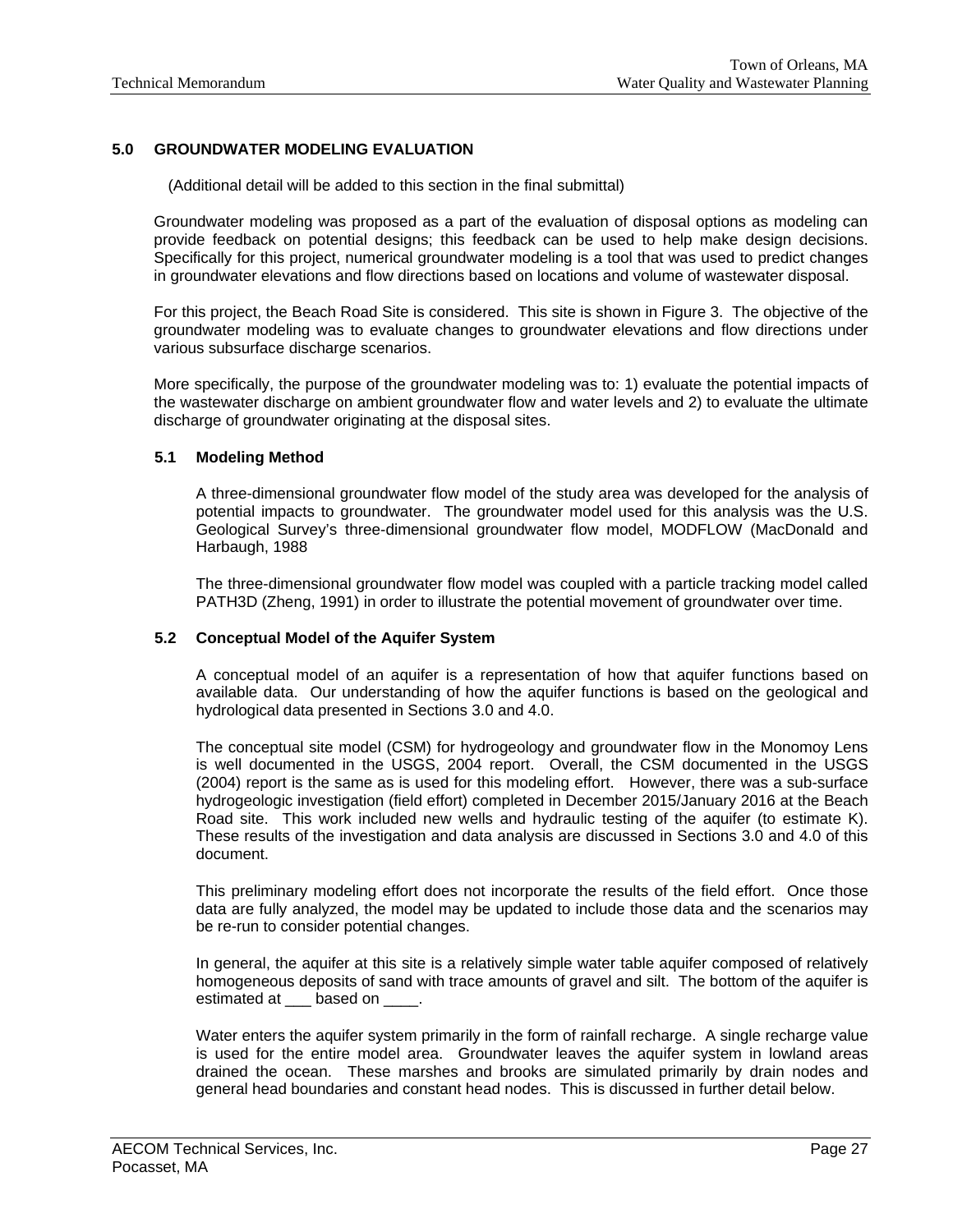## 5.0 GROUNDWATER MODELING EVALUATION

(Additional detail will be added to this section in the final submittal)

Groundwater modeling was proposed as a part of the evaluation of disposal options as modeling can provide feedback on potential designs; this feedback can be used to help make design decisions. Specifically for this project, numerical groundwater modeling is a tool that was used to predict changes in groundwater elevations and flow directions based on locations and volume of wastewater disposal.

For this project, the Beach Road Site is considered. This site is shown in Figure 3. The objective of the groundwater modeling was to evaluate changes to groundwater elevations and flow directions under various subsurface discharge scenarios.

More specifically, the purpose of the groundwater modeling was to: 1) evaluate the potential impacts of the wastewater discharge on ambient groundwater flow and water levels and 2) to evaluate the ultimate discharge of groundwater originating at the disposal sites.

### 5.1 Modeling Method

A three-dimensional groundwater flow model of the study area was developed for the analysis of potential impacts to groundwater. The groundwater model used for this analysis was the U.S. Geological Survey's three-dimensional groundwater flow model, MODFLOW (MacDonald and Harbaugh, 1988

The three-dimensional groundwater flow model was coupled with a particle tracking model called PATH3D (Zheng, 1991) in order to illustrate the potential movement of groundwater over time.

### 5.2 Conceptual Model of the Aquifer System

A conceptual model of an aquifer is a representation of how that aquifer functions based on available data. Our understanding of how the aquifer functions is based on the geological and hydrological data presented in Sections 3.0 and 4.0.

The conceptual site model (CSM) for hydrogeology and groundwater flow in the Monomoy Lens is well documented in the USGS, 2004 report. Overall, the CSM documented in the USGS (2004) report is the same as is used for this modeling effort. However, there was a sub-surface hydrogeologic investigation (field effort) completed in December 2015/January 2016 at the Beach Road site. This work included new wells and hydraulic testing of the aquifer (to estimate K). These results of the investigation and data analysis are discussed in Sections 3.0 and 4.0 of this document.

This preliminary modeling effort does not incorporate the results of the field effort. Once those data are fully analyzed, the model may be updated to include those data and the scenarios may be re-run to consider potential changes.

In general, the aquifer at this site is a relatively simple water table aquifer composed of relatively homogeneous deposits of sand with trace amounts of gravel and silt. The bottom of the aquifer is estimated at ___ based on ____.

Water enters the aquifer system primarily in the form of rainfall recharge. A single recharge value is used for the entire model area. Groundwater leaves the aquifer system in lowland areas drained the ocean. These marshes and brooks are simulated primarily by drain nodes and general head boundaries and constant head nodes. This is discussed in further detail below.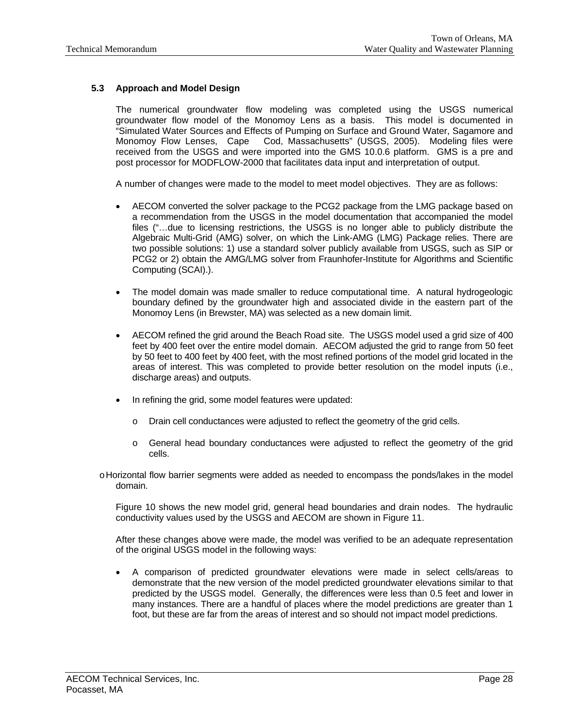### 5.3 Approach and Model Design

The numerical groundwater flow modeling was completed using the USGS numerical groundwater flow model of the Monomoy Lens as a basis. This model is documented in "Simulated Water Sources and Effects of Pumping on Surface and Ground Water, Sagamore and Monomoy Flow Lenses, Cape Cod, Massachusetts" (USGS, 2005). Modeling files were received from the USGS and were imported into the GMS 10.0.6 platform. GMS is a pre and post processor for MODFLOW-2000 that facilitates data input and interpretation of output.

A number of changes were made to the model to meet model objectives. They are as follows:

- AECOM converted the solver package to the PCG2 package from the LMG package based on a recommendation from the USGS in the model documentation that accompanied the model files ("…due to licensing restrictions, the USGS is no longer able to publicly distribute the Algebraic Multi-Grid (AMG) solver, on which the Link-AMG (LMG) Package relies. There are two possible solutions: 1) use a standard solver publicly available from USGS, such as SIP or PCG2 or 2) obtain the AMG/LMG solver from Fraunhofer-Institute for Algorithms and Scientific Computing (SCAI).).

- The model domain was made smaller to reduce computational time. A natural hydrogeologic boundary defined by the groundwater high and associated divide in the eastern part of the Monomoy Lens (in Brewster, MA) was selected as a new domain limit.

- AECOM refined the grid around the Beach Road site. The USGS model used a grid size of 400 feet by 400 feet over the entire model domain. AECOM adjusted the grid to range from 50 feet by 50 feet to 400 feet by 400 feet, with the most refined portions of the model grid located in the areas of interest. This was completed to provide better resolution on the model inputs (i.e., discharge areas) and outputs.

- In refining the grid, some model features were updated:
  - Drain cell conductances were adjusted to reflect the geometry of the grid cells.
  - General head boundary conductances were adjusted to reflect the geometry of the grid cells.
  - Horizontal flow barrier segments were added as needed to encompass the ponds/lakes in the model domain.

Figure 10 shows the new model grid, general head boundaries and drain nodes. The hydraulic conductivity values used by the USGS and AECOM are shown in Figure 11.

After these changes above were made, the model was verified to be an adequate representation of the original USGS model in the following ways:

- A comparison of predicted groundwater elevations were made in select cells/areas to demonstrate that the new version of the model predicted groundwater elevations similar to that predicted by the USGS model. Generally, the differences were less than 0.5 feet and lower in many instances. There are a handful of places where the model predictions are greater than 1 foot, but these are far from the areas of interest and so should not impact model predictions.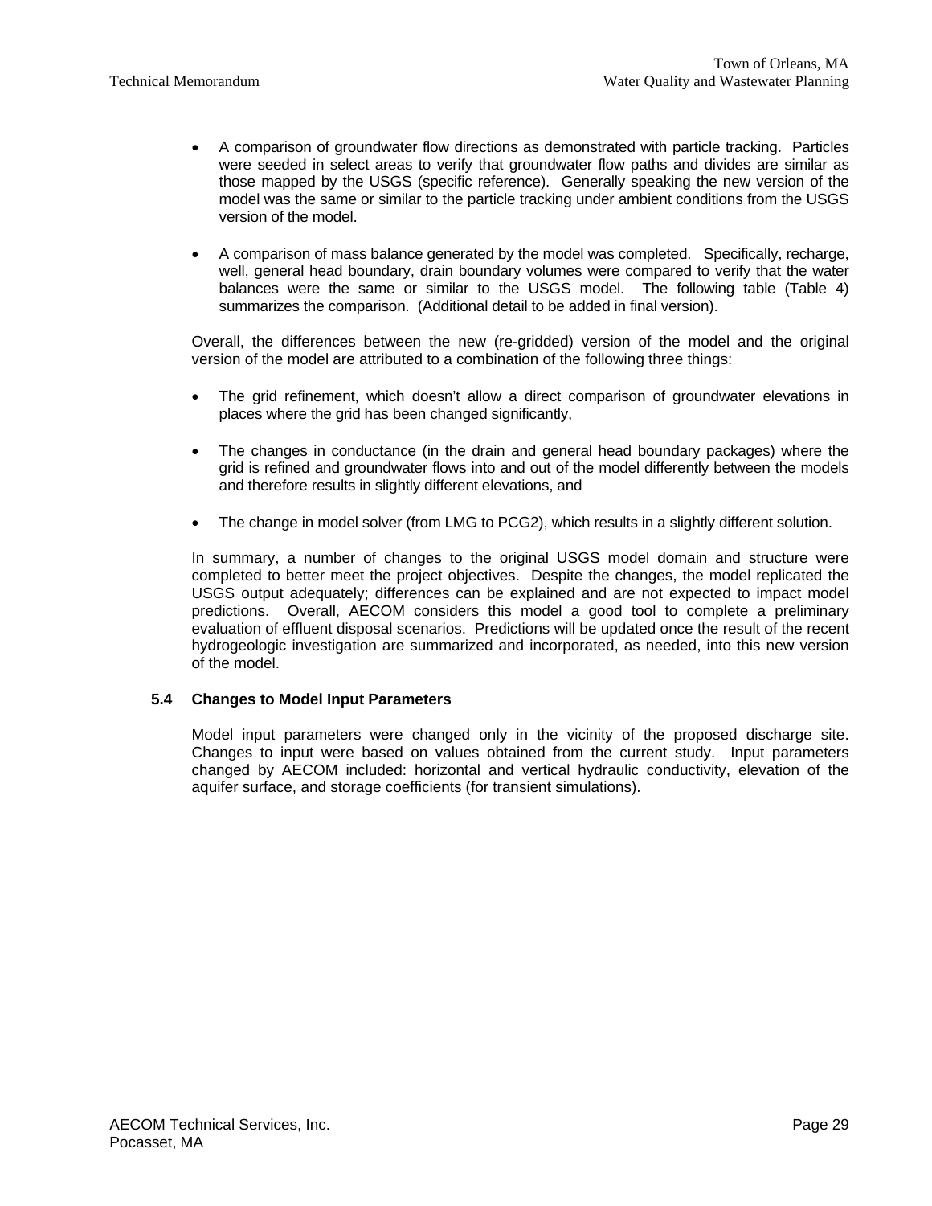- A comparison of groundwater flow directions as demonstrated with particle tracking. Particles were seeded in select areas to verify that groundwater flow paths and divides are similar as those mapped by the USGS (specific reference). Generally speaking the new version of the model was the same or similar to the particle tracking under ambient conditions from the USGS version of the model.

- A comparison of mass balance generated by the model was completed. Specifically, recharge, well, general head boundary, drain boundary volumes were compared to verify that the water balances were the same or similar to the USGS model. The following table (Table 4) summarizes the comparison. (Additional detail to be added in final version).

Overall, the differences between the new (re-gridded) version of the model and the original version of the model are attributed to a combination of the following three things:

- The grid refinement, which doesn't allow a direct comparison of groundwater elevations in places where the grid has been changed significantly,

- The changes in conductance (in the drain and general head boundary packages) where the grid is refined and groundwater flows into and out of the model differently between the models and therefore results in slightly different elevations, and

- The change in model solver (from LMG to PCG2), which results in a slightly different solution.

In summary, a number of changes to the original USGS model domain and structure were completed to better meet the project objectives. Despite the changes, the model replicated the USGS output adequately; differences can be explained and are not expected to impact model predictions. Overall, AECOM considers this model a good tool to complete a preliminary evaluation of effluent disposal scenarios. Predictions will be updated once the result of the recent hydrogeologic investigation are summarized and incorporated, as needed, into this new version of the model.

### 5.4 Changes to Model Input Parameters

Model input parameters were changed only in the vicinity of the proposed discharge site. Changes to input were based on values obtained from the current study. Input parameters changed by AECOM included: horizontal and vertical hydraulic conductivity, elevation of the aquifer surface, and storage coefficients (for transient simulations).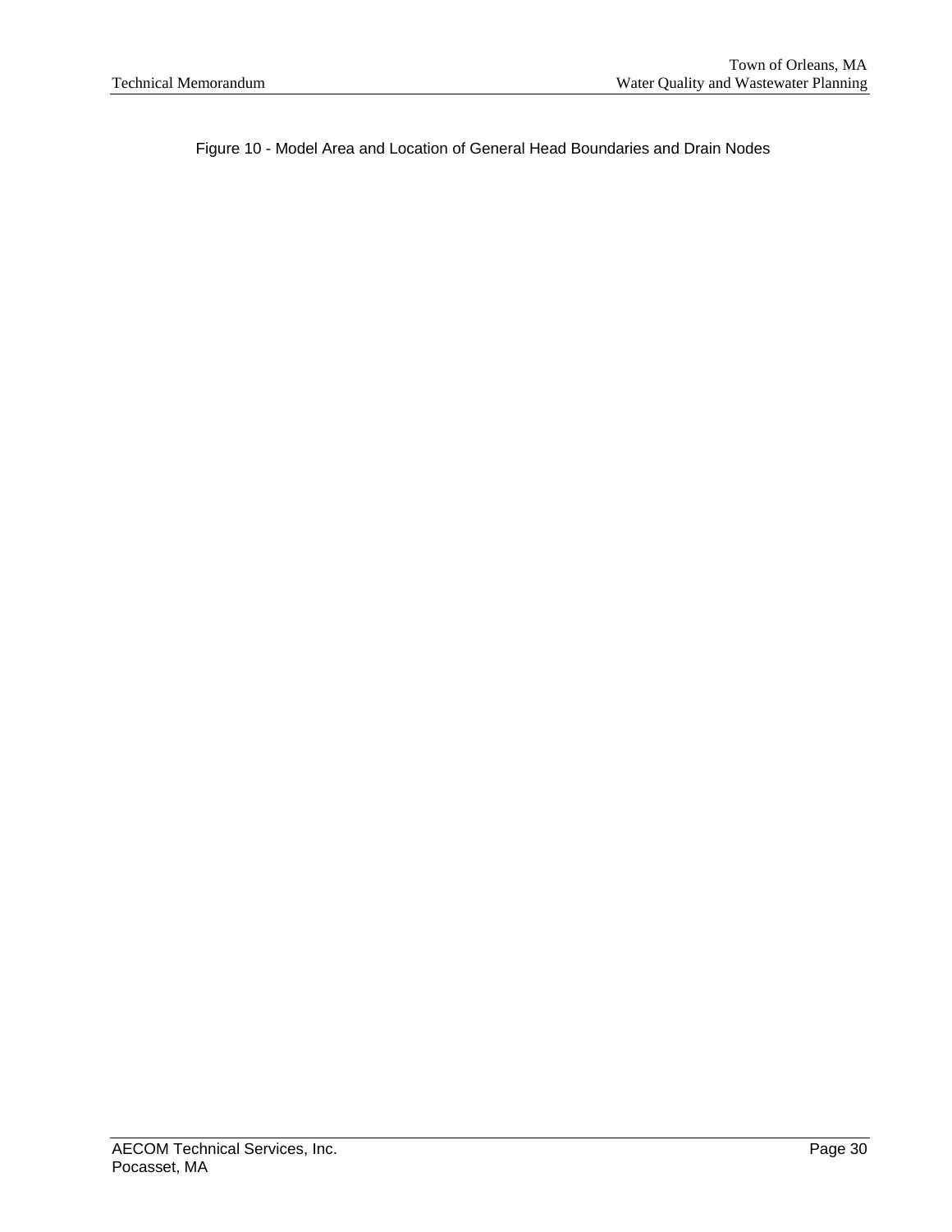Figure 10 - Model Area and Location of General Head Boundaries and Drain Nodes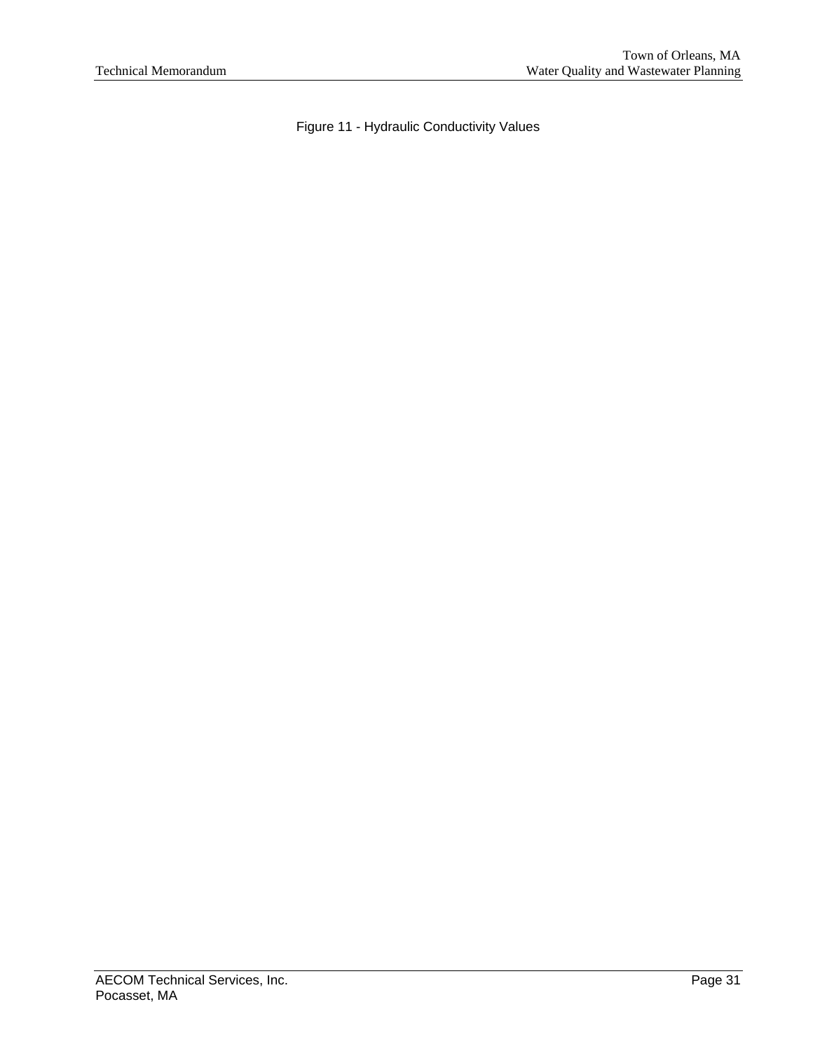Figure 11 - Hydraulic Conductivity Values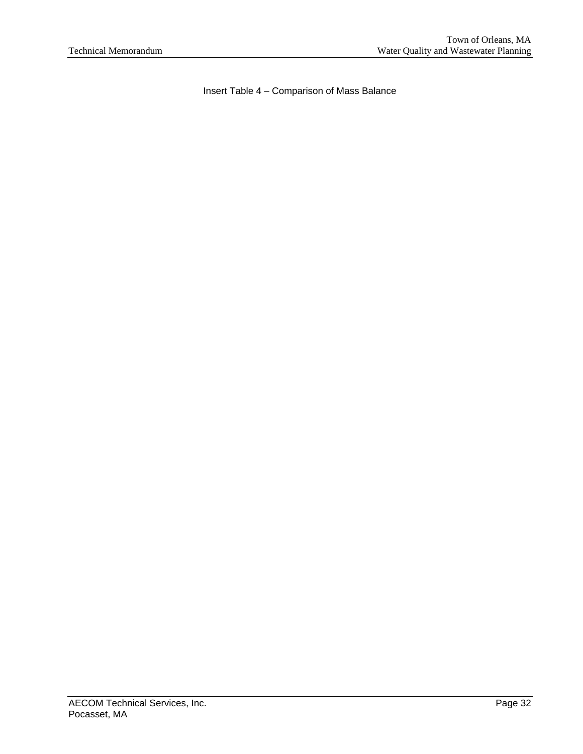Insert Table 4 – Comparison of Mass Balance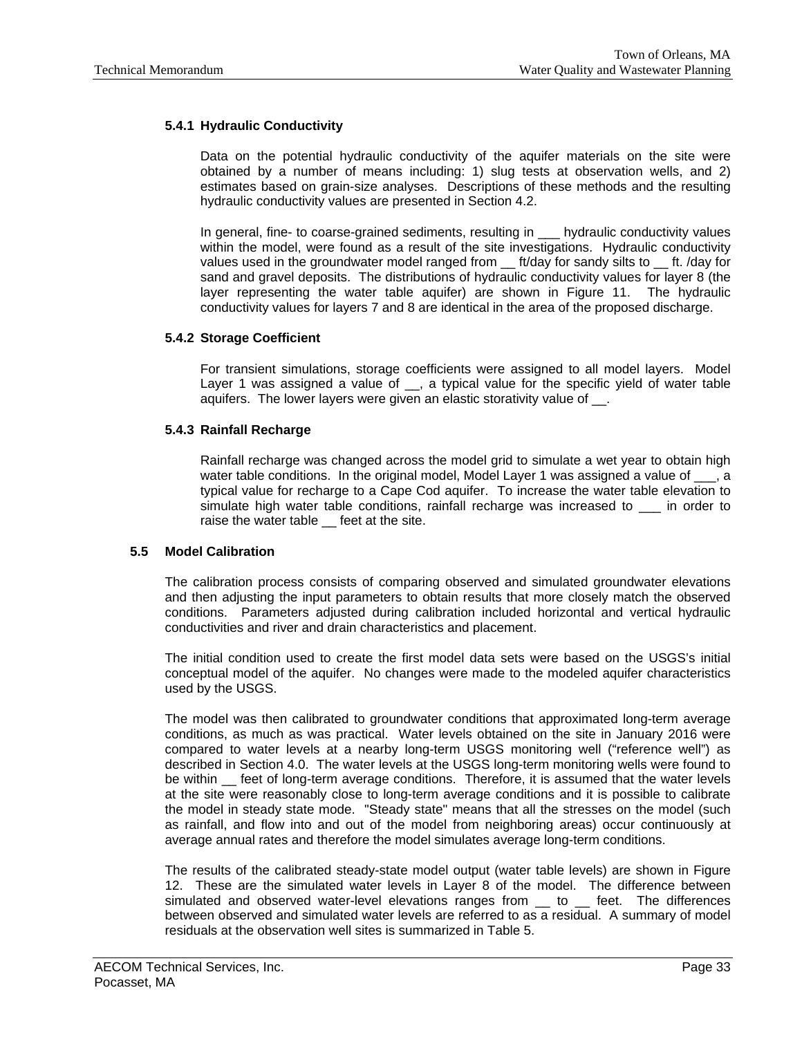#### 5.4.1 Hydraulic Conductivity

Data on the potential hydraulic conductivity of the aquifer materials on the site were obtained by a number of means including: 1) slug tests at observation wells, and 2) estimates based on grain-size analyses. Descriptions of these methods and the resulting hydraulic conductivity values are presented in Section 4.2.

In general, fine- to coarse-grained sediments, resulting in ___ hydraulic conductivity values within the model, were found as a result of the site investigations. Hydraulic conductivity values used in the groundwater model ranged from __ ft/day for sandy silts to __ ft. /day for sand and gravel deposits. The distributions of hydraulic conductivity values for layer 8 (the layer representing the water table aquifer) are shown in Figure 11. The hydraulic conductivity values for layers 7 and 8 are identical in the area of the proposed discharge.

#### 5.4.2 Storage Coefficient

For transient simulations, storage coefficients were assigned to all model layers. Model Layer 1 was assigned a value of __, a typical value for the specific yield of water table aquifers. The lower layers were given an elastic storativity value of __.

#### 5.4.3 Rainfall Recharge

Rainfall recharge was changed across the model grid to simulate a wet year to obtain high water table conditions. In the original model, Model Layer 1 was assigned a value of ___, a typical value for recharge to a Cape Cod aquifer. To increase the water table elevation to simulate high water table conditions, rainfall recharge was increased to ___ in order to raise the water table __ feet at the site.

### 5.5 Model Calibration

The calibration process consists of comparing observed and simulated groundwater elevations and then adjusting the input parameters to obtain results that more closely match the observed conditions. Parameters adjusted during calibration included horizontal and vertical hydraulic conductivities and river and drain characteristics and placement.

The initial condition used to create the first model data sets were based on the USGS's initial conceptual model of the aquifer. No changes were made to the modeled aquifer characteristics used by the USGS.

The model was then calibrated to groundwater conditions that approximated long-term average conditions, as much as was practical. Water levels obtained on the site in January 2016 were compared to water levels at a nearby long-term USGS monitoring well ("reference well") as described in Section 4.0. The water levels at the USGS long-term monitoring wells were found to be within __ feet of long-term average conditions. Therefore, it is assumed that the water levels at the site were reasonably close to long-term average conditions and it is possible to calibrate the model in steady state mode. "Steady state" means that all the stresses on the model (such as rainfall, and flow into and out of the model from neighboring areas) occur continuously at average annual rates and therefore the model simulates average long-term conditions.

The results of the calibrated steady-state model output (water table levels) are shown in Figure 12. These are the simulated water levels in Layer 8 of the model. The difference between simulated and observed water-level elevations ranges from __ to __ feet. The differences between observed and simulated water levels are referred to as a residual. A summary of model residuals at the observation well sites is summarized in Table 5.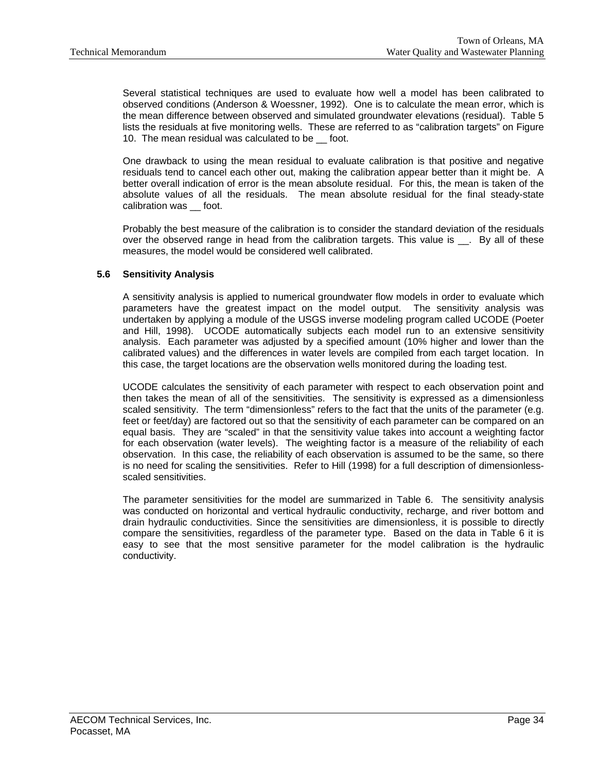Several statistical techniques are used to evaluate how well a model has been calibrated to observed conditions (Anderson & Woessner, 1992). One is to calculate the mean error, which is the mean difference between observed and simulated groundwater elevations (residual). Table 5 lists the residuals at five monitoring wells. These are referred to as "calibration targets" on Figure 10. The mean residual was calculated to be __ foot.

One drawback to using the mean residual to evaluate calibration is that positive and negative residuals tend to cancel each other out, making the calibration appear better than it might be. A better overall indication of error is the mean absolute residual. For this, the mean is taken of the absolute values of all the residuals. The mean absolute residual for the final steady-state calibration was __ foot.

Probably the best measure of the calibration is to consider the standard deviation of the residuals over the observed range in head from the calibration targets. This value is __. By all of these measures, the model would be considered well calibrated.

### 5.6 Sensitivity Analysis

A sensitivity analysis is applied to numerical groundwater flow models in order to evaluate which parameters have the greatest impact on the model output. The sensitivity analysis was undertaken by applying a module of the USGS inverse modeling program called UCODE (Poeter and Hill, 1998). UCODE automatically subjects each model run to an extensive sensitivity analysis. Each parameter was adjusted by a specified amount (10% higher and lower than the calibrated values) and the differences in water levels are compiled from each target location. In this case, the target locations are the observation wells monitored during the loading test.

UCODE calculates the sensitivity of each parameter with respect to each observation point and then takes the mean of all of the sensitivities. The sensitivity is expressed as a dimensionless scaled sensitivity. The term "dimensionless" refers to the fact that the units of the parameter (e.g. feet or feet/day) are factored out so that the sensitivity of each parameter can be compared on an equal basis. They are "scaled" in that the sensitivity value takes into account a weighting factor for each observation (water levels). The weighting factor is a measure of the reliability of each observation. In this case, the reliability of each observation is assumed to be the same, so there is no need for scaling the sensitivities. Refer to Hill (1998) for a full description of dimensionless-scaled sensitivities.

The parameter sensitivities for the model are summarized in Table 6. The sensitivity analysis was conducted on horizontal and vertical hydraulic conductivity, recharge, and river bottom and drain hydraulic conductivities. Since the sensitivities are dimensionless, it is possible to directly compare the sensitivities, regardless of the parameter type. Based on the data in Table 6 it is easy to see that the most sensitive parameter for the model calibration is the hydraulic conductivity.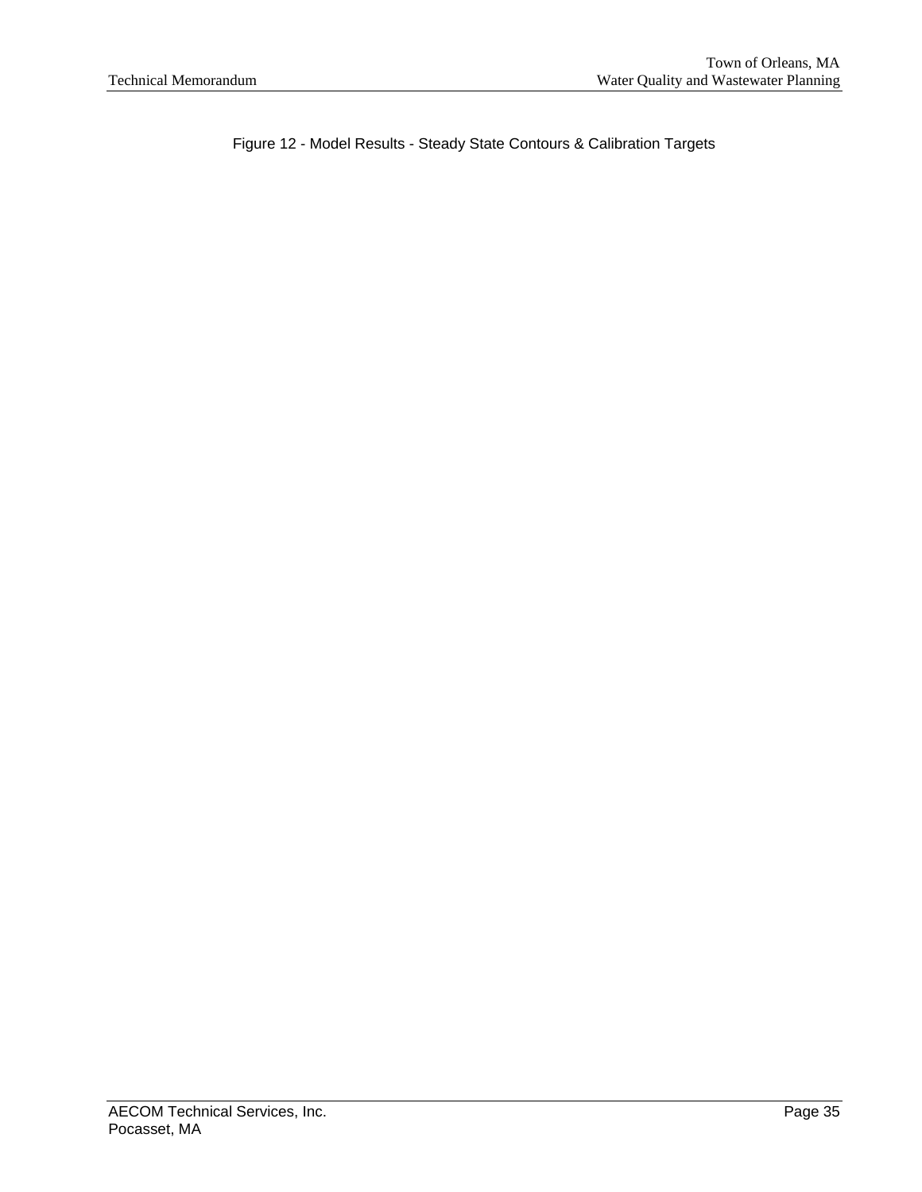Figure 12 - Model Results - Steady State Contours & Calibration Targets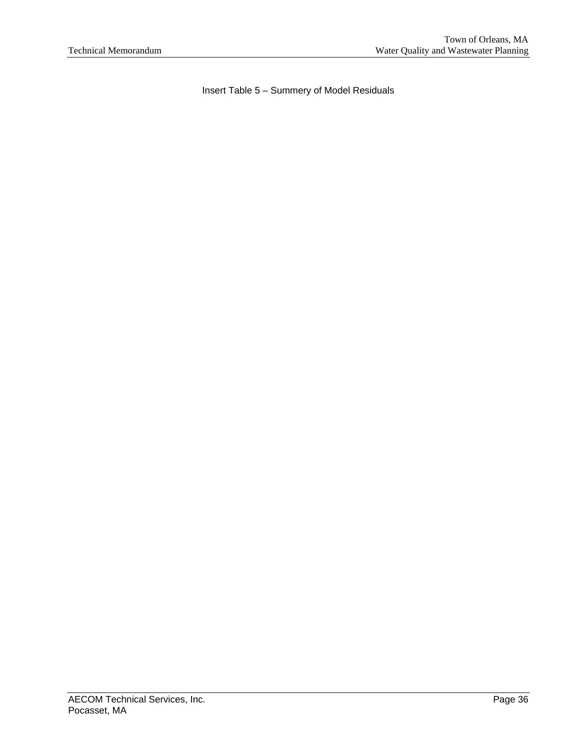Insert Table 5 – Summery of Model Residuals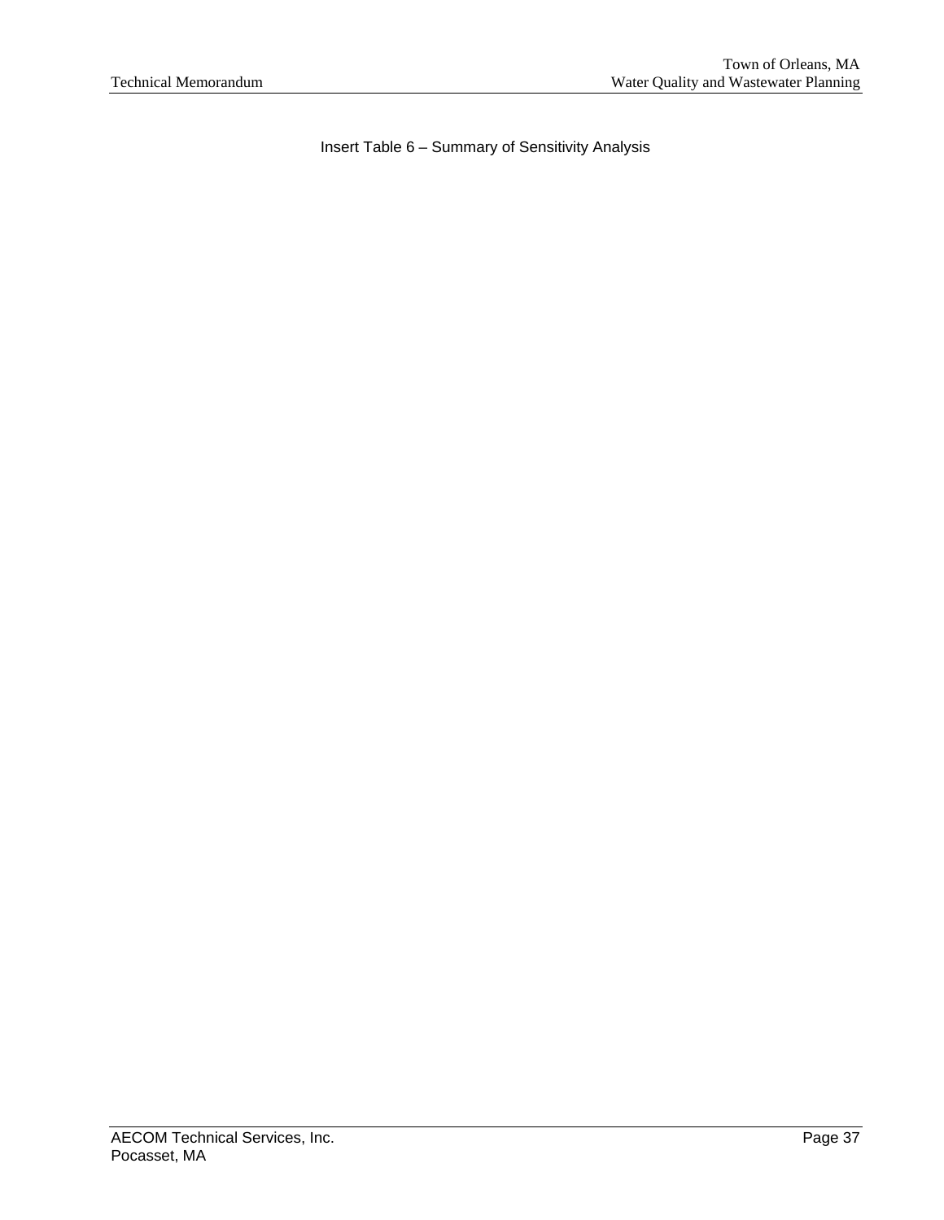Insert Table 6 – Summary of Sensitivity Analysis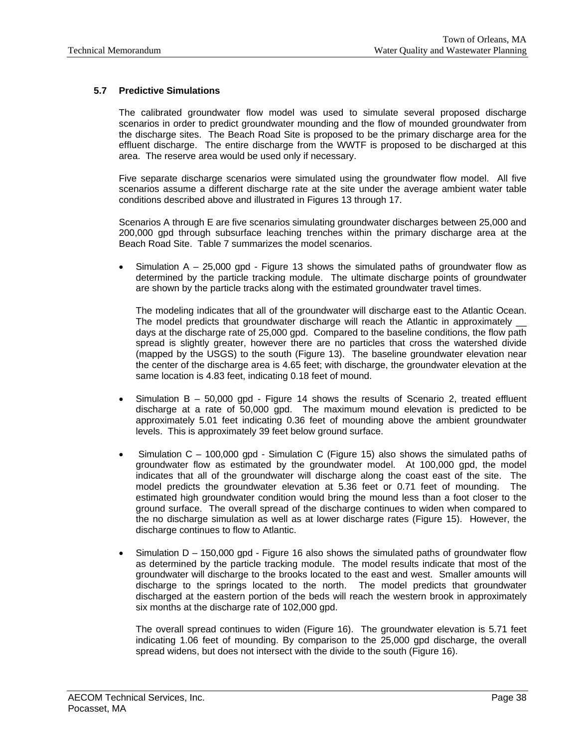### 5.7 Predictive Simulations

The calibrated groundwater flow model was used to simulate several proposed discharge scenarios in order to predict groundwater mounding and the flow of mounded groundwater from the discharge sites. The Beach Road Site is proposed to be the primary discharge area for the effluent discharge. The entire discharge from the WWTF is proposed to be discharged at this area. The reserve area would be used only if necessary.

Five separate discharge scenarios were simulated using the groundwater flow model. All five scenarios assume a different discharge rate at the site under the average ambient water table conditions described above and illustrated in Figures 13 through 17.

Scenarios A through E are five scenarios simulating groundwater discharges between 25,000 and 200,000 gpd through subsurface leaching trenches within the primary discharge area at the Beach Road Site. Table 7 summarizes the model scenarios.

- Simulation A – 25,000 gpd - Figure 13 shows the simulated paths of groundwater flow as determined by the particle tracking module. The ultimate discharge points of groundwater are shown by the particle tracks along with the estimated groundwater travel times.

  The modeling indicates that all of the groundwater will discharge east to the Atlantic Ocean. The model predicts that groundwater discharge will reach the Atlantic in approximately __ days at the discharge rate of 25,000 gpd. Compared to the baseline conditions, the flow path spread is slightly greater, however there are no particles that cross the watershed divide (mapped by the USGS) to the south (Figure 13). The baseline groundwater elevation near the center of the discharge area is 4.65 feet; with discharge, the groundwater elevation at the same location is 4.83 feet, indicating 0.18 feet of mound.

- Simulation B – 50,000 gpd - Figure 14 shows the results of Scenario 2, treated effluent discharge at a rate of 50,000 gpd. The maximum mound elevation is predicted to be approximately 5.01 feet indicating 0.36 feet of mounding above the ambient groundwater levels. This is approximately 39 feet below ground surface.

- Simulation C – 100,000 gpd - Simulation C (Figure 15) also shows the simulated paths of groundwater flow as estimated by the groundwater model. At 100,000 gpd, the model indicates that all of the groundwater will discharge along the coast east of the site. The model predicts the groundwater elevation at 5.36 feet or 0.71 feet of mounding. The estimated high groundwater condition would bring the mound less than a foot closer to the ground surface. The overall spread of the discharge continues to widen when compared to the no discharge simulation as well as at lower discharge rates (Figure 15). However, the discharge continues to flow to Atlantic.

- Simulation D – 150,000 gpd - Figure 16 also shows the simulated paths of groundwater flow as determined by the particle tracking module. The model results indicate that most of the groundwater will discharge to the brooks located to the east and west. Smaller amounts will discharge to the springs located to the north. The model predicts that groundwater discharged at the eastern portion of the beds will reach the western brook in approximately six months at the discharge rate of 102,000 gpd.

  The overall spread continues to widen (Figure 16). The groundwater elevation is 5.71 feet indicating 1.06 feet of mounding. By comparison to the 25,000 gpd discharge, the overall spread widens, but does not intersect with the divide to the south (Figure 16).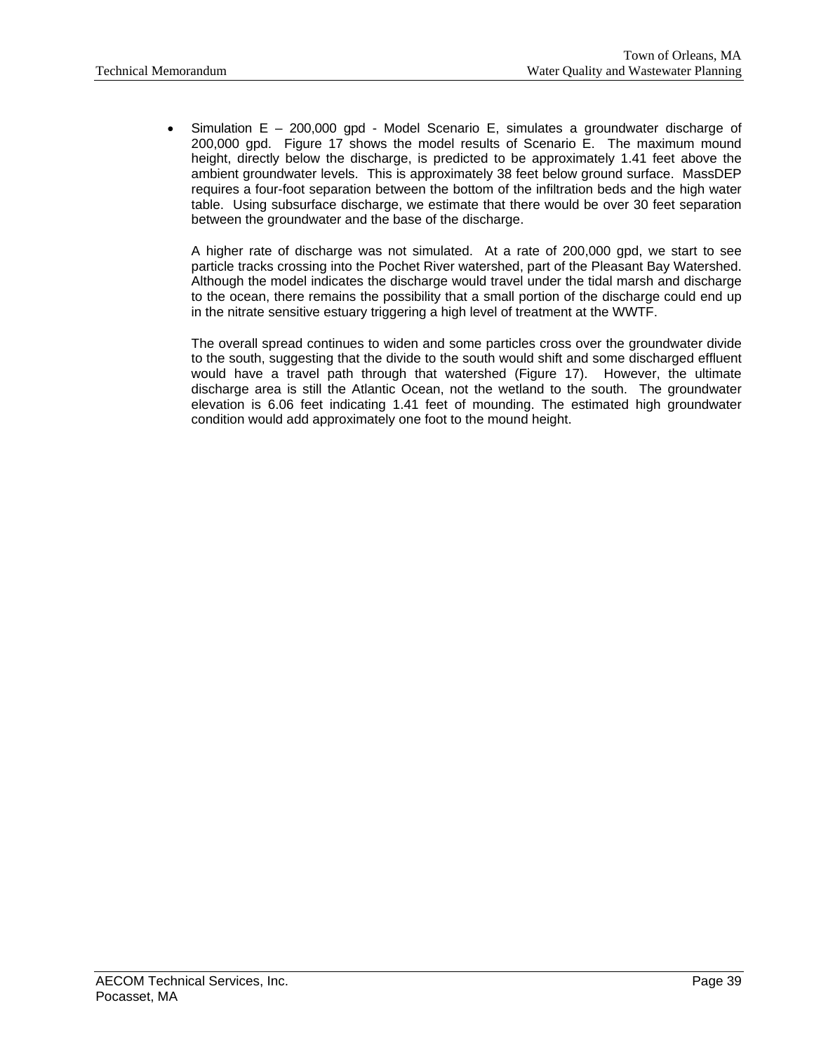- Simulation E – 200,000 gpd - Model Scenario E, simulates a groundwater discharge of 200,000 gpd. Figure 17 shows the model results of Scenario E. The maximum mound height, directly below the discharge, is predicted to be approximately 1.41 feet above the ambient groundwater levels. This is approximately 38 feet below ground surface. MassDEP requires a four-foot separation between the bottom of the infiltration beds and the high water table. Using subsurface discharge, we estimate that there would be over 30 feet separation between the groundwater and the base of the discharge.

  A higher rate of discharge was not simulated. At a rate of 200,000 gpd, we start to see particle tracks crossing into the Pochet River watershed, part of the Pleasant Bay Watershed. Although the model indicates the discharge would travel under the tidal marsh and discharge to the ocean, there remains the possibility that a small portion of the discharge could end up in the nitrate sensitive estuary triggering a high level of treatment at the WWTF.

  The overall spread continues to widen and some particles cross over the groundwater divide to the south, suggesting that the divide to the south would shift and some discharged effluent would have a travel path through that watershed (Figure 17). However, the ultimate discharge area is still the Atlantic Ocean, not the wetland to the south. The groundwater elevation is 6.06 feet indicating 1.41 feet of mounding. The estimated high groundwater condition would add approximately one foot to the mound height.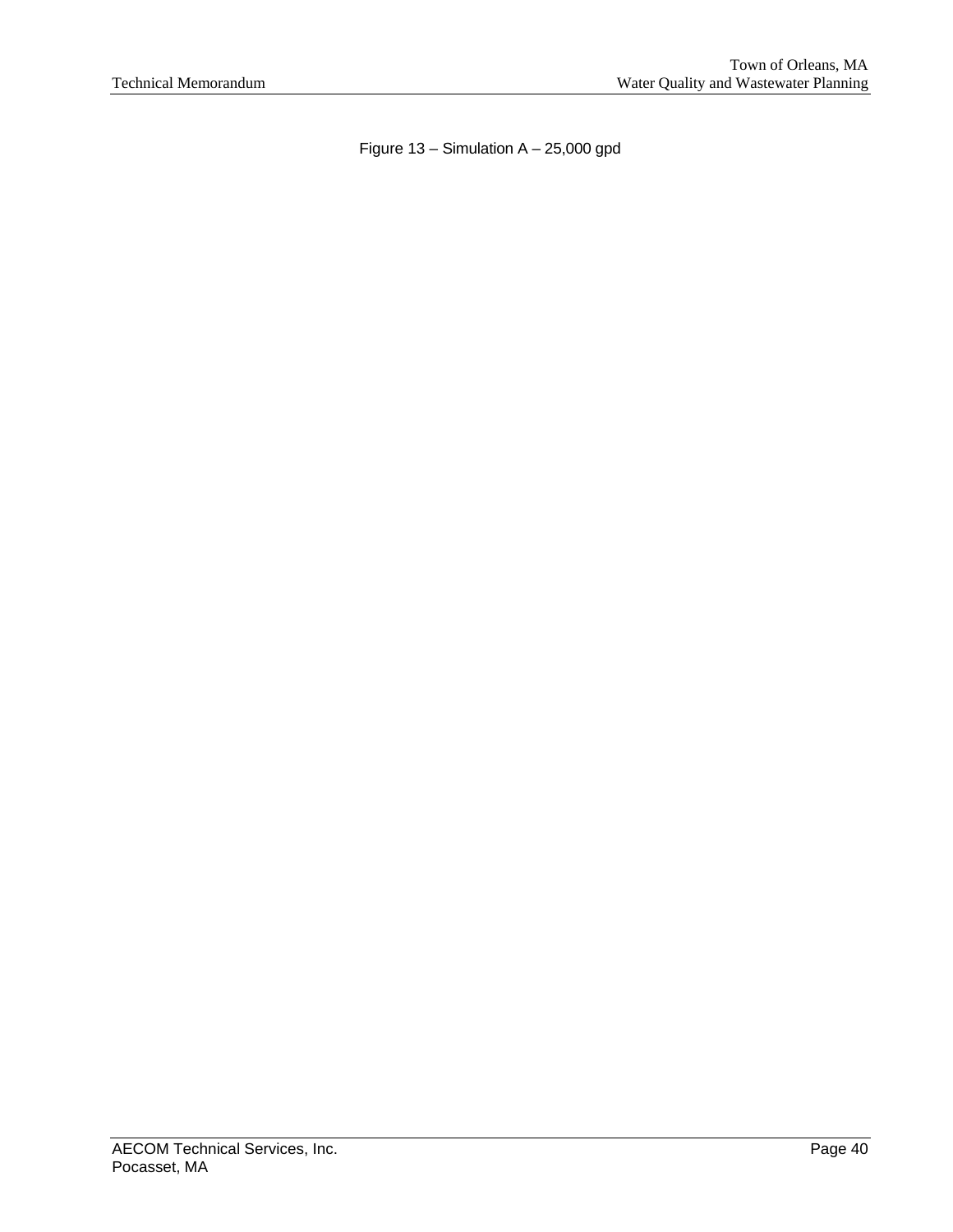Figure 13 – Simulation A – 25,000 gpd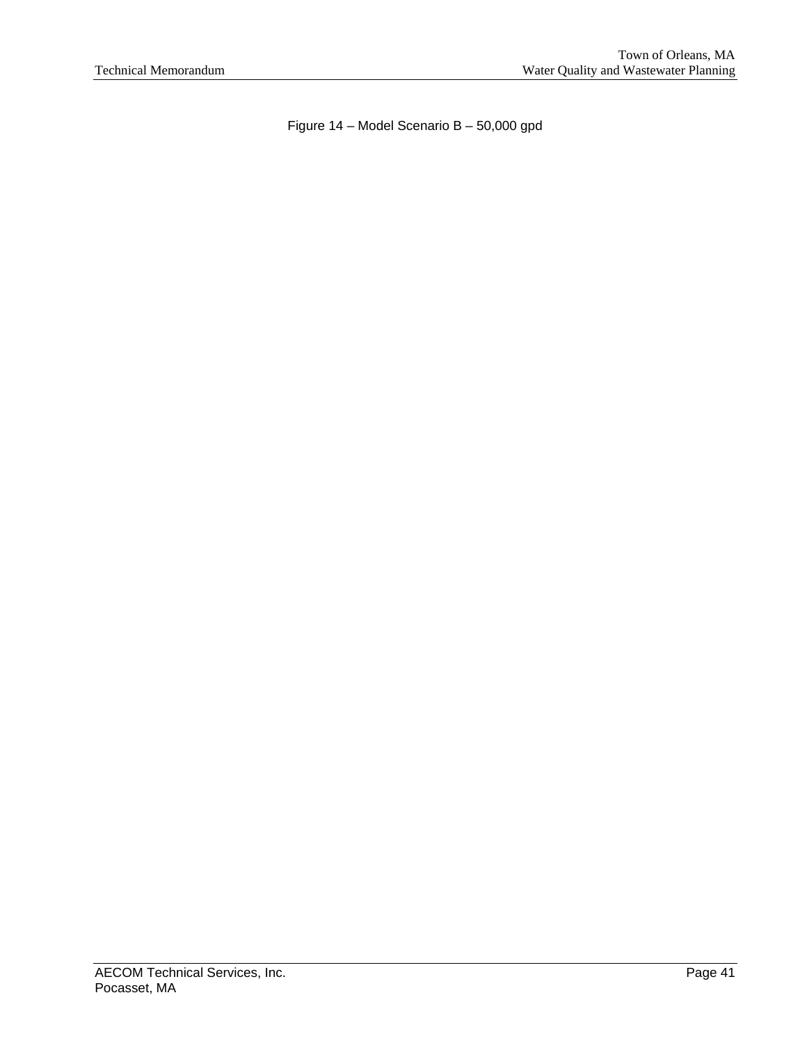Figure 14 – Model Scenario B – 50,000 gpd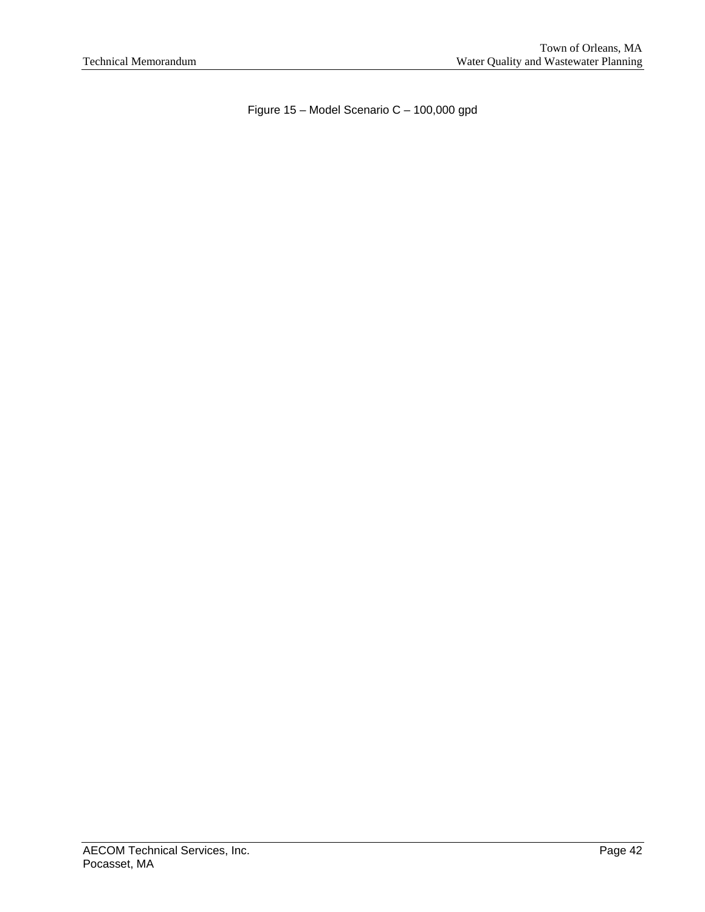Figure 15 – Model Scenario C – 100,000 gpd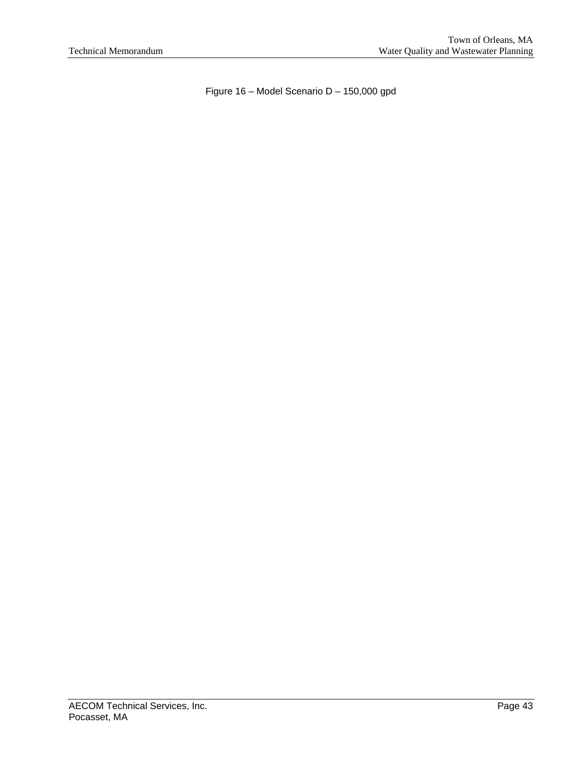Figure 16 – Model Scenario D – 150,000 gpd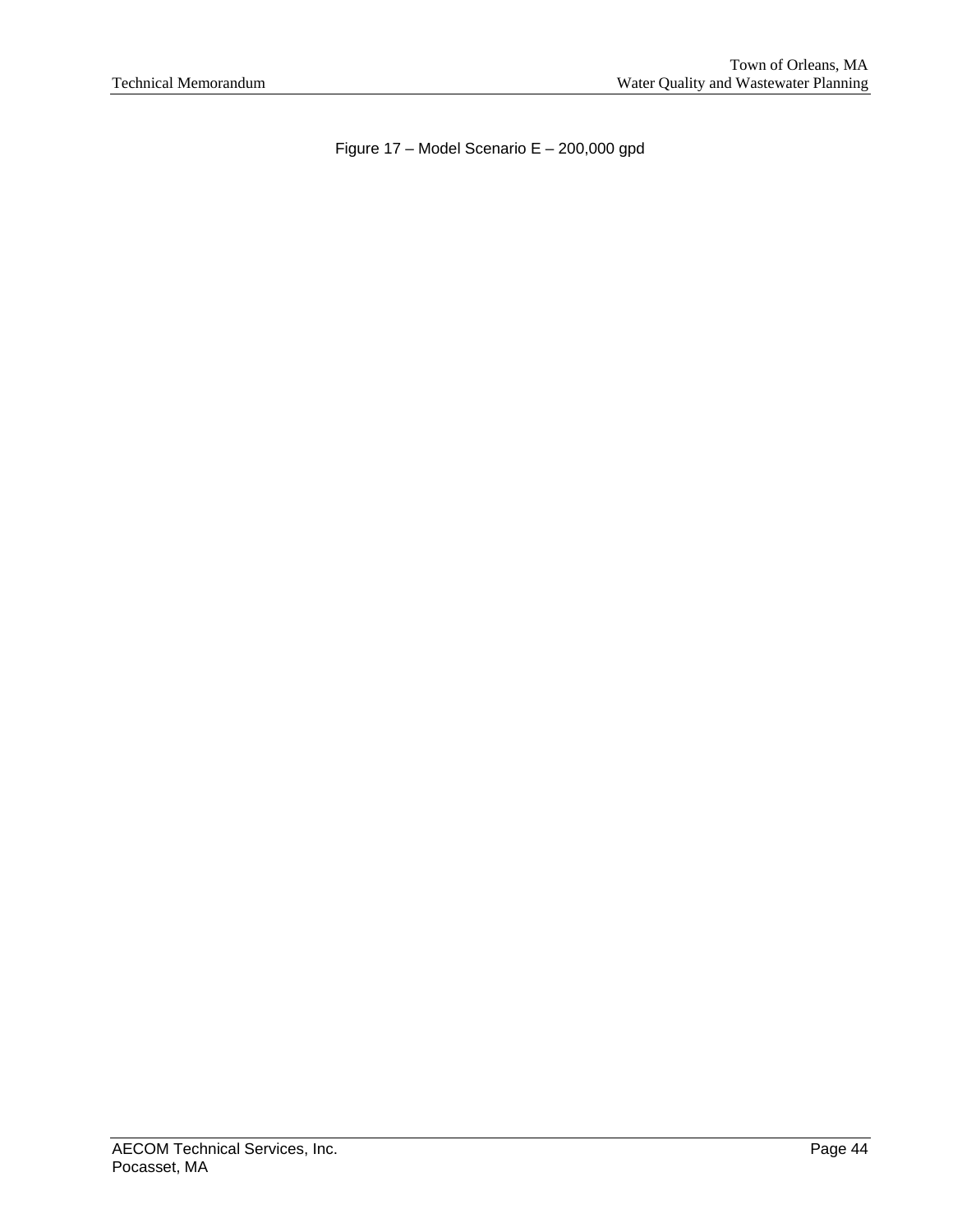Figure 17 – Model Scenario E – 200,000 gpd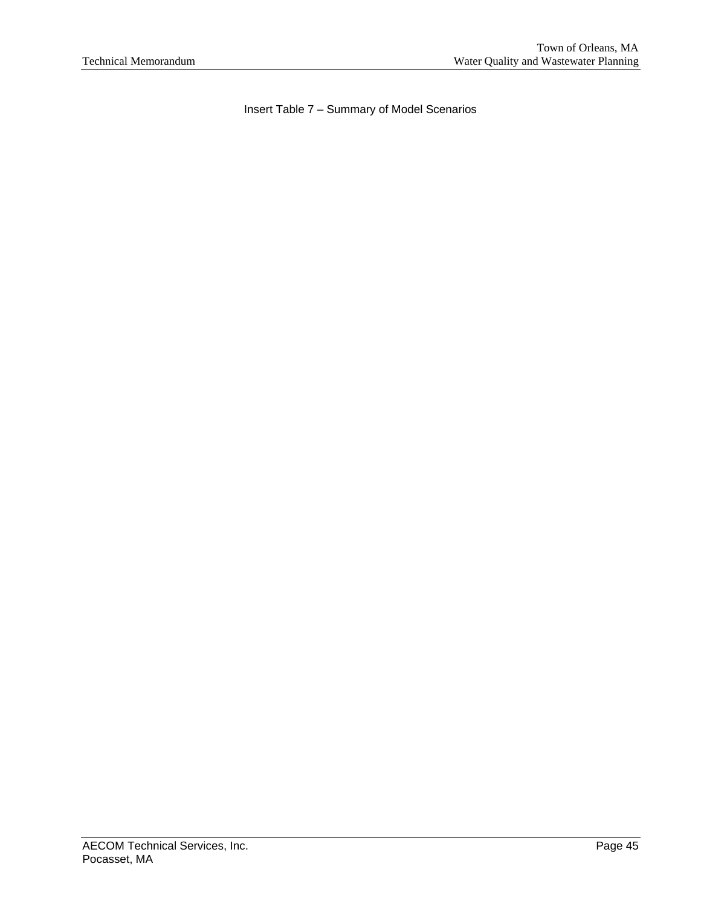Insert Table 7 – Summary of Model Scenarios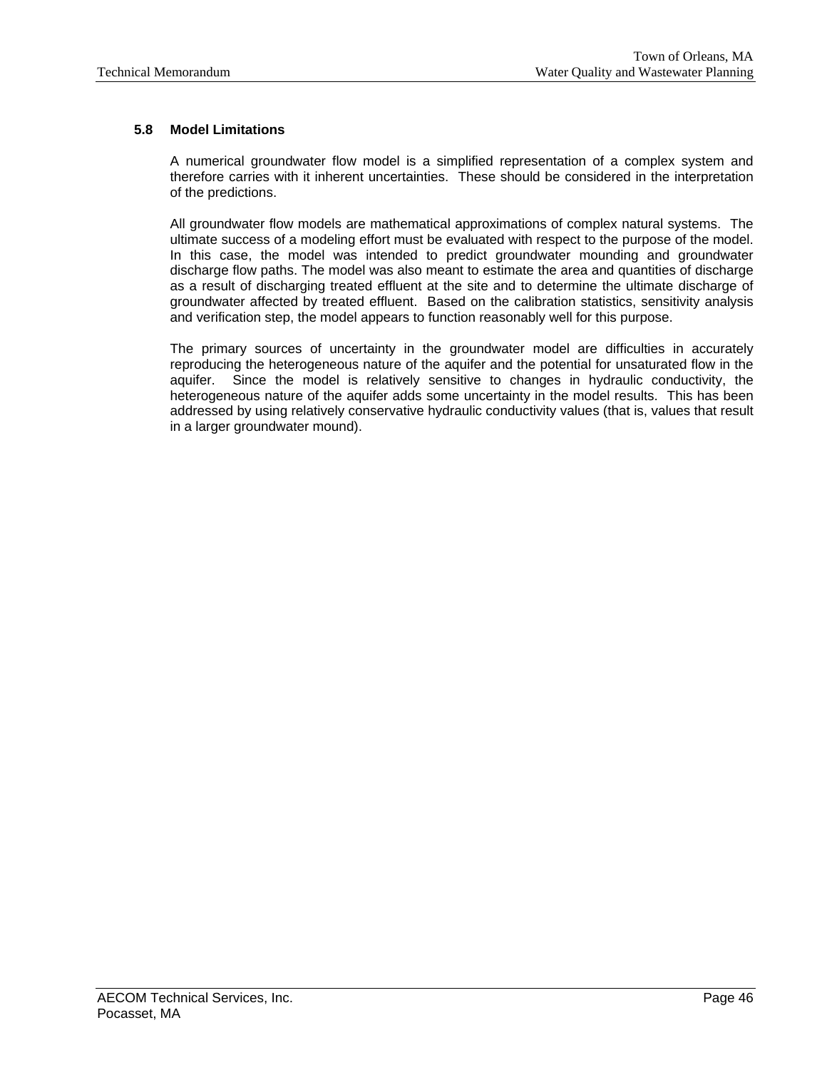### 5.8 Model Limitations

A numerical groundwater flow model is a simplified representation of a complex system and therefore carries with it inherent uncertainties. These should be considered in the interpretation of the predictions.

All groundwater flow models are mathematical approximations of complex natural systems. The ultimate success of a modeling effort must be evaluated with respect to the purpose of the model. In this case, the model was intended to predict groundwater mounding and groundwater discharge flow paths. The model was also meant to estimate the area and quantities of discharge as a result of discharging treated effluent at the site and to determine the ultimate discharge of groundwater affected by treated effluent. Based on the calibration statistics, sensitivity analysis and verification step, the model appears to function reasonably well for this purpose.

The primary sources of uncertainty in the groundwater model are difficulties in accurately reproducing the heterogeneous nature of the aquifer and the potential for unsaturated flow in the aquifer. Since the model is relatively sensitive to changes in hydraulic conductivity, the heterogeneous nature of the aquifer adds some uncertainty in the model results. This has been addressed by using relatively conservative hydraulic conductivity values (that is, values that result in a larger groundwater mound).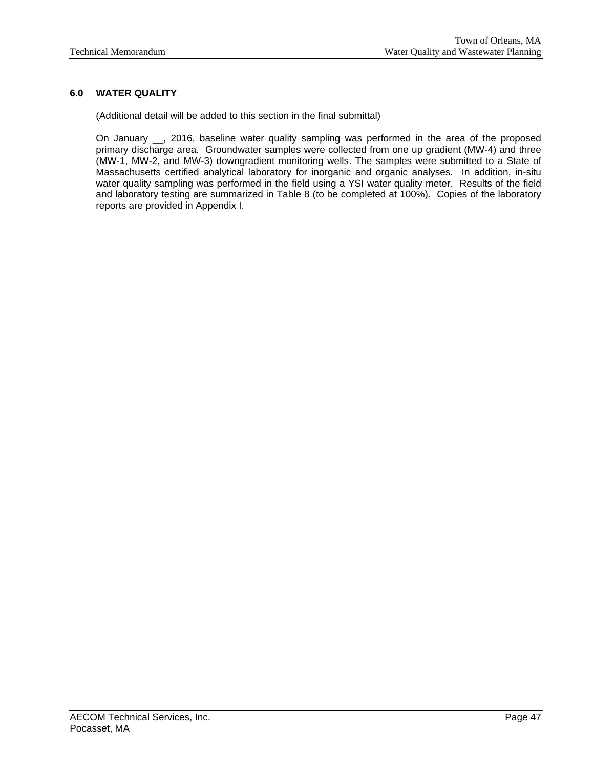## 6.0 WATER QUALITY

(Additional detail will be added to this section in the final submittal)

On January __, 2016, baseline water quality sampling was performed in the area of the proposed primary discharge area. Groundwater samples were collected from one up gradient (MW-4) and three (MW-1, MW-2, and MW-3) downgradient monitoring wells. The samples were submitted to a State of Massachusetts certified analytical laboratory for inorganic and organic analyses. In addition, in-situ water quality sampling was performed in the field using a YSI water quality meter. Results of the field and laboratory testing are summarized in Table 8 (to be completed at 100%). Copies of the laboratory reports are provided in Appendix I.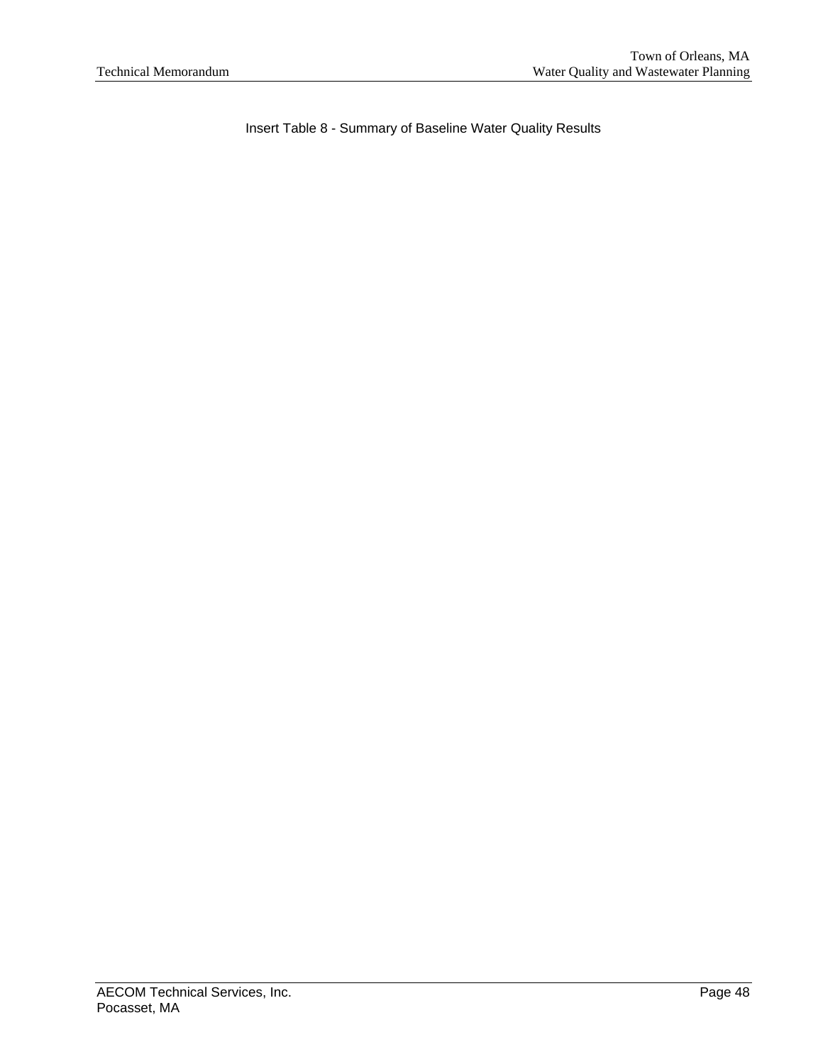Insert Table 8 - Summary of Baseline Water Quality Results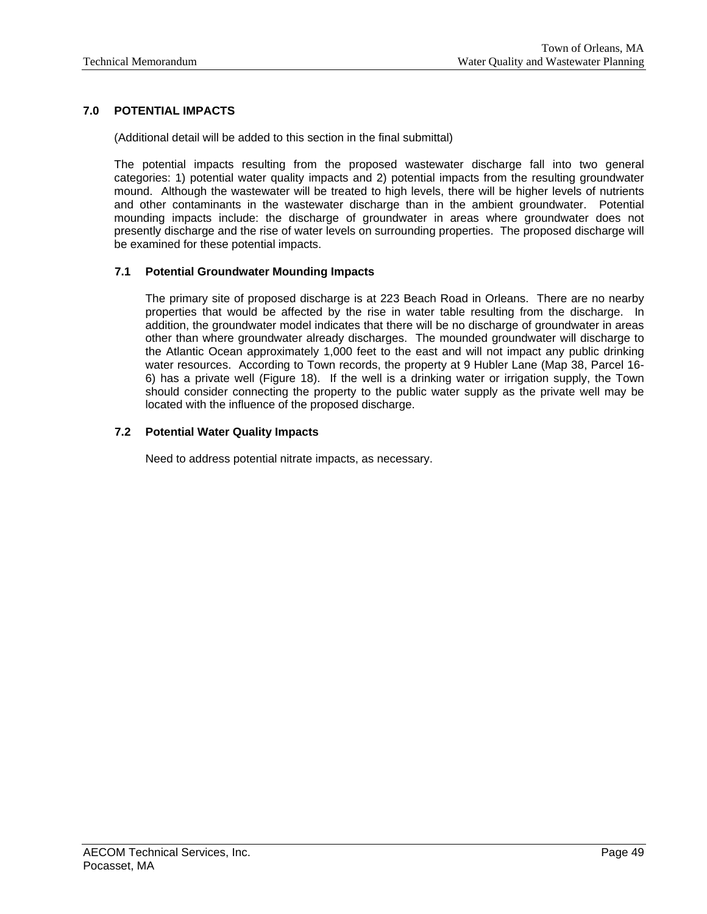## 7.0 POTENTIAL IMPACTS

(Additional detail will be added to this section in the final submittal)

The potential impacts resulting from the proposed wastewater discharge fall into two general categories: 1) potential water quality impacts and 2) potential impacts from the resulting groundwater mound. Although the wastewater will be treated to high levels, there will be higher levels of nutrients and other contaminants in the wastewater discharge than in the ambient groundwater. Potential mounding impacts include: the discharge of groundwater in areas where groundwater does not presently discharge and the rise of water levels on surrounding properties. The proposed discharge will be examined for these potential impacts.

### 7.1 Potential Groundwater Mounding Impacts

The primary site of proposed discharge is at 223 Beach Road in Orleans. There are no nearby properties that would be affected by the rise in water table resulting from the discharge. In addition, the groundwater model indicates that there will be no discharge of groundwater in areas other than where groundwater already discharges. The mounded groundwater will discharge to the Atlantic Ocean approximately 1,000 feet to the east and will not impact any public drinking water resources. According to Town records, the property at 9 Hubler Lane (Map 38, Parcel 16-6) has a private well (Figure 18). If the well is a drinking water or irrigation supply, the Town should consider connecting the property to the public water supply as the private well may be located with the influence of the proposed discharge.

### 7.2 Potential Water Quality Impacts

Need to address potential nitrate impacts, as necessary.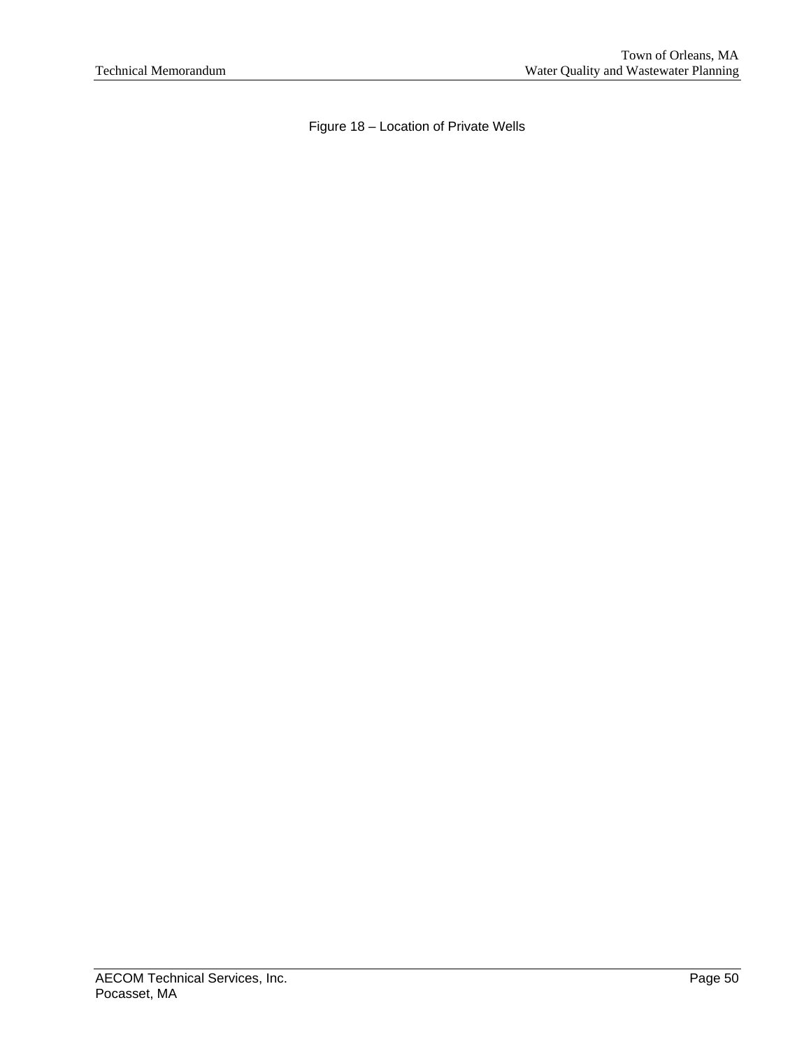Figure 18 – Location of Private Wells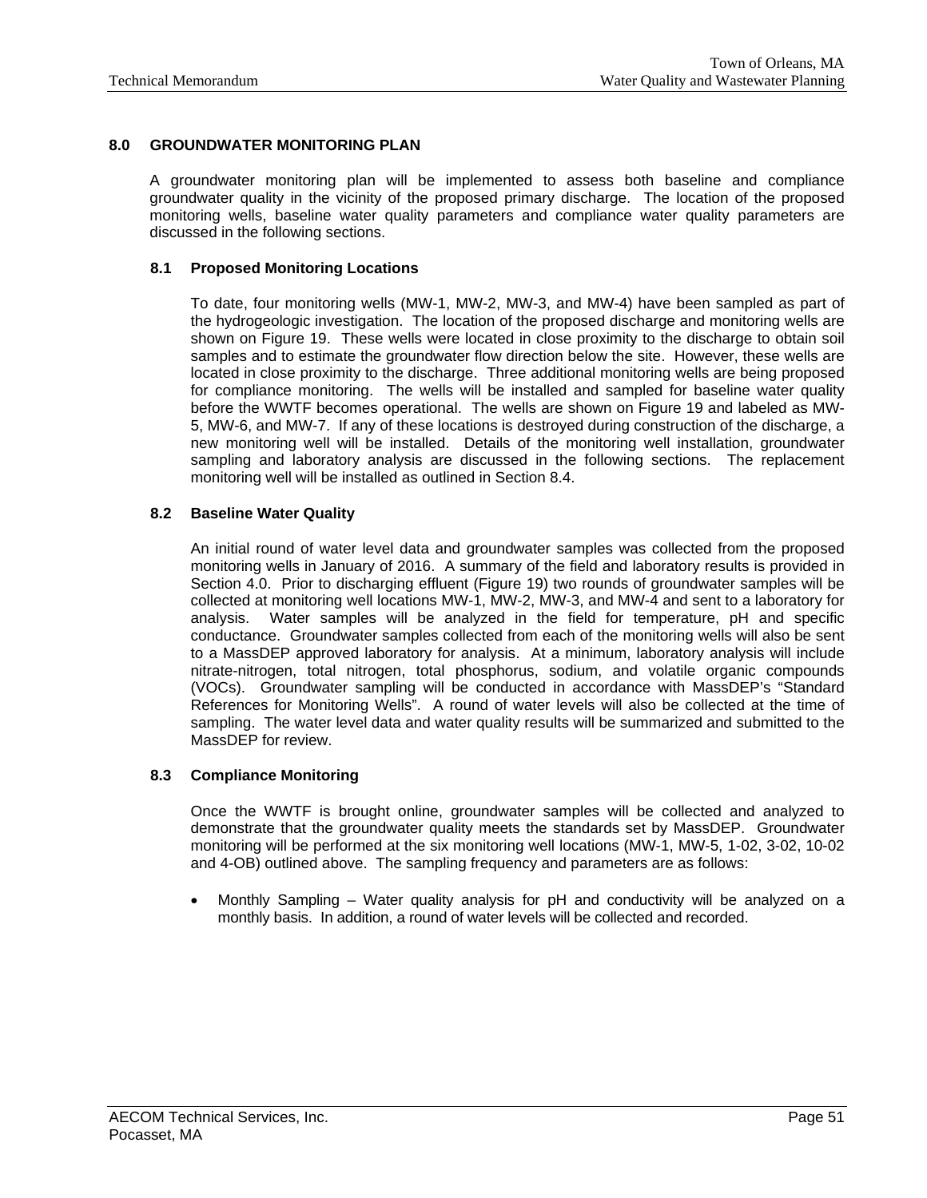## 8.0 GROUNDWATER MONITORING PLAN

A groundwater monitoring plan will be implemented to assess both baseline and compliance groundwater quality in the vicinity of the proposed primary discharge. The location of the proposed monitoring wells, baseline water quality parameters and compliance water quality parameters are discussed in the following sections.

### 8.1 Proposed Monitoring Locations

To date, four monitoring wells (MW-1, MW-2, MW-3, and MW-4) have been sampled as part of the hydrogeologic investigation. The location of the proposed discharge and monitoring wells are shown on Figure 19. These wells were located in close proximity to the discharge to obtain soil samples and to estimate the groundwater flow direction below the site. However, these wells are located in close proximity to the discharge. Three additional monitoring wells are being proposed for compliance monitoring. The wells will be installed and sampled for baseline water quality before the WWTF becomes operational. The wells are shown on Figure 19 and labeled as MW-5, MW-6, and MW-7. If any of these locations is destroyed during construction of the discharge, a new monitoring well will be installed. Details of the monitoring well installation, groundwater sampling and laboratory analysis are discussed in the following sections. The replacement monitoring well will be installed as outlined in Section 8.4.

### 8.2 Baseline Water Quality

An initial round of water level data and groundwater samples was collected from the proposed monitoring wells in January of 2016. A summary of the field and laboratory results is provided in Section 4.0. Prior to discharging effluent (Figure 19) two rounds of groundwater samples will be collected at monitoring well locations MW-1, MW-2, MW-3, and MW-4 and sent to a laboratory for analysis. Water samples will be analyzed in the field for temperature, pH and specific conductance. Groundwater samples collected from each of the monitoring wells will also be sent to a MassDEP approved laboratory for analysis. At a minimum, laboratory analysis will include nitrate-nitrogen, total nitrogen, total phosphorus, sodium, and volatile organic compounds (VOCs). Groundwater sampling will be conducted in accordance with MassDEP's "Standard References for Monitoring Wells". A round of water levels will also be collected at the time of sampling. The water level data and water quality results will be summarized and submitted to the MassDEP for review.

### 8.3 Compliance Monitoring

Once the WWTF is brought online, groundwater samples will be collected and analyzed to demonstrate that the groundwater quality meets the standards set by MassDEP. Groundwater monitoring will be performed at the six monitoring well locations (MW-1, MW-5, 1-02, 3-02, 10-02 and 4-OB) outlined above. The sampling frequency and parameters are as follows:

- Monthly Sampling – Water quality analysis for pH and conductivity will be analyzed on a monthly basis. In addition, a round of water levels will be collected and recorded.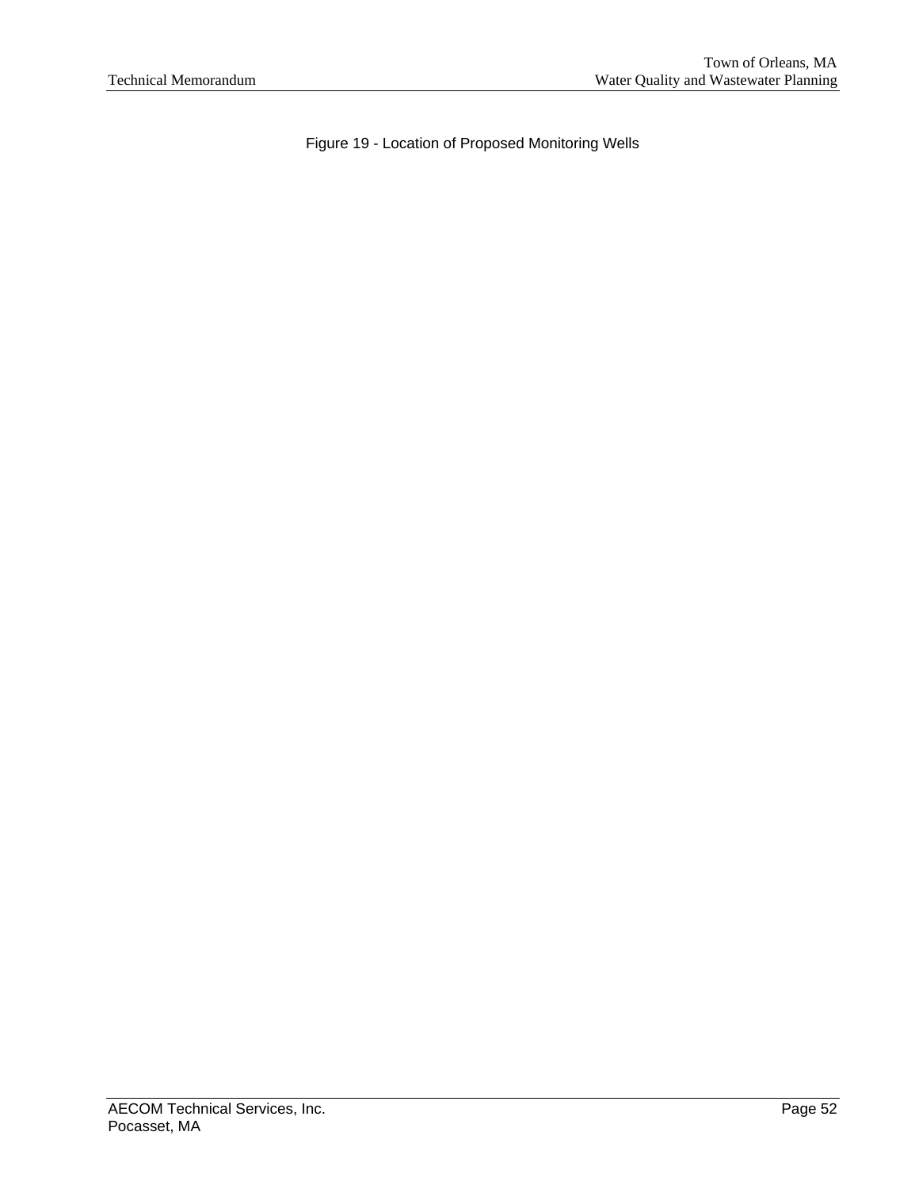Figure 19 - Location of Proposed Monitoring Wells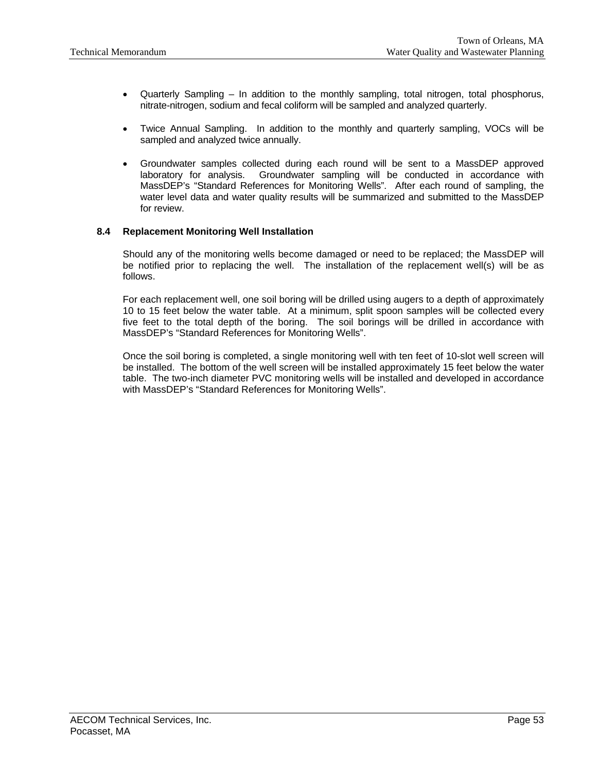- Quarterly Sampling – In addition to the monthly sampling, total nitrogen, total phosphorus, nitrate-nitrogen, sodium and fecal coliform will be sampled and analyzed quarterly.

- Twice Annual Sampling. In addition to the monthly and quarterly sampling, VOCs will be sampled and analyzed twice annually.

- Groundwater samples collected during each round will be sent to a MassDEP approved laboratory for analysis. Groundwater sampling will be conducted in accordance with MassDEP's "Standard References for Monitoring Wells". After each round of sampling, the water level data and water quality results will be summarized and submitted to the MassDEP for review.

### 8.4 Replacement Monitoring Well Installation

Should any of the monitoring wells become damaged or need to be replaced; the MassDEP will be notified prior to replacing the well. The installation of the replacement well(s) will be as follows.

For each replacement well, one soil boring will be drilled using augers to a depth of approximately 10 to 15 feet below the water table. At a minimum, split spoon samples will be collected every five feet to the total depth of the boring. The soil borings will be drilled in accordance with MassDEP's "Standard References for Monitoring Wells".

Once the soil boring is completed, a single monitoring well with ten feet of 10-slot well screen will be installed. The bottom of the well screen will be installed approximately 15 feet below the water table. The two-inch diameter PVC monitoring wells will be installed and developed in accordance with MassDEP's "Standard References for Monitoring Wells".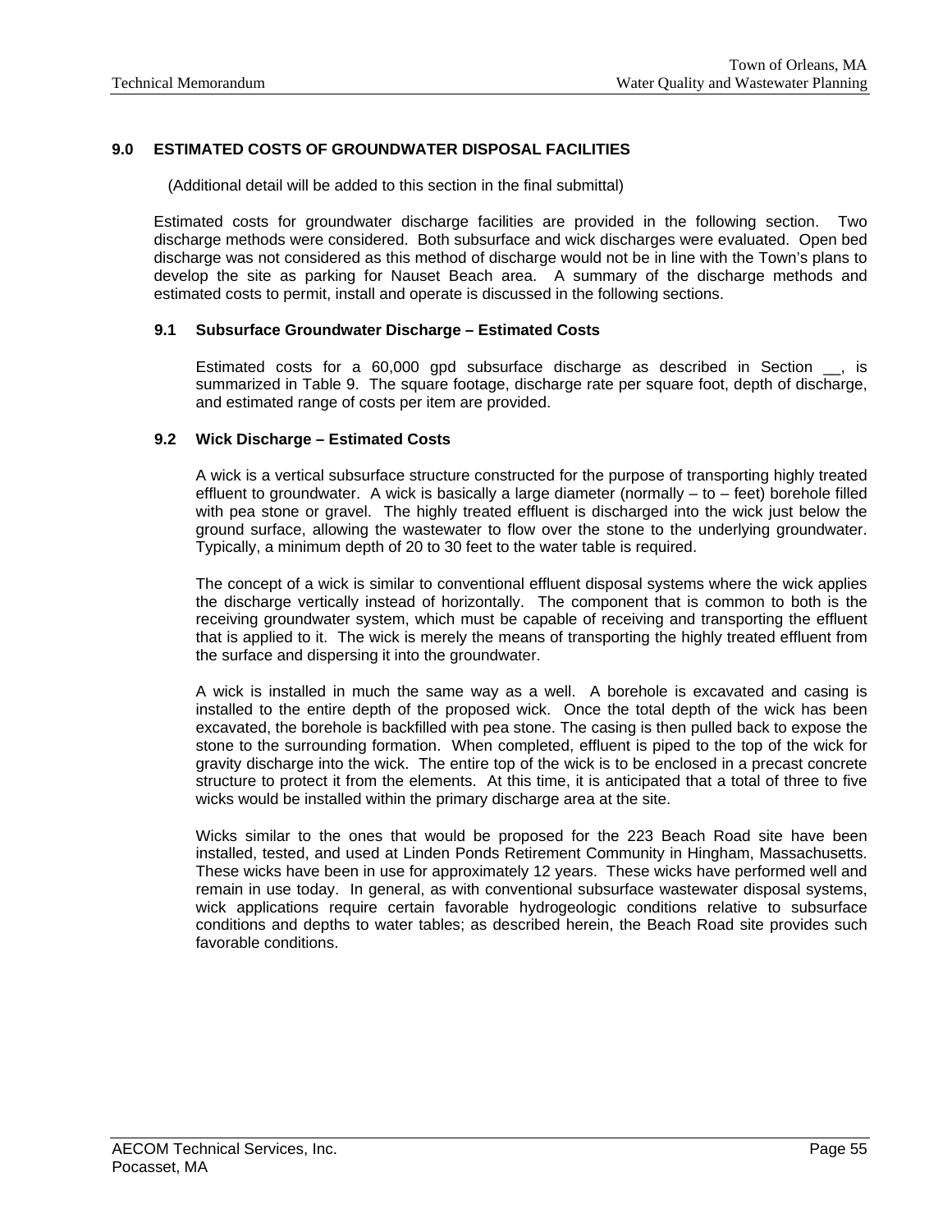## 9.0 ESTIMATED COSTS OF GROUNDWATER DISPOSAL FACILITIES

(Additional detail will be added to this section in the final submittal)

Estimated costs for groundwater discharge facilities are provided in the following section. Two discharge methods were considered. Both subsurface and wick discharges were evaluated. Open bed discharge was not considered as this method of discharge would not be in line with the Town's plans to develop the site as parking for Nauset Beach area. A summary of the discharge methods and estimated costs to permit, install and operate is discussed in the following sections.

### 9.1 Subsurface Groundwater Discharge – Estimated Costs

Estimated costs for a 60,000 gpd subsurface discharge as described in Section __, is summarized in Table 9. The square footage, discharge rate per square foot, depth of discharge, and estimated range of costs per item are provided.

### 9.2 Wick Discharge – Estimated Costs

A wick is a vertical subsurface structure constructed for the purpose of transporting highly treated effluent to groundwater. A wick is basically a large diameter (normally – to – feet) borehole filled with pea stone or gravel. The highly treated effluent is discharged into the wick just below the ground surface, allowing the wastewater to flow over the stone to the underlying groundwater. Typically, a minimum depth of 20 to 30 feet to the water table is required.

The concept of a wick is similar to conventional effluent disposal systems where the wick applies the discharge vertically instead of horizontally. The component that is common to both is the receiving groundwater system, which must be capable of receiving and transporting the effluent that is applied to it. The wick is merely the means of transporting the highly treated effluent from the surface and dispersing it into the groundwater.

A wick is installed in much the same way as a well. A borehole is excavated and casing is installed to the entire depth of the proposed wick. Once the total depth of the wick has been excavated, the borehole is backfilled with pea stone. The casing is then pulled back to expose the stone to the surrounding formation. When completed, effluent is piped to the top of the wick for gravity discharge into the wick. The entire top of the wick is to be enclosed in a precast concrete structure to protect it from the elements. At this time, it is anticipated that a total of three to five wicks would be installed within the primary discharge area at the site.

Wicks similar to the ones that would be proposed for the 223 Beach Road site have been installed, tested, and used at Linden Ponds Retirement Community in Hingham, Massachusetts. These wicks have been in use for approximately 12 years. These wicks have performed well and remain in use today. In general, as with conventional subsurface wastewater disposal systems, wick applications require certain favorable hydrogeologic conditions relative to subsurface conditions and depths to water tables; as described herein, the Beach Road site provides such favorable conditions.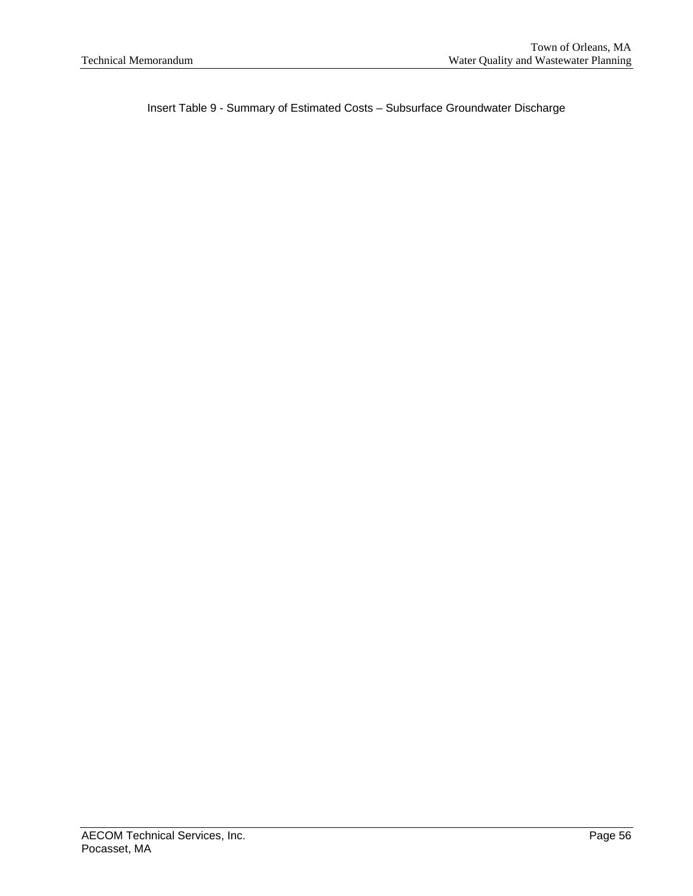Insert Table 9 - Summary of Estimated Costs – Subsurface Groundwater Discharge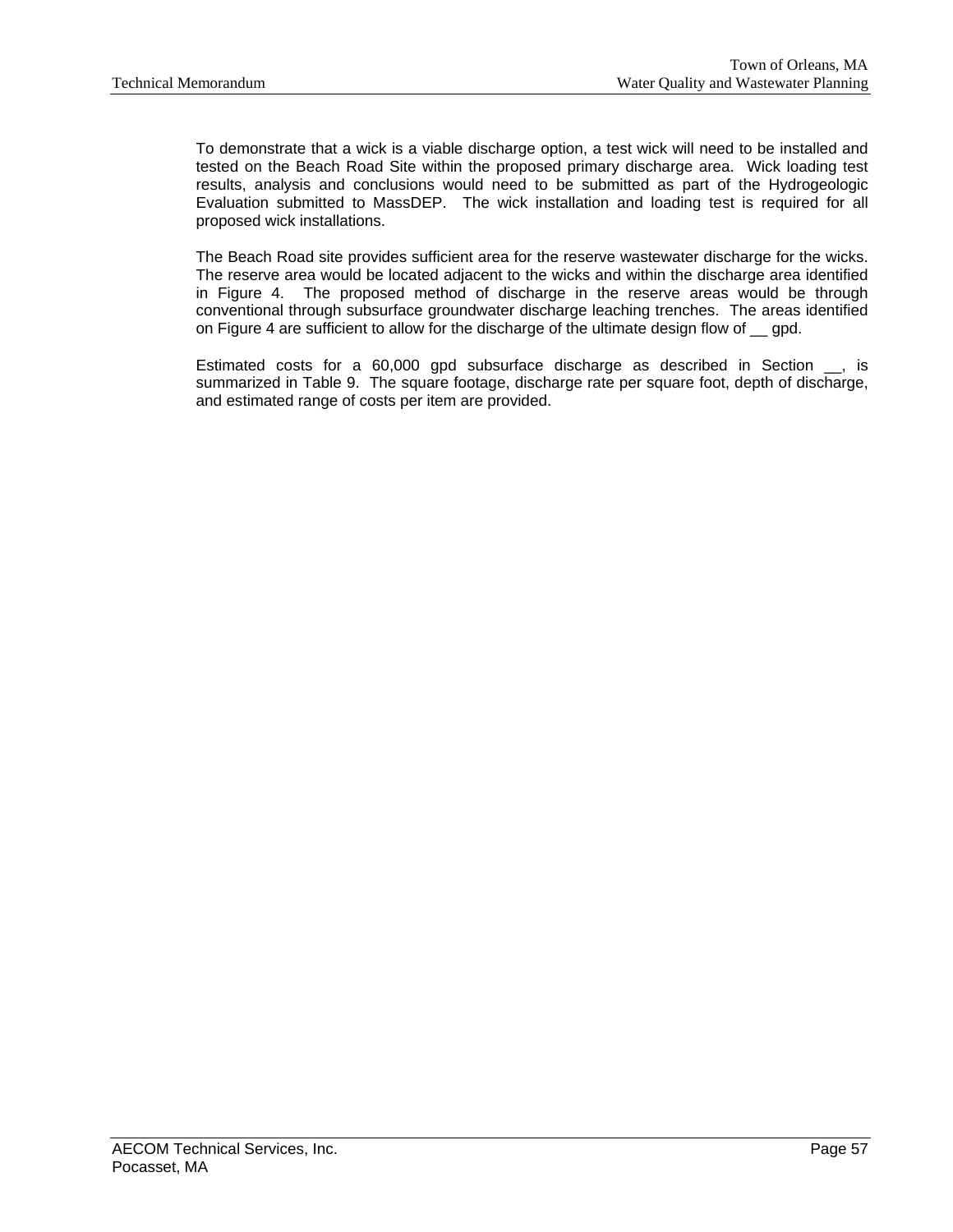To demonstrate that a wick is a viable discharge option, a test wick will need to be installed and tested on the Beach Road Site within the proposed primary discharge area. Wick loading test results, analysis and conclusions would need to be submitted as part of the Hydrogeologic Evaluation submitted to MassDEP. The wick installation and loading test is required for all proposed wick installations.

The Beach Road site provides sufficient area for the reserve wastewater discharge for the wicks. The reserve area would be located adjacent to the wicks and within the discharge area identified in Figure 4. The proposed method of discharge in the reserve areas would be through conventional through subsurface groundwater discharge leaching trenches. The areas identified on Figure 4 are sufficient to allow for the discharge of the ultimate design flow of __ gpd.

Estimated costs for a 60,000 gpd subsurface discharge as described in Section __, is summarized in Table 9. The square footage, discharge rate per square foot, depth of discharge, and estimated range of costs per item are provided.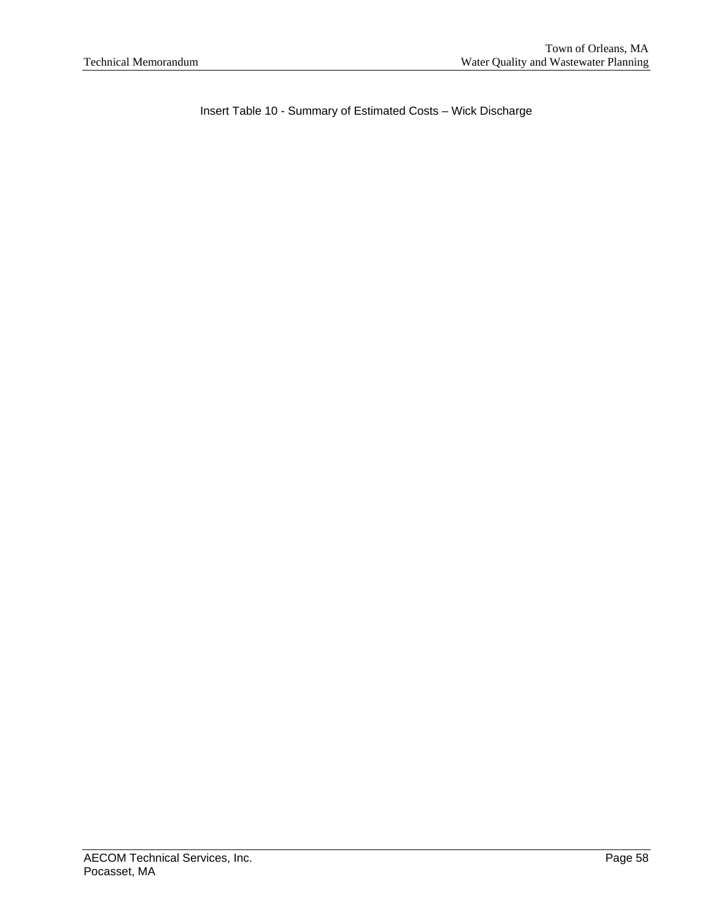Insert Table 10 - Summary of Estimated Costs – Wick Discharge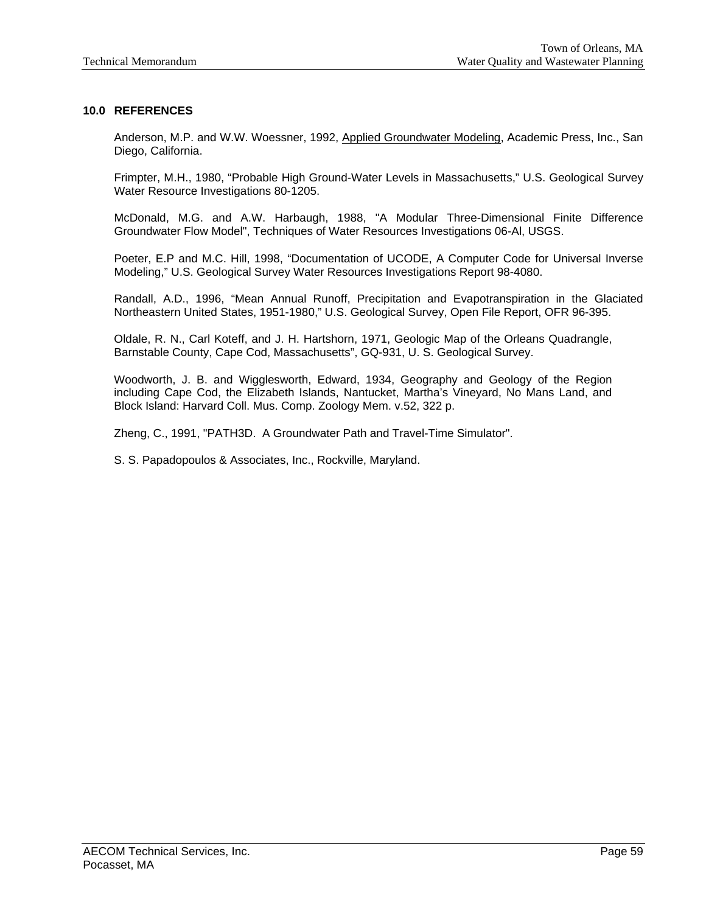## 10.0 REFERENCES

Anderson, M.P. and W.W. Woessner, 1992, Applied Groundwater Modeling, Academic Press, Inc., San Diego, California.

Frimpter, M.H., 1980, “Probable High Ground-Water Levels in Massachusetts,” U.S. Geological Survey Water Resource Investigations 80-1205.

McDonald, M.G. and A.W. Harbaugh, 1988, "A Modular Three-Dimensional Finite Difference Groundwater Flow Model", Techniques of Water Resources Investigations 06-Al, USGS.

Poeter, E.P and M.C. Hill, 1998, “Documentation of UCODE, A Computer Code for Universal Inverse Modeling,” U.S. Geological Survey Water Resources Investigations Report 98-4080.

Randall, A.D., 1996, “Mean Annual Runoff, Precipitation and Evapotranspiration in the Glaciated Northeastern United States, 1951-1980,” U.S. Geological Survey, Open File Report, OFR 96-395.

Oldale, R. N., Carl Koteff, and J. H. Hartshorn, 1971, Geologic Map of the Orleans Quadrangle, Barnstable County, Cape Cod, Massachusetts”, GQ-931, U. S. Geological Survey.

Woodworth, J. B. and Wigglesworth, Edward, 1934, Geography and Geology of the Region including Cape Cod, the Elizabeth Islands, Nantucket, Martha’s Vineyard, No Mans Land, and Block Island: Harvard Coll. Mus. Comp. Zoology Mem. v.52, 322 p.

Zheng, C., 1991, "PATH3D. A Groundwater Path and Travel-Time Simulator".

S. S. Papadopoulos & Associates, Inc., Rockville, Maryland.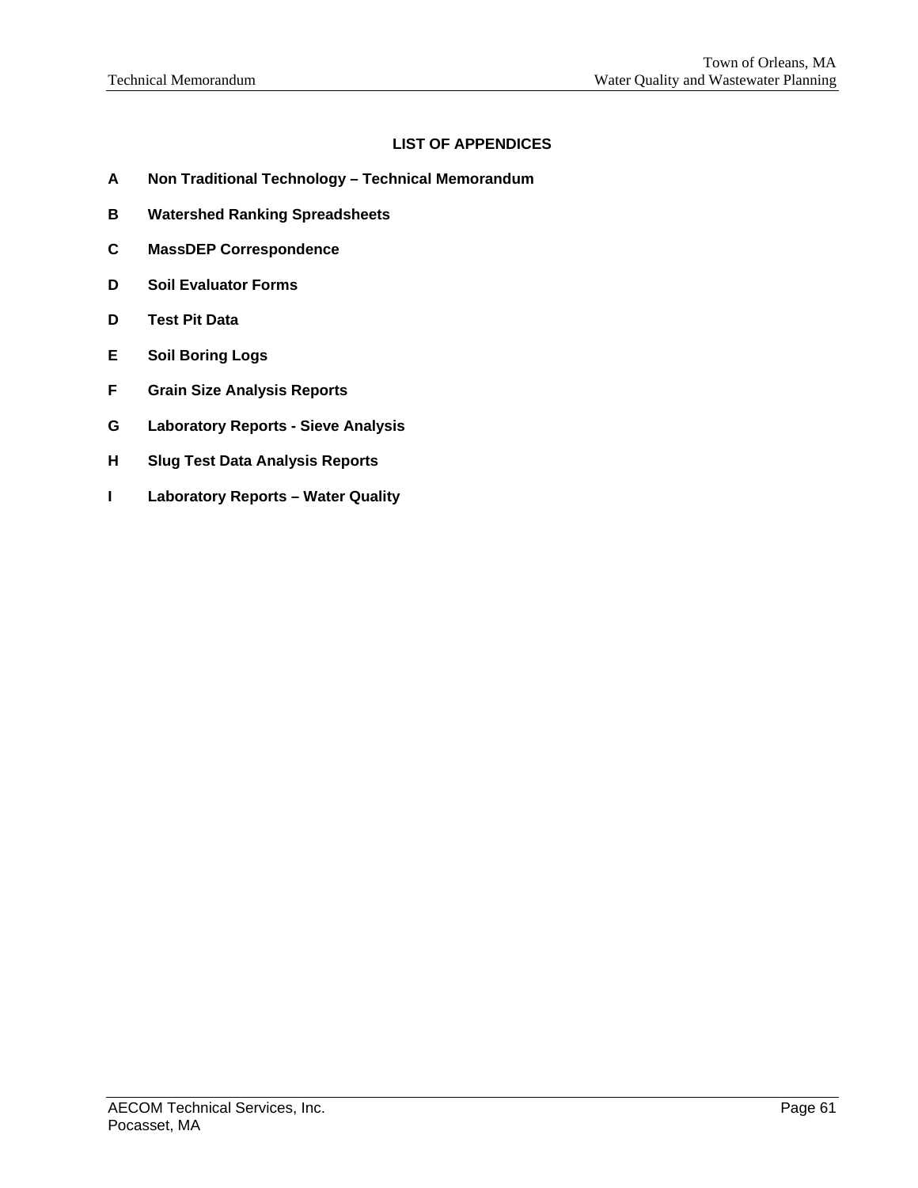# LIST OF APPENDICES

**A** **Non Traditional Technology – Technical Memorandum**

**B** **Watershed Ranking Spreadsheets**

**C** **MassDEP Correspondence**

**D** **Soil Evaluator Forms**

**D** **Test Pit Data**

**E** **Soil Boring Logs**

**F** **Grain Size Analysis Reports**

**G** **Laboratory Reports - Sieve Analysis**

**H** **Slug Test Data Analysis Reports**

**I** **Laboratory Reports – Water Quality**